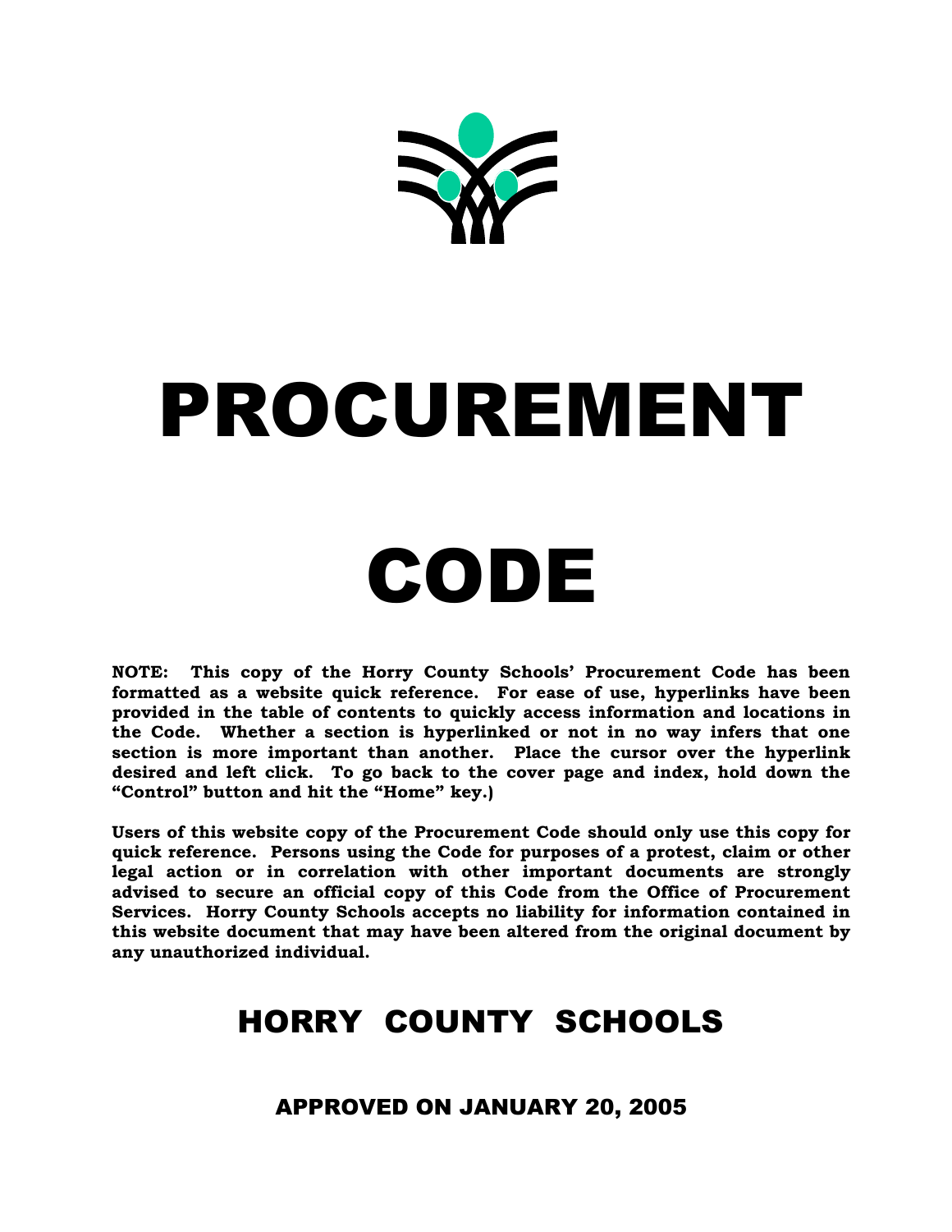# PROCUREMENT

# CODE

**NOTE: This copy of the Horry County Schools' Procurement Code has been formatted as a website quick reference. For ease of use, hyperlinks have been provided in the table of contents to quickly access information and locations in the Code. Whether a section is hyperlinked or not in no way infers that one section is more important than another. Place the cursor over the hyperlink desired and left click. To go back to the cover page and index, hold down the "Control" button and hit the "Home" key.)**

**Users of this website copy of the Procurement Code should only use this copy for quick reference. Persons using the Code for purposes of a protest, claim or other legal action or in correlation with other important documents are strongly advised to secure an official copy of this Code from the Office of Procurement Services. Horry County Schools accepts no liability for information contained in this website document that may have been altered from the original document by any unauthorized individual.**

## HORRY COUNTY SCHOOLS

### APPROVED ON JANUARY 20, 2005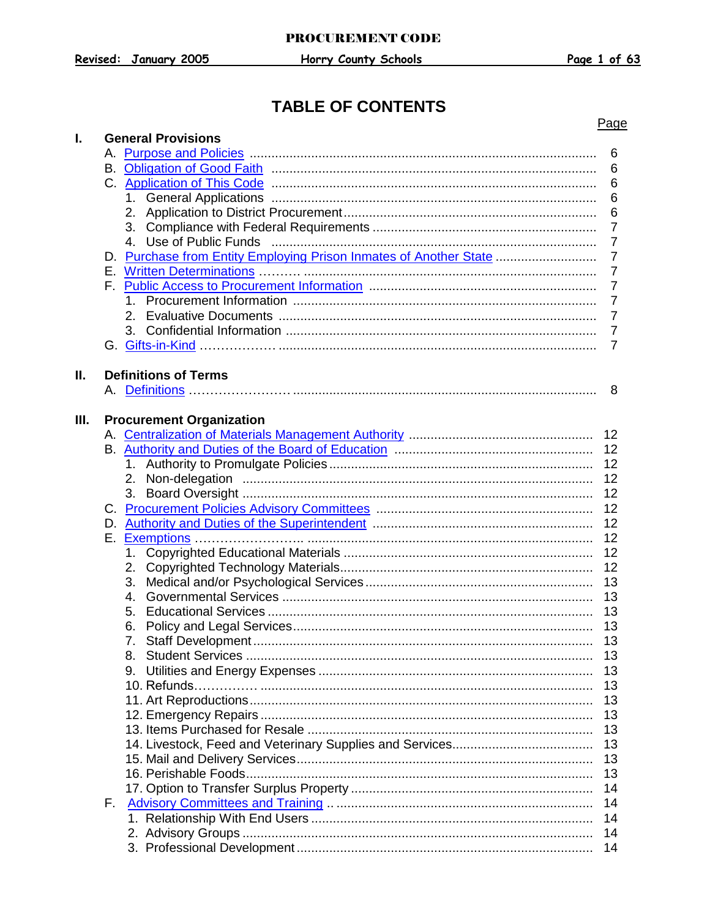# TABLE OF CONTENTS

| | | Page |
|---|---|---|
| **I.** | **General Provisions** | |
| | A. Purpose and Policies | 6 |
| | B. Obligation of Good Faith | 6 |
| | C. Application of This Code | 6 |
| | 1. General Applications | 6 |
| | 2. Application to District Procurement | 6 |
| | 3. Compliance with Federal Requirements | 7 |
| | 4. Use of Public Funds | 7 |
| | D. Purchase from Entity Employing Prison Inmates of Another State | 7 |
| | E. Written Determinations | 7 |
| | F. Public Access to Procurement Information | 7 |
| | 1. Procurement Information | 7 |
| | 2. Evaluative Documents | 7 |
| | 3. Confidential Information | 7 |
| | G. Gifts-in-Kind | 7 |
| **II.** | **Definitions of Terms** | |
| | A. Definitions | 8 |
| **III.** | **Procurement Organization** | |
| | A. Centralization of Materials Management Authority | 12 |
| | B. Authority and Duties of the Board of Education | 12 |
| | 1. Authority to Promulgate Policies | 12 |
| | 2. Non-delegation | 12 |
| | 3. Board Oversight | 12 |
| | C. Procurement Policies Advisory Committees | 12 |
| | D. Authority and Duties of the Superintendent | 12 |
| | E. Exemptions | 12 |
| | 1. Copyrighted Educational Materials | 12 |
| | 2. Copyrighted Technology Materials | 12 |
| | 3. Medical and/or Psychological Services | 13 |
| | 4. Governmental Services | 13 |
| | 5. Educational Services | 13 |
| | 6. Policy and Legal Services | 13 |
| | 7. Staff Development | 13 |
| | 8. Student Services | 13 |
| | 9. Utilities and Energy Expenses | 13 |
| | 10. Refunds | 13 |
| | 11. Art Reproductions | 13 |
| | 12. Emergency Repairs | 13 |
| | 13. Items Purchased for Resale | 13 |
| | 14. Livestock, Feed and Veterinary Supplies and Services | 13 |
| | 15. Mail and Delivery Services | 13 |
| | 16. Perishable Foods | 13 |
| | 17. Option to Transfer Surplus Property | 14 |
| | F. Advisory Committees and Training | 14 |
| | 1. Relationship With End Users | 14 |
| | 2. Advisory Groups | 14 |
| | 3. Professional Development | 14 |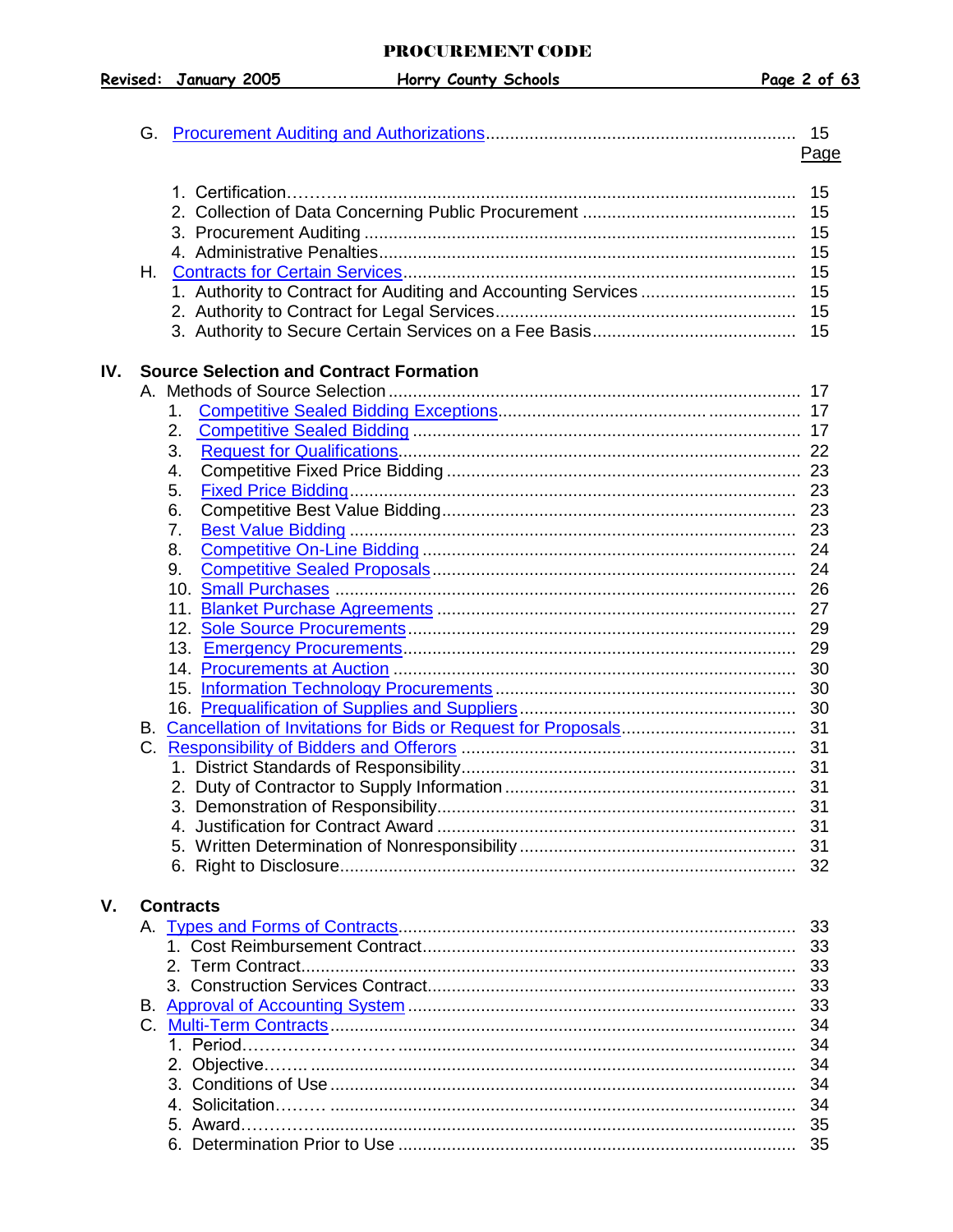G. Procurement Auditing and Authorizations ........................................................................ 15

Page

1. Certification ............................................................................................................ 15
2. Collection of Data Concerning Public Procurement ............................................ 15
3. Procurement Auditing ........................................................................................... 15
4. Administrative Penalties ........................................................................................ 15

H. Contracts for Certain Services ........................................................................................ 15

1. Authority to Contract for Auditing and Accounting Services ................................ 15
2. Authority to Contract for Legal Services ............................................................... 15
3. Authority to Secure Certain Services on a Fee Basis ........................................... 15

**IV. Source Selection and Contract Formation**

A. Methods of Source Selection ........................................................................................ 17

1. Competitive Sealed Bidding Exceptions ................................................................ 17
2. Competitive Sealed Bidding .................................................................................. 17
3. Request for Qualifications ..................................................................................... 22
4. Competitive Fixed Price Bidding ............................................................................ 23
5. Fixed Price Bidding ................................................................................................ 23
6. Competitive Best Value Bidding ............................................................................ 23
7. Best Value Bidding ................................................................................................ 23
8. Competitive On-Line Bidding ................................................................................. 24
9. Competitive Sealed Proposals ............................................................................... 24
10. Small Purchases .................................................................................................. 26
11. Blanket Purchase Agreements ............................................................................ 27
12. Sole Source Procurements .................................................................................. 29
13. Emergency Procurements ................................................................................... 29
14. Procurements at Auction ..................................................................................... 30
15. Information Technology Procurements ................................................................ 30
16. Prequalification of Supplies and Suppliers .......................................................... 30

B. Cancellation of Invitations for Bids or Request for Proposals ........................................ 31

C. Responsibility of Bidders and Offerors .......................................................................... 31

1. District Standards of Responsibility ....................................................................... 31
2. Duty of Contractor to Supply Information ............................................................. 31
3. Demonstration of Responsibility ........................................................................... 31
4. Justification for Contract Award ............................................................................ 31
5. Written Determination of Nonresponsibility .......................................................... 31
6. Right to Disclosure ................................................................................................ 32

**V. Contracts**

A. Types and Forms of Contracts ...................................................................................... 33

1. Cost Reimbursement Contract .............................................................................. 33
2. Term Contract ........................................................................................................ 33
3. Construction Services Contract ............................................................................. 33

B. Approval of Accounting System .................................................................................... 33

C. Multi-Term Contracts ..................................................................................................... 34

1. Period ..................................................................................................................... 34
2. Objective ................................................................................................................ 34
3. Conditions of Use ................................................................................................... 34
4. Solicitation .............................................................................................................. 34
5. Award ..................................................................................................................... 35
6. Determination Prior to Use ..................................................................................... 35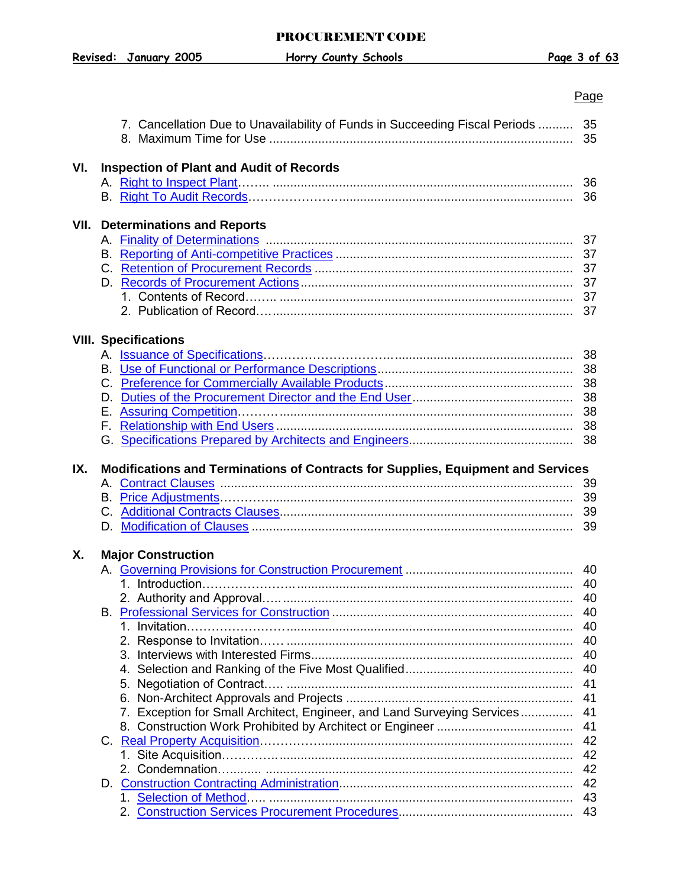Page

7. Cancellation Due to Unavailability of Funds in Succeeding Fiscal Periods .......... 35
8. Maximum Time for Use ...................................................................................... 35

**VI. Inspection of Plant and Audit of Records**

A. Right to Inspect Plant........ .................................................................................... 36
B. Right To Audit Records........................................................................................ 36

**VII. Determinations and Reports**

A. Finality of Determinations ...................................................................................... 37
B. Reporting of Anti-competitive Practices ................................................................... 37
C. Retention of Procurement Records ......................................................................... 37
D. Records of Procurement Actions ............................................................................ 37
1. Contents of Record........ .................................................................................. 37
2. Publication of Record........................................................................................ 37

**VIII. Specifications**

A. Issuance of Specifications...................................................................................... 38
B. Use of Functional or Performance Descriptions........................................................ 38
C. Preference for Commercially Available Products..................................................... 38
D. Duties of the Procurement Director and the End User............................................. 38
E. Assuring Competition.......... ................................................................................... 38
F. Relationship with End Users .................................................................................... 38
G. Specifications Prepared by Architects and Engineers.............................................. 38

**IX. Modifications and Terminations of Contracts for Supplies, Equipment and Services**

A. Contract Clauses .................................................................................................... 39
B. Price Adjustments.................................................................................................... 39
C. Additional Contracts Clauses.................................................................................. 39
D. Modification of Clauses ........................................................................................... 39

**X. Major Construction**

A. Governing Provisions for Construction Procurement ............................................... 40
1. Introduction....................... ............................................................................... 40
2. Authority and Approval..... ................................................................................. 40
B. Professional Services for Construction .................................................................... 40
1. Invitation........................ .................................................................................. 40
2. Response to Invitation...... ................................................................................. 40
3. Interviews with Interested Firms.......................................................................... 40
4. Selection and Ranking of the Five Most Qualified................................................ 40
5. Negotiation of Contract..... .................................................................................. 41
6. Non-Architect Approvals and Projects ................................................................. 41
7. Exception for Small Architect, Engineer, and Land Surveying Services ............... 41
8. Construction Work Prohibited by Architect or Engineer ...................................... 41
C. Real Property Acquisition........................................................................................ 42
1. Site Acquisition.............. .................................................................................... 42
2. Condemnation............ ........................................................................................ 42
D. Construction Contracting Administration.................................................................. 42
1. Selection of Method..... ....................................................................................... 43
2. Construction Services Procurement Procedures.................................................. 43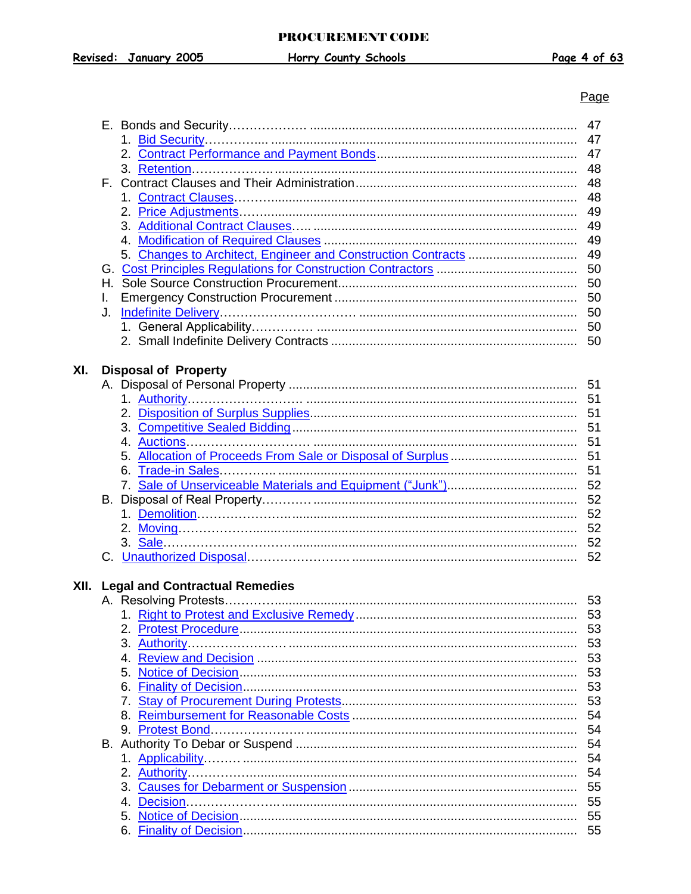| | Page |
|---|---|
| E. Bonds and Security | 47 |
| 1. Bid Security | 47 |
| 2. Contract Performance and Payment Bonds | 47 |
| 3. Retention | 48 |
| F. Contract Clauses and Their Administration | 48 |
| 1. Contract Clauses | 48 |
| 2. Price Adjustments | 49 |
| 3. Additional Contract Clauses | 49 |
| 4. Modification of Required Clauses | 49 |
| 5. Changes to Architect, Engineer and Construction Contracts | 49 |
| G. Cost Principles Regulations for Construction Contractors | 50 |
| H. Sole Source Construction Procurement | 50 |
| I. Emergency Construction Procurement | 50 |
| J. Indefinite Delivery | 50 |
| 1. General Applicability | 50 |
| 2. Small Indefinite Delivery Contracts | 50 |
| **XI. Disposal of Property** | |
| A. Disposal of Personal Property | 51 |
| 1. Authority | 51 |
| 2. Disposition of Surplus Supplies | 51 |
| 3. Competitive Sealed Bidding | 51 |
| 4. Auctions | 51 |
| 5. Allocation of Proceeds From Sale or Disposal of Surplus | 51 |
| 6. Trade-in Sales | 51 |
| 7. Sale of Unserviceable Materials and Equipment ("Junk") | 52 |
| B. Disposal of Real Property | 52 |
| 1. Demolition | 52 |
| 2. Moving | 52 |
| 3. Sale | 52 |
| C. Unauthorized Disposal | 52 |
| **XII. Legal and Contractual Remedies** | |
| A. Resolving Protests | 53 |
| 1. Right to Protest and Exclusive Remedy | 53 |
| 2. Protest Procedure | 53 |
| 3. Authority | 53 |
| 4. Review and Decision | 53 |
| 5. Notice of Decision | 53 |
| 6. Finality of Decision | 53 |
| 7. Stay of Procurement During Protests | 53 |
| 8. Reimbursement for Reasonable Costs | 54 |
| 9. Protest Bond | 54 |
| B. Authority To Debar or Suspend | 54 |
| 1. Applicability | 54 |
| 2. Authority | 54 |
| 3. Causes for Debarment or Suspension | 55 |
| 4. Decision | 55 |
| 5. Notice of Decision | 55 |
| 6. Finality of Decision | 55 |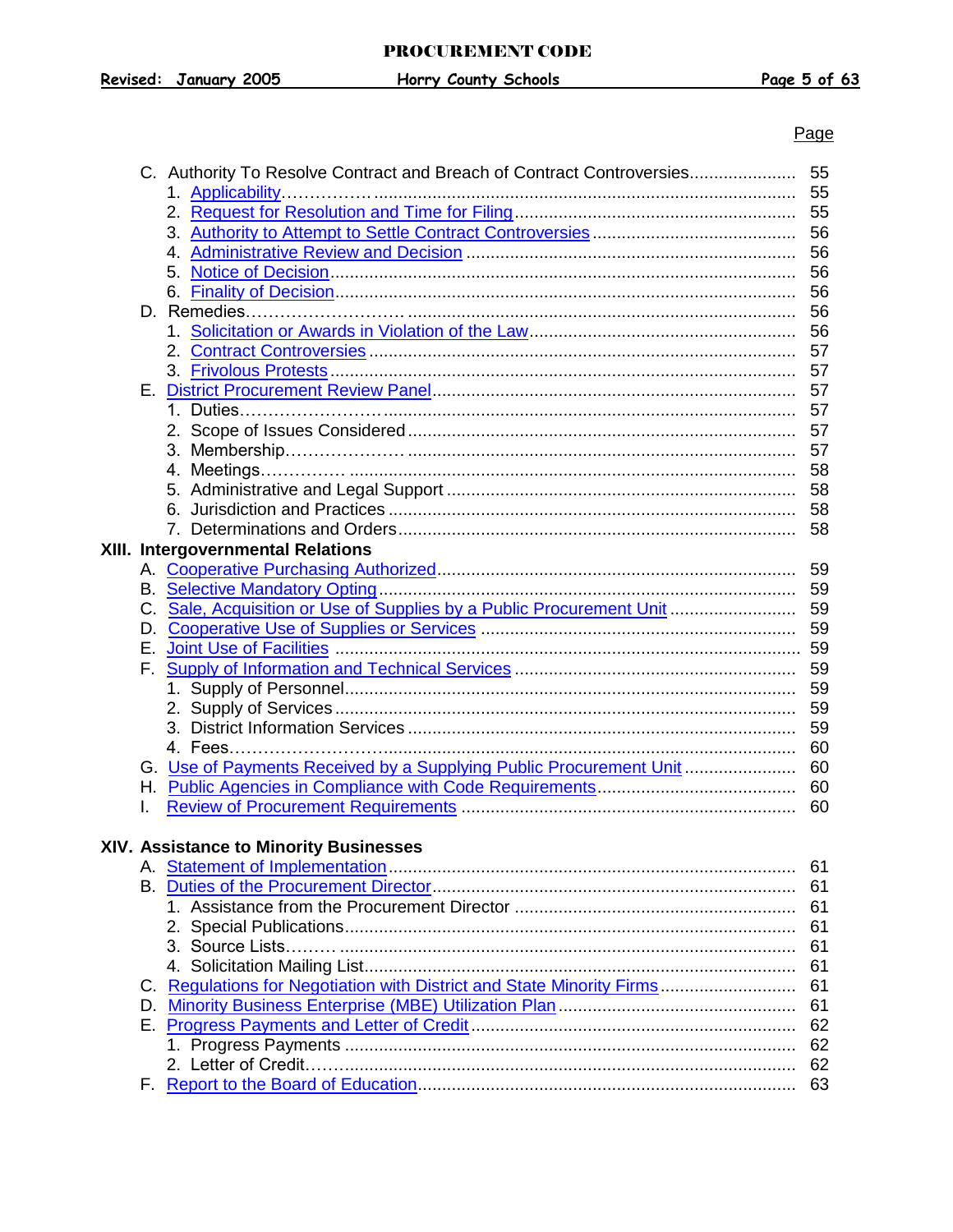Page

C. Authority To Resolve Contract and Breach of Contract Controversies ..................... 55
   1. Applicability ...................................................................................... 55
   2. Request for Resolution and Time for Filing ........................................... 55
   3. Authority to Attempt to Settle Controversies ......................................... 56
   4. Administrative Review and Decision ...................................................... 56
   5. Notice of Decision ................................................................................. 56
   6. Finality of Decision ................................................................................ 56

D. Remedies .................................................................................................. 56
   1. Solicitation or Awards in Violation of the Law ........................................ 56
   2. Contract Controversies ......................................................................... 57
   3. Frivolous Protests ................................................................................. 57

E. District Procurement Review Panel ........................................................... 57
   1. Duties .................................................................................................. 57
   2. Scope of Issues Considered ................................................................... 57
   3. Membership .......................................................................................... 57
   4. Meetings ............................................................................................... 58
   5. Administrative and Legal Support .......................................................... 58
   6. Jurisdiction and Practices ..................................................................... 58
   7. Determinations and Orders .................................................................... 58

**XIII. Intergovernmental Relations**

A. Cooperative Purchasing Authorized ........................................................... 59
B. Selective Mandatory Opting ...................................................................... 59
C. Sale, Acquisition or Use of Supplies by a Public Procurement Unit ................ 59
D. Cooperative Use of Supplies or Services .................................................... 59
E. Joint Use of Facilities ............................................................................... 59
F. Supply of Information and Technical Services ............................................. 59
   1. Supply of Personnel ............................................................................... 59
   2. Supply of Services ................................................................................. 59
   3. District Information Services ................................................................. 59
   4. Fees ..................................................................................................... 60
G. Use of Payments Received by a Supplying Public Procurement Unit ............... 60
H. Public Agencies in Compliance with Code Requirements ............................... 60
I. Review of Procurement Requirements ......................................................... 60

**XIV. Assistance to Minority Businesses**

A. Statement of Implementation ..................................................................... 61
B. Duties of the Procurement Director ............................................................ 61
   1. Assistance from the Procurement Director ............................................. 61
   2. Special Publications .............................................................................. 61
   3. Source Lists ......................................................................................... 61
   4. Solicitation Mailing List ......................................................................... 61
C. Regulations for Negotiation with District and State Minority Firms ................ 61
D. Minority Business Enterprise (MBE) Utilization Plan ..................................... 61
E. Progress Payments and Letter of Credit ....................................................... 62
   1. Progress Payments ................................................................................ 62
   2. Letter of Credit ..................................................................................... 62
F. Report to the Board of Education ................................................................ 63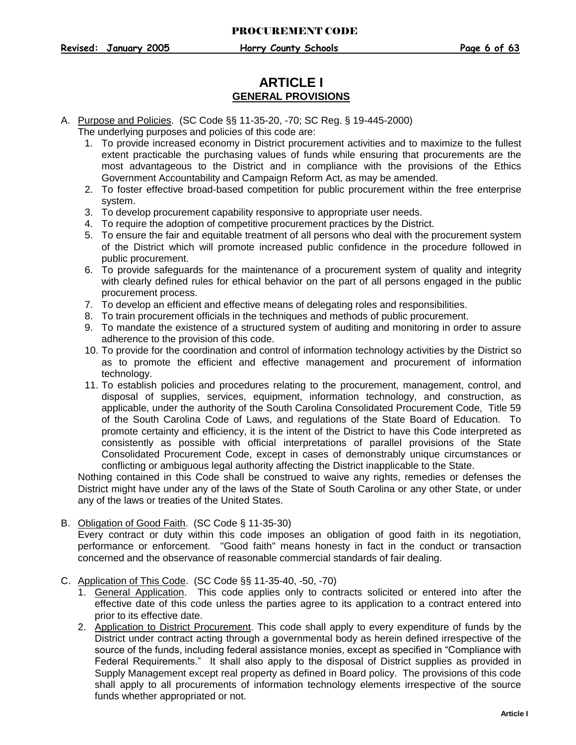# ARTICLE I
## GENERAL PROVISIONS

A. Purpose and Policies. (SC Code §§ 11-35-20, -70; SC Reg. § 19-445-2000)
The underlying purposes and policies of this code are:
   1. To provide increased economy in District procurement activities and to maximize to the fullest extent practicable the purchasing values of funds while ensuring that procurements are the most advantageous to the District and in compliance with the provisions of the Ethics Government Accountability and Campaign Reform Act, as may be amended.
   2. To foster effective broad-based competition for public procurement within the free enterprise system.
   3. To develop procurement capability responsive to appropriate user needs.
   4. To require the adoption of competitive procurement practices by the District.
   5. To ensure the fair and equitable treatment of all persons who deal with the procurement system of the District which will promote increased public confidence in the procedure followed in public procurement.
   6. To provide safeguards for the maintenance of a procurement system of quality and integrity with clearly defined rules for ethical behavior on the part of all persons engaged in the public procurement process.
   7. To develop an efficient and effective means of delegating roles and responsibilities.
   8. To train procurement officials in the techniques and methods of public procurement.
   9. To mandate the existence of a structured system of auditing and monitoring in order to assure adherence to the provision of this code.
   10. To provide for the coordination and control of information technology activities by the District so as to promote the efficient and effective management and procurement of information technology.
   11. To establish policies and procedures relating to the procurement, management, control, and disposal of supplies, services, equipment, information technology, and construction, as applicable, under the authority of the South Carolina Consolidated Procurement Code, Title 59 of the South Carolina Code of Laws, and regulations of the State Board of Education. To promote certainty and efficiency, it is the intent of the District to have this Code interpreted as consistently as possible with official interpretations of parallel provisions of the State Consolidated Procurement Code, except in cases of demonstrably unique circumstances or conflicting or ambiguous legal authority affecting the District inapplicable to the State.

   Nothing contained in this Code shall be construed to waive any rights, remedies or defenses the District might have under any of the laws of the State of South Carolina or any other State, or under any of the laws or treaties of the United States.

B. Obligation of Good Faith. (SC Code § 11-35-30)
Every contract or duty within this code imposes an obligation of good faith in its negotiation, performance or enforcement. "Good faith" means honesty in fact in the conduct or transaction concerned and the observance of reasonable commercial standards of fair dealing.

C. Application of This Code. (SC Code §§ 11-35-40, -50, -70)
   1. General Application. This code applies only to contracts solicited or entered into after the effective date of this code unless the parties agree to its application to a contract entered into prior to its effective date.
   2. Application to District Procurement. This code shall apply to every expenditure of funds by the District under contract acting through a governmental body as herein defined irrespective of the source of the funds, including federal assistance monies, except as specified in "Compliance with Federal Requirements." It shall also apply to the disposal of District supplies as provided in Supply Management except real property as defined in Board policy. The provisions of this code shall apply to all procurements of information technology elements irrespective of the source funds whether appropriated or not.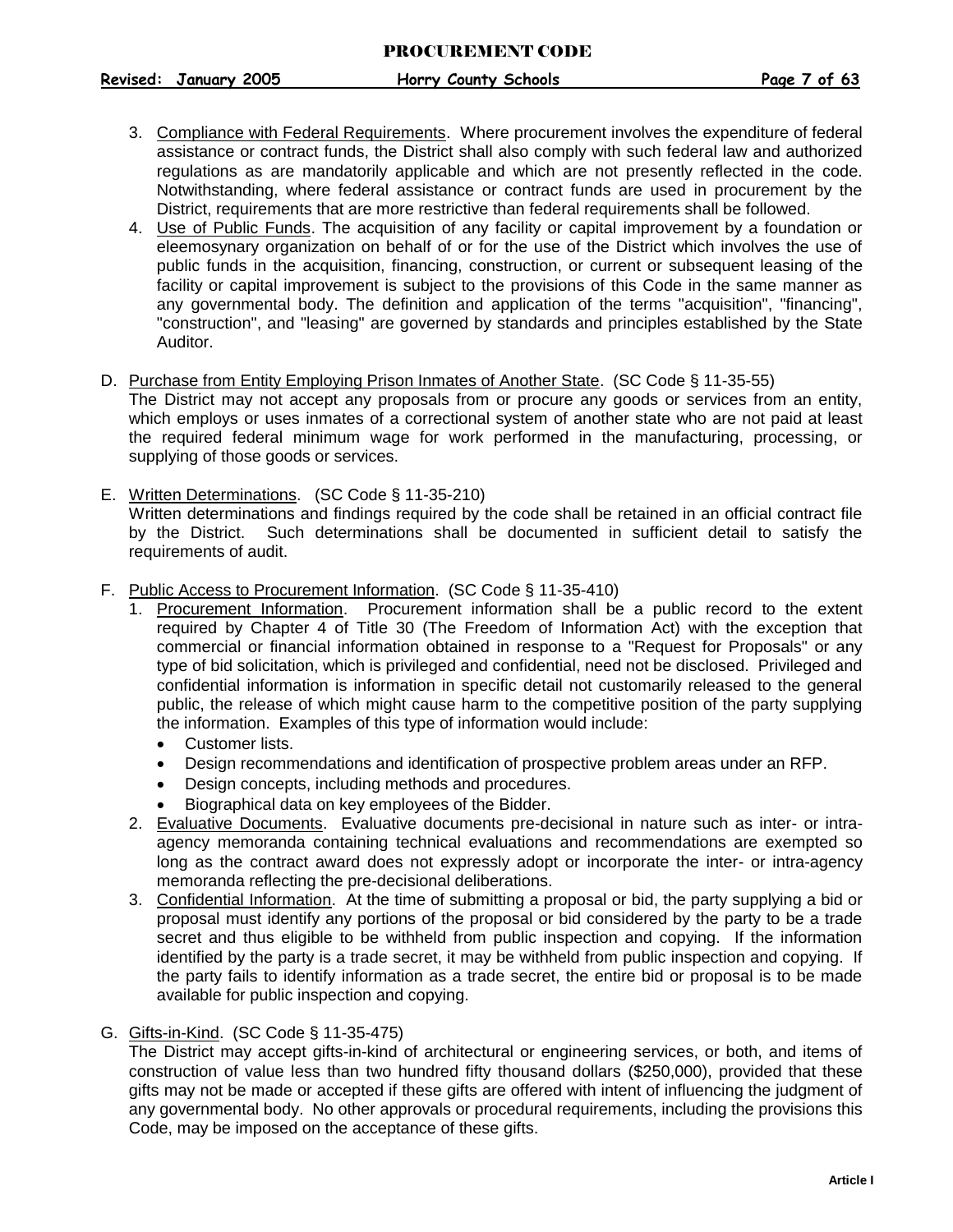3. Compliance with Federal Requirements. Where procurement involves the expenditure of federal assistance or contract funds, the District shall also comply with such federal law and authorized regulations as are mandatorily applicable and which are not presently reflected in the code. Notwithstanding, where federal assistance or contract funds are used in procurement by the District, requirements that are more restrictive than federal requirements shall be followed.
4. Use of Public Funds. The acquisition of any facility or capital improvement by a foundation or eleemosynary organization on behalf of or for the use of the District which involves the use of public funds in the acquisition, financing, construction, or current or subsequent leasing of the facility or capital improvement is subject to the provisions of this Code in the same manner as any governmental body. The definition and application of the terms "acquisition", "financing", "construction", and "leasing" are governed by standards and principles established by the State Auditor.

D. Purchase from Entity Employing Prison Inmates of Another State. (SC Code § 11-35-55)
The District may not accept any proposals from or procure any goods or services from an entity, which employs or uses inmates of a correctional system of another state who are not paid at least the required federal minimum wage for work performed in the manufacturing, processing, or supplying of those goods or services.

E. Written Determinations. (SC Code § 11-35-210)
Written determinations and findings required by the code shall be retained in an official contract file by the District. Such determinations shall be documented in sufficient detail to satisfy the requirements of audit.

F. Public Access to Procurement Information. (SC Code § 11-35-410)
1. Procurement Information. Procurement information shall be a public record to the extent required by Chapter 4 of Title 30 (The Freedom of Information Act) with the exception that commercial or financial information obtained in response to a "Request for Proposals" or any type of bid solicitation, which is privileged and confidential, need not be disclosed. Privileged and confidential information is information in specific detail not customarily released to the general public, the release of which might cause harm to the competitive position of the party supplying the information. Examples of this type of information would include:
   - Customer lists.
   - Design recommendations and identification of prospective problem areas under an RFP.
   - Design concepts, including methods and procedures.
   - Biographical data on key employees of the Bidder.
2. Evaluative Documents. Evaluative documents pre-decisional in nature such as inter- or intra-agency memoranda containing technical evaluations and recommendations are exempted so long as the contract award does not expressly adopt or incorporate the inter- or intra-agency memoranda reflecting the pre-decisional deliberations.
3. Confidential Information. At the time of submitting a proposal or bid, the party supplying a bid or proposal must identify any portions of the proposal or bid considered by the party to be a trade secret and thus eligible to be withheld from public inspection and copying. If the information identified by the party is a trade secret, it may be withheld from public inspection and copying. If the party fails to identify information as a trade secret, the entire bid or proposal is to be made available for public inspection and copying.

G. Gifts-in-Kind. (SC Code § 11-35-475)
The District may accept gifts-in-kind of architectural or engineering services, or both, and items of construction of value less than two hundred fifty thousand dollars ($250,000), provided that these gifts may not be made or accepted if these gifts are offered with intent of influencing the judgment of any governmental body. No other approvals or procedural requirements, including the provisions this Code, may be imposed on the acceptance of these gifts.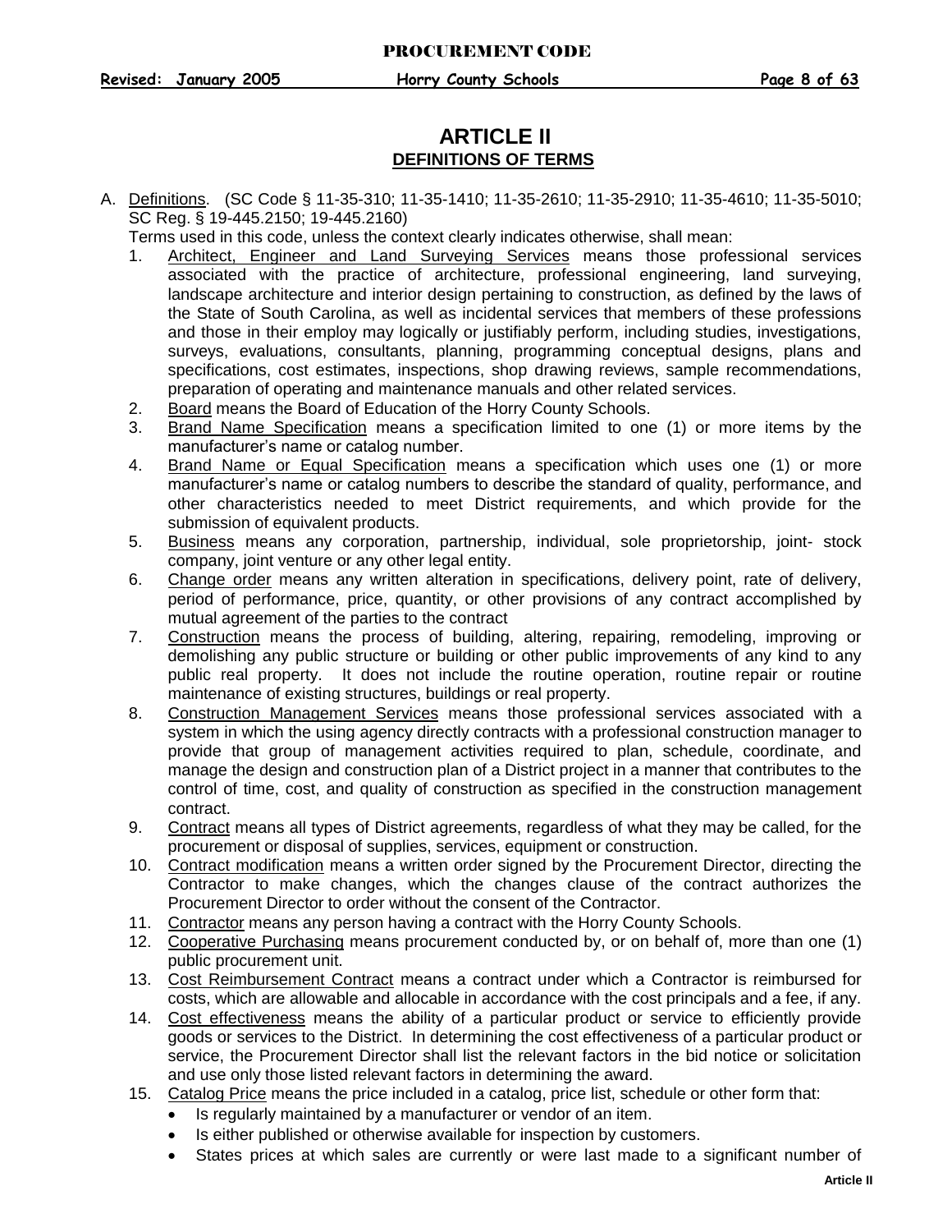# ARTICLE II

## DEFINITIONS OF TERMS

A. Definitions. (SC Code § 11-35-310; 11-35-1410; 11-35-2610; 11-35-2910; 11-35-4610; 11-35-5010; SC Reg. § 19-445.2150; 19-445.2160)

Terms used in this code, unless the context clearly indicates otherwise, shall mean:

1. Architect, Engineer and Land Surveying Services means those professional services associated with the practice of architecture, professional engineering, land surveying, landscape architecture and interior design pertaining to construction, as defined by the laws of the State of South Carolina, as well as incidental services that members of these professions and those in their employ may logically or justifiably perform, including studies, investigations, surveys, evaluations, consultants, planning, programming conceptual designs, plans and specifications, cost estimates, inspections, shop drawing reviews, sample recommendations, preparation of operating and maintenance manuals and other related services.
2. Board means the Board of Education of the Horry County Schools.
3. Brand Name Specification means a specification limited to one (1) or more items by the manufacturer's name or catalog number.
4. Brand Name or Equal Specification means a specification which uses one (1) or more manufacturer's name or catalog numbers to describe the standard of quality, performance, and other characteristics needed to meet District requirements, and which provide for the submission of equivalent products.
5. Business means any corporation, partnership, individual, sole proprietorship, joint- stock company, joint venture or any other legal entity.
6. Change order means any written alteration in specifications, delivery point, rate of delivery, period of performance, price, quantity, or other provisions of any contract accomplished by mutual agreement of the parties to the contract
7. Construction means the process of building, altering, repairing, remodeling, improving or demolishing any public structure or building or other public improvements of any kind to any public real property. It does not include the routine operation, routine repair or routine maintenance of existing structures, buildings or real property.
8. Construction Management Services means those professional services associated with a system in which the using agency directly contracts with a professional construction manager to provide that group of management activities required to plan, schedule, coordinate, and manage the design and construction plan of a District project in a manner that contributes to the control of time, cost, and quality of construction as specified in the construction management contract.
9. Contract means all types of District agreements, regardless of what they may be called, for the procurement or disposal of supplies, services, equipment or construction.
10. Contract modification means a written order signed by the Procurement Director, directing the Contractor to make changes, which the changes clause of the contract authorizes the Procurement Director to order without the consent of the Contractor.
11. Contractor means any person having a contract with the Horry County Schools.
12. Cooperative Purchasing means procurement conducted by, or on behalf of, more than one (1) public procurement unit.
13. Cost Reimbursement Contract means a contract under which a Contractor is reimbursed for costs, which are allowable and allocable in accordance with the cost principals and a fee, if any.
14. Cost effectiveness means the ability of a particular product or service to efficiently provide goods or services to the District. In determining the cost effectiveness of a particular product or service, the Procurement Director shall list the relevant factors in the bid notice or solicitation and use only those listed relevant factors in determining the award.
15. Catalog Price means the price included in a catalog, price list, schedule or other form that:
    - Is regularly maintained by a manufacturer or vendor of an item.
    - Is either published or otherwise available for inspection by customers.
    - States prices at which sales are currently or were last made to a significant number of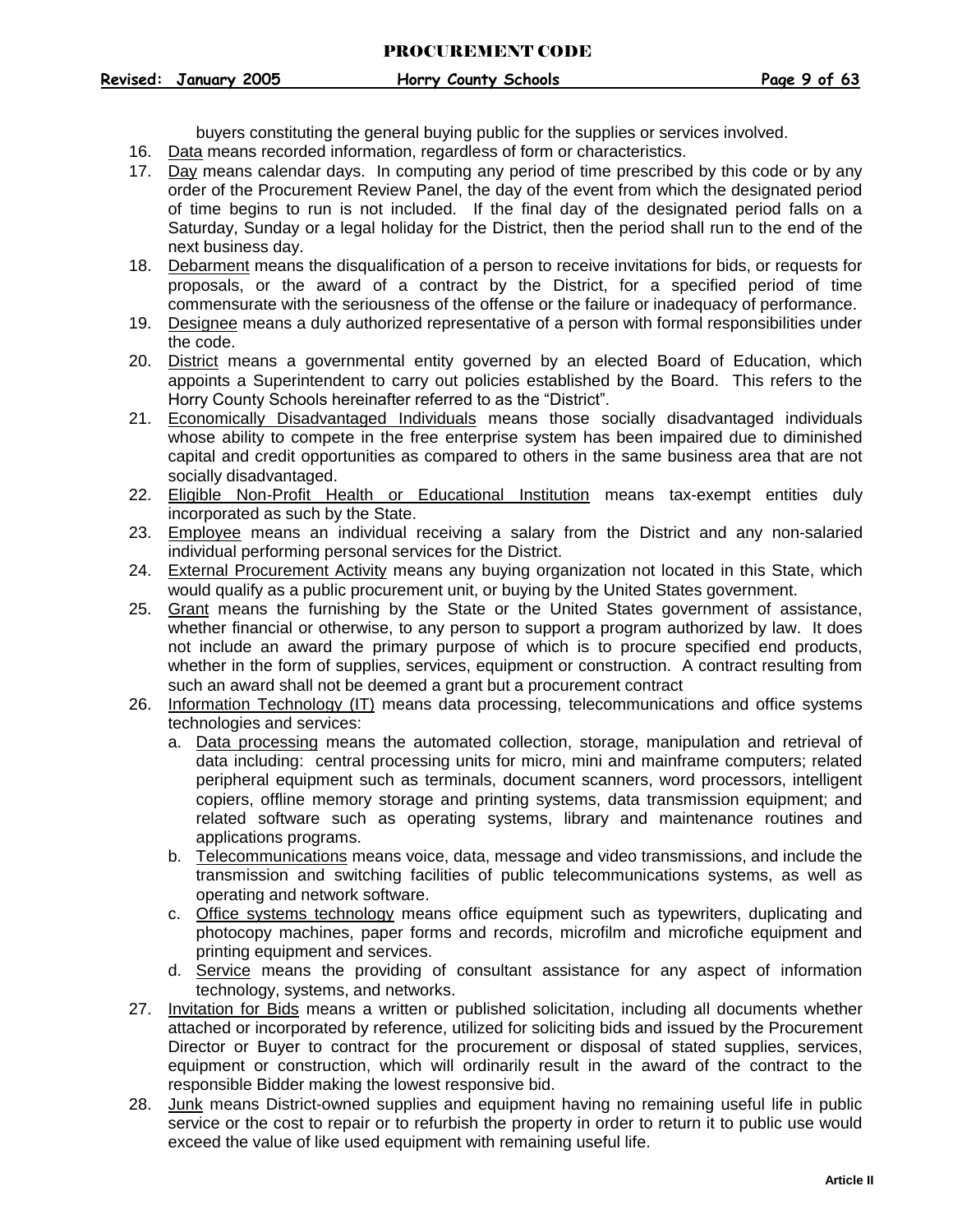buyers constituting the general buying public for the supplies or services involved.

16. Data means recorded information, regardless of form or characteristics.
17. Day means calendar days. In computing any period of time prescribed by this code or by any order of the Procurement Review Panel, the day of the event from which the designated period of time begins to run is not included. If the final day of the designated period falls on a Saturday, Sunday or a legal holiday for the District, then the period shall run to the end of the next business day.
18. Debarment means the disqualification of a person to receive invitations for bids, or requests for proposals, or the award of a contract by the District, for a specified period of time commensurate with the seriousness of the offense or the failure or inadequacy of performance.
19. Designee means a duly authorized representative of a person with formal responsibilities under the code.
20. District means a governmental entity governed by an elected Board of Education, which appoints a Superintendent to carry out policies established by the Board. This refers to the Horry County Schools hereinafter referred to as the "District".
21. Economically Disadvantaged Individuals means those socially disadvantaged individuals whose ability to compete in the free enterprise system has been impaired due to diminished capital and credit opportunities as compared to others in the same business area that are not socially disadvantaged.
22. Eligible Non-Profit Health or Educational Institution means tax-exempt entities duly incorporated as such by the State.
23. Employee means an individual receiving a salary from the District and any non-salaried individual performing personal services for the District.
24. External Procurement Activity means any buying organization not located in this State, which would qualify as a public procurement unit, or buying by the United States government.
25. Grant means the furnishing by the State or the United States government of assistance, whether financial or otherwise, to any person to support a program authorized by law. It does not include an award the primary purpose of which is to procure specified end products, whether in the form of supplies, services, equipment or construction. A contract resulting from such an award shall not be deemed a grant but a procurement contract
26. Information Technology (IT) means data processing, telecommunications and office systems technologies and services:
    a. Data processing means the automated collection, storage, manipulation and retrieval of data including: central processing units for micro, mini and mainframe computers; related peripheral equipment such as terminals, document scanners, word processors, intelligent copiers, offline memory storage and printing systems, data transmission equipment; and related software such as operating systems, library and maintenance routines and applications programs.
    b. Telecommunications means voice, data, message and video transmissions, and include the transmission and switching facilities of public telecommunications systems, as well as operating and network software.
    c. Office systems technology means office equipment such as typewriters, duplicating and photocopy machines, paper forms and records, microfilm and microfiche equipment and printing equipment and services.
    d. Service means the providing of consultant assistance for any aspect of information technology, systems, and networks.
27. Invitation for Bids means a written or published solicitation, including all documents whether attached or incorporated by reference, utilized for soliciting bids and issued by the Procurement Director or Buyer to contract for the procurement or disposal of stated supplies, services, equipment or construction, which will ordinarily result in the award of the contract to the responsible Bidder making the lowest responsive bid.
28. Junk means District-owned supplies and equipment having no remaining useful life in public service or the cost to repair or to refurbish the property in order to return it to public use would exceed the value of like used equipment with remaining useful life.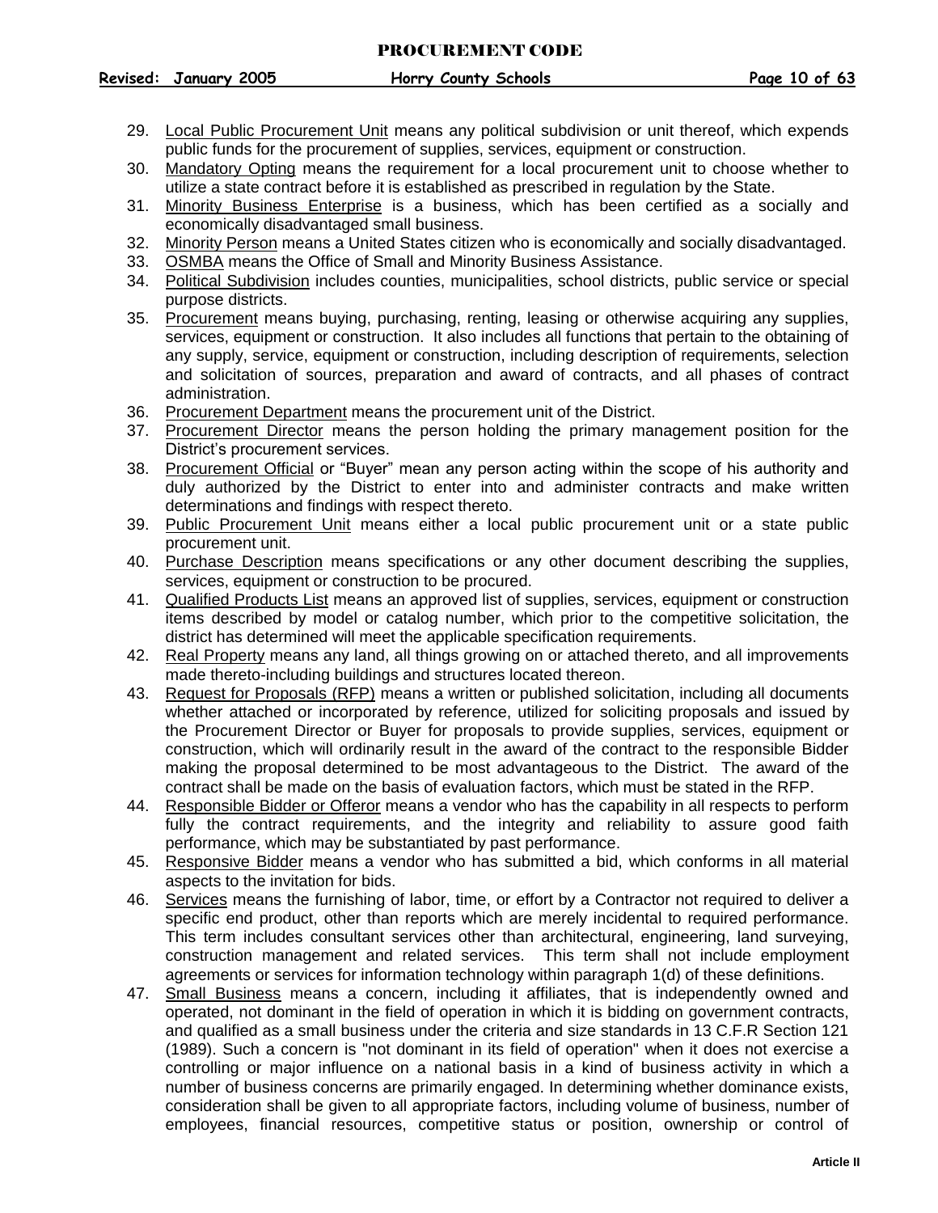29. Local Public Procurement Unit means any political subdivision or unit thereof, which expends public funds for the procurement of supplies, services, equipment or construction.
30. Mandatory Opting means the requirement for a local procurement unit to choose whether to utilize a state contract before it is established as prescribed in regulation by the State.
31. Minority Business Enterprise is a business, which has been certified as a socially and economically disadvantaged small business.
32. Minority Person means a United States citizen who is economically and socially disadvantaged.
33. OSMBA means the Office of Small and Minority Business Assistance.
34. Political Subdivision includes counties, municipalities, school districts, public service or special purpose districts.
35. Procurement means buying, purchasing, renting, leasing or otherwise acquiring any supplies, services, equipment or construction. It also includes all functions that pertain to the obtaining of any supply, service, equipment or construction, including description of requirements, selection and solicitation of sources, preparation and award of contracts, and all phases of contract administration.
36. Procurement Department means the procurement unit of the District.
37. Procurement Director means the person holding the primary management position for the District's procurement services.
38. Procurement Official or "Buyer" mean any person acting within the scope of his authority and duly authorized by the District to enter into and administer contracts and make written determinations and findings with respect thereto.
39. Public Procurement Unit means either a local public procurement unit or a state public procurement unit.
40. Purchase Description means specifications or any other document describing the supplies, services, equipment or construction to be procured.
41. Qualified Products List means an approved list of supplies, services, equipment or construction items described by model or catalog number, which prior to the competitive solicitation, the district has determined will meet the applicable specification requirements.
42. Real Property means any land, all things growing on or attached thereto, and all improvements made thereto-including buildings and structures located thereon.
43. Request for Proposals (RFP) means a written or published solicitation, including all documents whether attached or incorporated by reference, utilized for soliciting proposals and issued by the Procurement Director or Buyer for proposals to provide supplies, services, equipment or construction, which will ordinarily result in the award of the contract to the responsible Bidder making the proposal determined to be most advantageous to the District. The award of the contract shall be made on the basis of evaluation factors, which must be stated in the RFP.
44. Responsible Bidder or Offeror means a vendor who has the capability in all respects to perform fully the contract requirements, and the integrity and reliability to assure good faith performance, which may be substantiated by past performance.
45. Responsive Bidder means a vendor who has submitted a bid, which conforms in all material aspects to the invitation for bids.
46. Services means the furnishing of labor, time, or effort by a Contractor not required to deliver a specific end product, other than reports which are merely incidental to required performance. This term includes consultant services other than architectural, engineering, land surveying, construction management and related services. This term shall not include employment agreements or services for information technology within paragraph 1(d) of these definitions.
47. Small Business means a concern, including it affiliates, that is independently owned and operated, not dominant in the field of operation in which it is bidding on government contracts, and qualified as a small business under the criteria and size standards in 13 C.F.R Section 121 (1989). Such a concern is "not dominant in its field of operation" when it does not exercise a controlling or major influence on a national basis in a kind of business activity in which a number of business concerns are primarily engaged. In determining whether dominance exists, consideration shall be given to all appropriate factors, including volume of business, number of employees, financial resources, competitive status or position, ownership or control of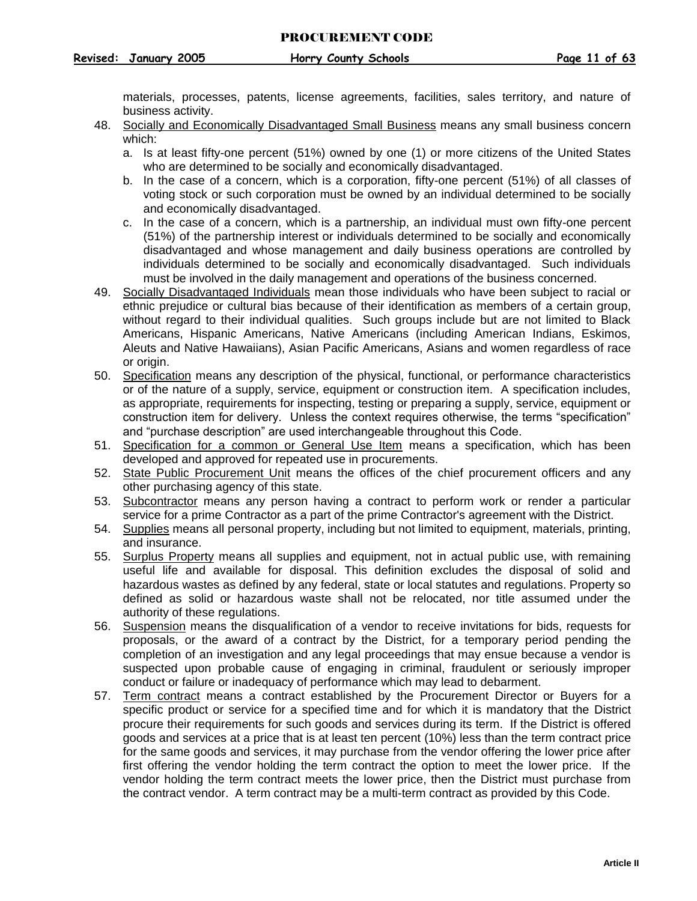materials, processes, patents, license agreements, facilities, sales territory, and nature of business activity.

48. Socially and Economically Disadvantaged Small Business means any small business concern which:
    a. Is at least fifty-one percent (51%) owned by one (1) or more citizens of the United States who are determined to be socially and economically disadvantaged.
    b. In the case of a concern, which is a corporation, fifty-one percent (51%) of all classes of voting stock or such corporation must be owned by an individual determined to be socially and economically disadvantaged.
    c. In the case of a concern, which is a partnership, an individual must own fifty-one percent (51%) of the partnership interest or individuals determined to be socially and economically disadvantaged and whose management and daily business operations are controlled by individuals determined to be socially and economically disadvantaged. Such individuals must be involved in the daily management and operations of the business concerned.
49. Socially Disadvantaged Individuals mean those individuals who have been subject to racial or ethnic prejudice or cultural bias because of their identification as members of a certain group, without regard to their individual qualities. Such groups include but are not limited to Black Americans, Hispanic Americans, Native Americans (including American Indians, Eskimos, Aleuts and Native Hawaiians), Asian Pacific Americans, Asians and women regardless of race or origin.
50. Specification means any description of the physical, functional, or performance characteristics or of the nature of a supply, service, equipment or construction item. A specification includes, as appropriate, requirements for inspecting, testing or preparing a supply, service, equipment or construction item for delivery. Unless the context requires otherwise, the terms "specification" and "purchase description" are used interchangeable throughout this Code.
51. Specification for a common or General Use Item means a specification, which has been developed and approved for repeated use in procurements.
52. State Public Procurement Unit means the offices of the chief procurement officers and any other purchasing agency of this state.
53. Subcontractor means any person having a contract to perform work or render a particular service for a prime Contractor as a part of the prime Contractor's agreement with the District.
54. Supplies means all personal property, including but not limited to equipment, materials, printing, and insurance.
55. Surplus Property means all supplies and equipment, not in actual public use, with remaining useful life and available for disposal. This definition excludes the disposal of solid and hazardous wastes as defined by any federal, state or local statutes and regulations. Property so defined as solid or hazardous waste shall not be relocated, nor title assumed under the authority of these regulations.
56. Suspension means the disqualification of a vendor to receive invitations for bids, requests for proposals, or the award of a contract by the District, for a temporary period pending the completion of an investigation and any legal proceedings that may ensue because a vendor is suspected upon probable cause of engaging in criminal, fraudulent or seriously improper conduct or failure or inadequacy of performance which may lead to debarment.
57. Term contract means a contract established by the Procurement Director or Buyers for a specific product or service for a specified time and for which it is mandatory that the District procure their requirements for such goods and services during its term. If the District is offered goods and services at a price that is at least ten percent (10%) less than the term contract price for the same goods and services, it may purchase from the vendor offering the lower price after first offering the vendor holding the term contract the option to meet the lower price. If the vendor holding the term contract meets the lower price, then the District must purchase from the contract vendor. A term contract may be a multi-term contract as provided by this Code.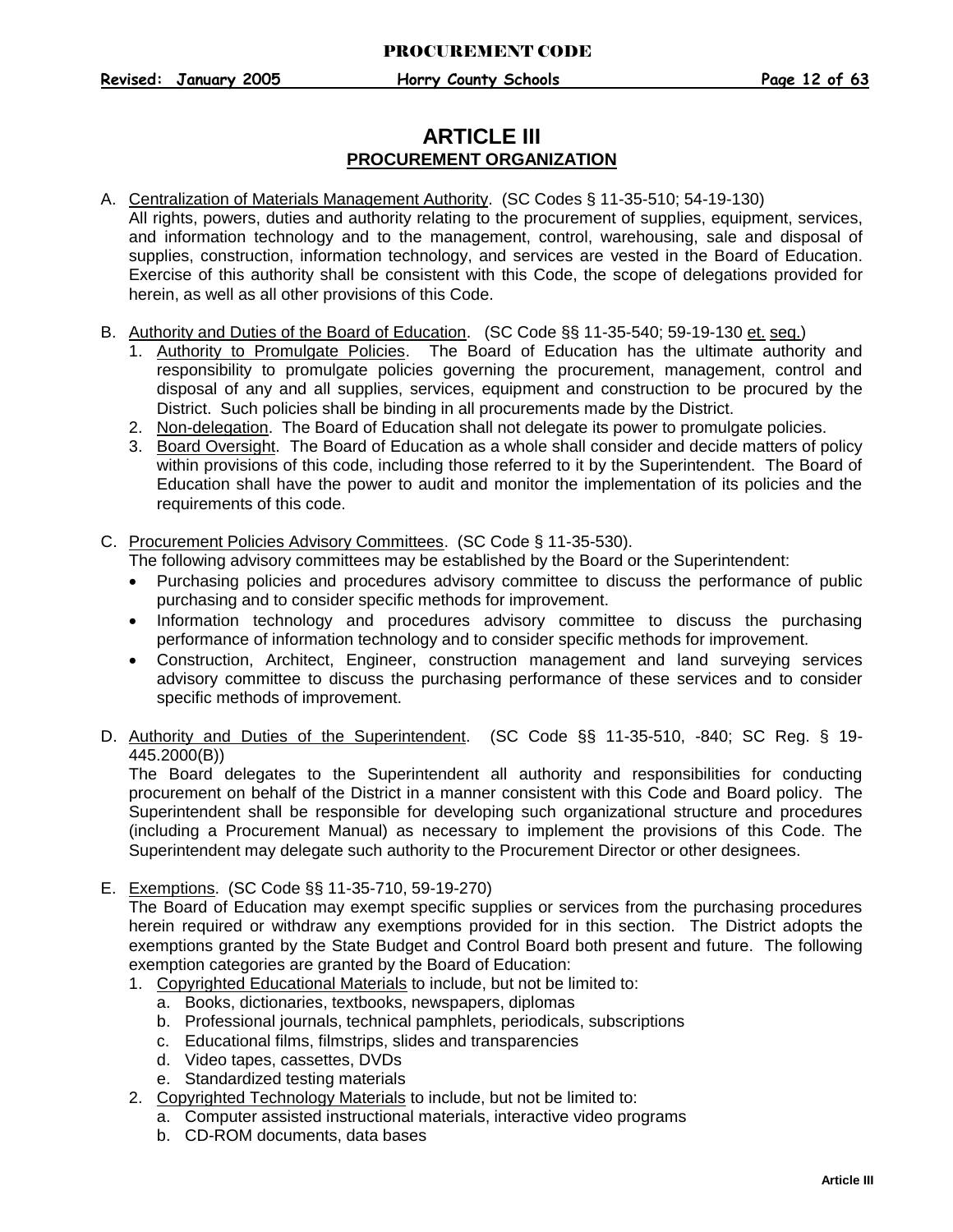# ARTICLE III
## PROCUREMENT ORGANIZATION

A. Centralization of Materials Management Authority. (SC Codes § 11-35-510; 54-19-130)
All rights, powers, duties and authority relating to the procurement of supplies, equipment, services, and information technology and to the management, control, warehousing, sale and disposal of supplies, construction, information technology, and services are vested in the Board of Education. Exercise of this authority shall be consistent with this Code, the scope of delegations provided for herein, as well as all other provisions of this Code.

B. Authority and Duties of the Board of Education. (SC Code §§ 11-35-540; 59-19-130 et. seq.)
   1. Authority to Promulgate Policies. The Board of Education has the ultimate authority and responsibility to promulgate policies governing the procurement, management, control and disposal of any and all supplies, services, equipment and construction to be procured by the District. Such policies shall be binding in all procurements made by the District.
   2. Non-delegation. The Board of Education shall not delegate its power to promulgate policies.
   3. Board Oversight. The Board of Education as a whole shall consider and decide matters of policy within provisions of this code, including those referred to it by the Superintendent. The Board of Education shall have the power to audit and monitor the implementation of its policies and the requirements of this code.

C. Procurement Policies Advisory Committees. (SC Code § 11-35-530).
The following advisory committees may be established by the Board or the Superintendent:
   - Purchasing policies and procedures advisory committee to discuss the performance of public purchasing and to consider specific methods for improvement.
   - Information technology and procedures advisory committee to discuss the purchasing performance of information technology and to consider specific methods for improvement.
   - Construction, Architect, Engineer, construction management and land surveying services advisory committee to discuss the purchasing performance of these services and to consider specific methods of improvement.

D. Authority and Duties of the Superintendent. (SC Code §§ 11-35-510, -840; SC Reg. § 19-445.2000(B))
The Board delegates to the Superintendent all authority and responsibilities for conducting procurement on behalf of the District in a manner consistent with this Code and Board policy. The Superintendent shall be responsible for developing such organizational structure and procedures (including a Procurement Manual) as necessary to implement the provisions of this Code. The Superintendent may delegate such authority to the Procurement Director or other designees.

E. Exemptions. (SC Code §§ 11-35-710, 59-19-270)
The Board of Education may exempt specific supplies or services from the purchasing procedures herein required or withdraw any exemptions provided for in this section. The District adopts the exemptions granted by the State Budget and Control Board both present and future. The following exemption categories are granted by the Board of Education:
   1. Copyrighted Educational Materials to include, but not be limited to:
      a. Books, dictionaries, textbooks, newspapers, diplomas
      b. Professional journals, technical pamphlets, periodicals, subscriptions
      c. Educational films, filmstrips, slides and transparencies
      d. Video tapes, cassettes, DVDs
      e. Standardized testing materials
   2. Copyrighted Technology Materials to include, but not be limited to:
      a. Computer assisted instructional materials, interactive video programs
      b. CD-ROM documents, data bases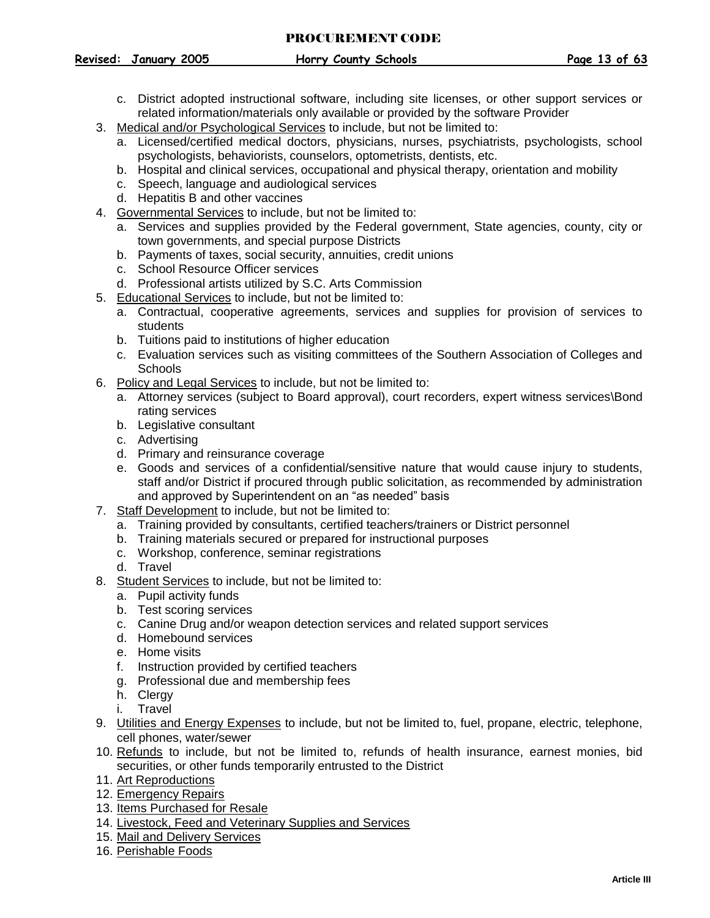c. District adopted instructional software, including site licenses, or other support services or related information/materials only available or provided by the software Provider

3. Medical and/or Psychological Services to include, but not be limited to:
   a. Licensed/certified medical doctors, physicians, nurses, psychiatrists, psychologists, school psychologists, behaviorists, counselors, optometrists, dentists, etc.
   b. Hospital and clinical services, occupational and physical therapy, orientation and mobility
   c. Speech, language and audiological services
   d. Hepatitis B and other vaccines
4. Governmental Services to include, but not be limited to:
   a. Services and supplies provided by the Federal government, State agencies, county, city or town governments, and special purpose Districts
   b. Payments of taxes, social security, annuities, credit unions
   c. School Resource Officer services
   d. Professional artists utilized by S.C. Arts Commission
5. Educational Services to include, but not be limited to:
   a. Contractual, cooperative agreements, services and supplies for provision of services to students
   b. Tuitions paid to institutions of higher education
   c. Evaluation services such as visiting committees of the Southern Association of Colleges and Schools
6. Policy and Legal Services to include, but not be limited to:
   a. Attorney services (subject to Board approval), court recorders, expert witness services\Bond rating services
   b. Legislative consultant
   c. Advertising
   d. Primary and reinsurance coverage
   e. Goods and services of a confidential/sensitive nature that would cause injury to students, staff and/or District if procured through public solicitation, as recommended by administration and approved by Superintendent on an "as needed" basis
7. Staff Development to include, but not be limited to:
   a. Training provided by consultants, certified teachers/trainers or District personnel
   b. Training materials secured or prepared for instructional purposes
   c. Workshop, conference, seminar registrations
   d. Travel
8. Student Services to include, but not be limited to:
   a. Pupil activity funds
   b. Test scoring services
   c. Canine Drug and/or weapon detection services and related support services
   d. Homebound services
   e. Home visits
   f. Instruction provided by certified teachers
   g. Professional due and membership fees
   h. Clergy
   i. Travel
9. Utilities and Energy Expenses to include, but not be limited to, fuel, propane, electric, telephone, cell phones, water/sewer
10. Refunds to include, but not be limited to, refunds of health insurance, earnest monies, bid securities, or other funds temporarily entrusted to the District
11. Art Reproductions
12. Emergency Repairs
13. Items Purchased for Resale
14. Livestock, Feed and Veterinary Supplies and Services
15. Mail and Delivery Services
16. Perishable Foods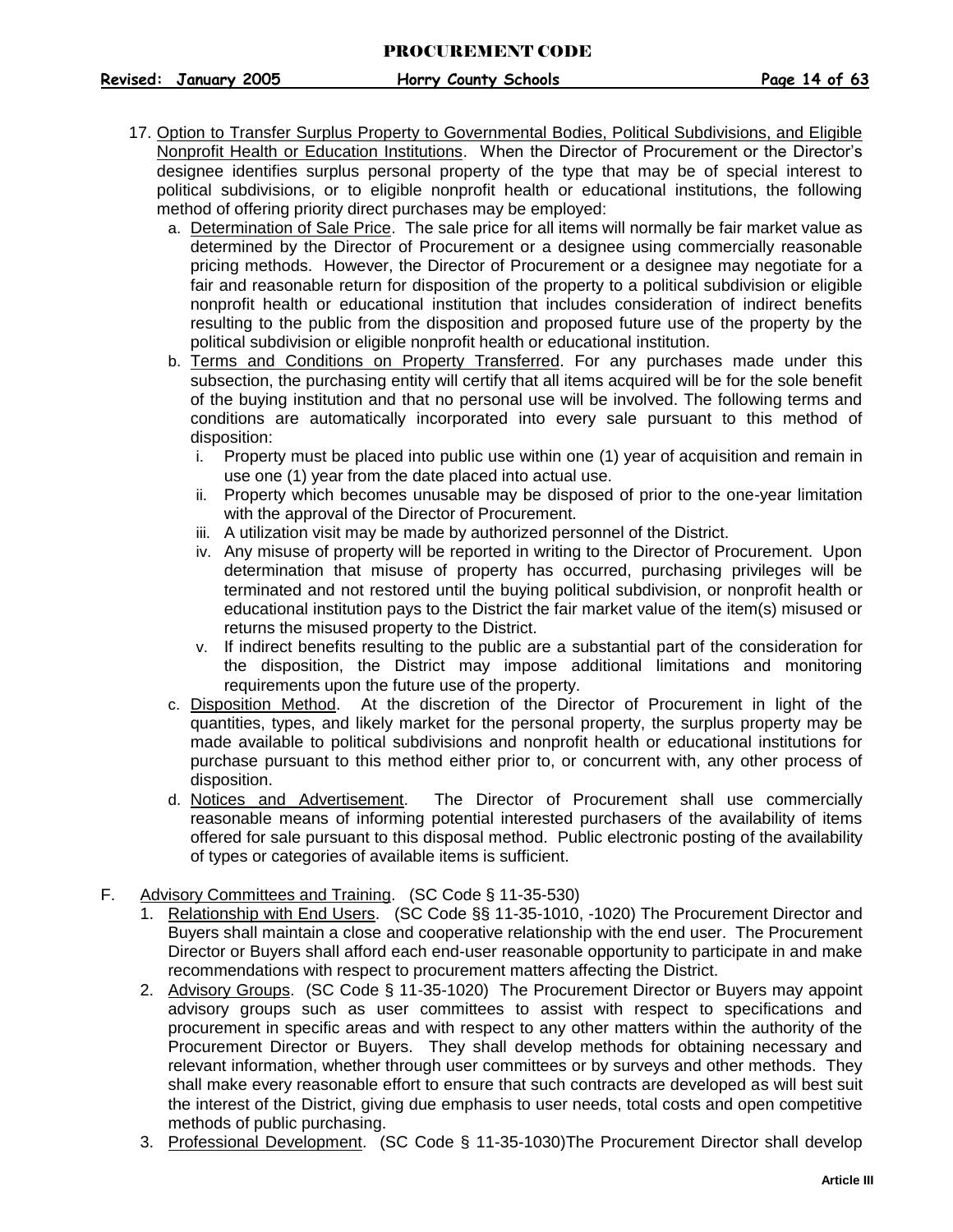17. Option to Transfer Surplus Property to Governmental Bodies, Political Subdivisions, and Eligible Nonprofit Health or Education Institutions. When the Director of Procurement or the Director's designee identifies surplus personal property of the type that may be of special interest to political subdivisions, or to eligible nonprofit health or educational institutions, the following method of offering priority direct purchases may be employed:
    a. Determination of Sale Price. The sale price for all items will normally be fair market value as determined by the Director of Procurement or a designee using commercially reasonable pricing methods. However, the Director of Procurement or a designee may negotiate for a fair and reasonable return for disposition of the property to a political subdivision or eligible nonprofit health or educational institution that includes consideration of indirect benefits resulting to the public from the disposition and proposed future use of the property by the political subdivision or eligible nonprofit health or educational institution.
    b. Terms and Conditions on Property Transferred. For any purchases made under this subsection, the purchasing entity will certify that all items acquired will be for the sole benefit of the buying institution and that no personal use will be involved. The following terms and conditions are automatically incorporated into every sale pursuant to this method of disposition:
        i. Property must be placed into public use within one (1) year of acquisition and remain in use one (1) year from the date placed into actual use.
        ii. Property which becomes unusable may be disposed of prior to the one-year limitation with the approval of the Director of Procurement.
        iii. A utilization visit may be made by authorized personnel of the District.
        iv. Any misuse of property will be reported in writing to the Director of Procurement. Upon determination that misuse of property has occurred, purchasing privileges will be terminated and not restored until the buying political subdivision, or nonprofit health or educational institution pays to the District the fair market value of the item(s) misused or returns the misused property to the District.
        v. If indirect benefits resulting to the public are a substantial part of the consideration for the disposition, the District may impose additional limitations and monitoring requirements upon the future use of the property.
    c. Disposition Method. At the discretion of the Director of Procurement in light of the quantities, types, and likely market for the personal property, the surplus property may be made available to political subdivisions and nonprofit health or educational institutions for purchase pursuant to this method either prior to, or concurrent with, any other process of disposition.
    d. Notices and Advertisement. The Director of Procurement shall use commercially reasonable means of informing potential interested purchasers of the availability of items offered for sale pursuant to this disposal method. Public electronic posting of the availability of types or categories of available items is sufficient.

F. Advisory Committees and Training. (SC Code § 11-35-530)
    1. Relationship with End Users. (SC Code §§ 11-35-1010, -1020) The Procurement Director and Buyers shall maintain a close and cooperative relationship with the end user. The Procurement Director or Buyers shall afford each end-user reasonable opportunity to participate in and make recommendations with respect to procurement matters affecting the District.
    2. Advisory Groups. (SC Code § 11-35-1020) The Procurement Director or Buyers may appoint advisory groups such as user committees to assist with respect to specifications and procurement in specific areas and with respect to any other matters within the authority of the Procurement Director or Buyers. They shall develop methods for obtaining necessary and relevant information, whether through user committees or by surveys and other methods. They shall make every reasonable effort to ensure that such contracts are developed as will best suit the interest of the District, giving due emphasis to user needs, total costs and open competitive methods of public purchasing.
    3. Professional Development. (SC Code § 11-35-1030)The Procurement Director shall develop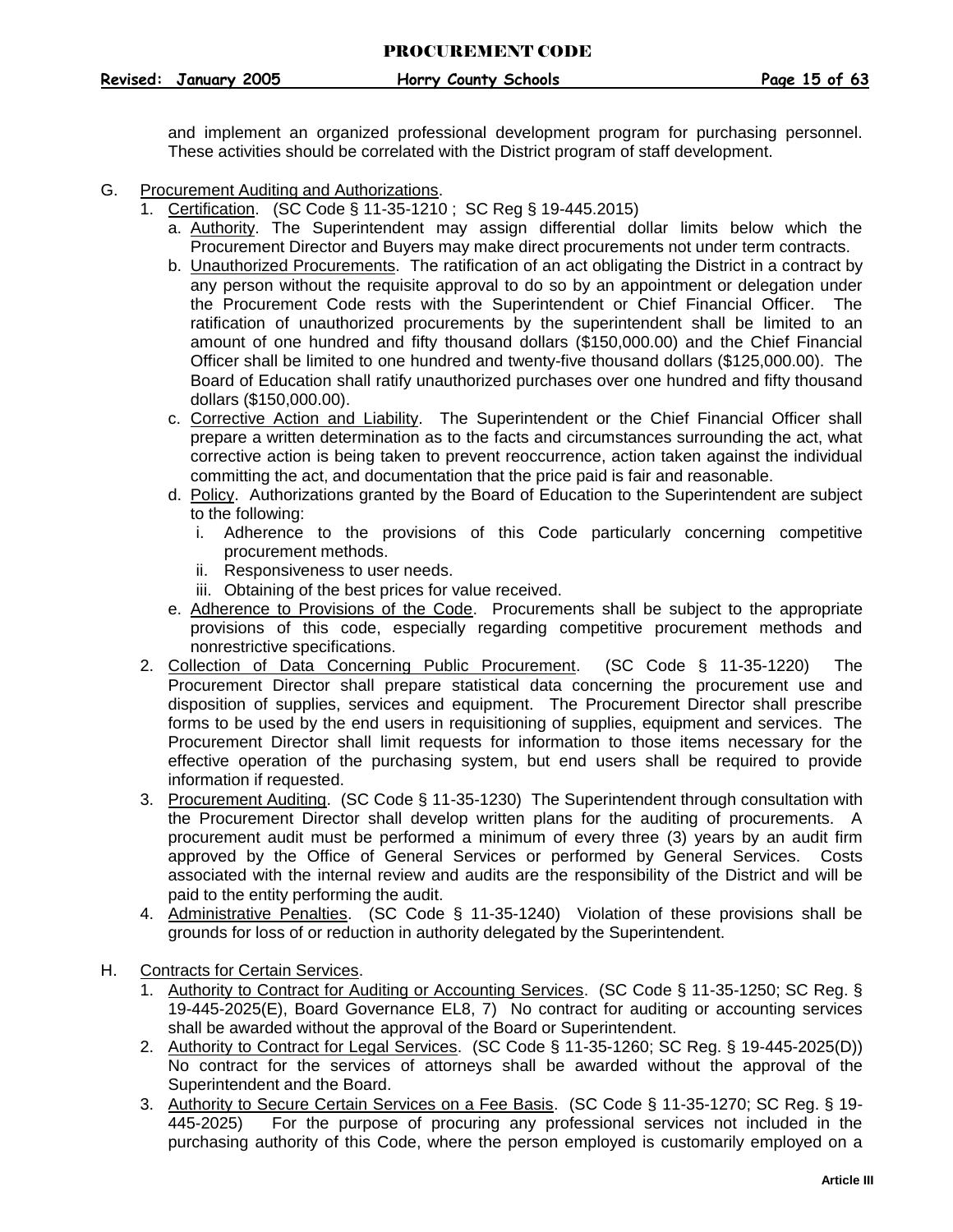and implement an organized professional development program for purchasing personnel. These activities should be correlated with the District program of staff development.

G. Procurement Auditing and Authorizations.

1. Certification. (SC Code § 11-35-1210 ; SC Reg § 19-445.2015)
   a. Authority. The Superintendent may assign differential dollar limits below which the Procurement Director and Buyers may make direct procurements not under term contracts.
   b. Unauthorized Procurements. The ratification of an act obligating the District in a contract by any person without the requisite approval to do so by an appointment or delegation under the Procurement Code rests with the Superintendent or Chief Financial Officer. The ratification of unauthorized procurements by the superintendent shall be limited to an amount of one hundred and fifty thousand dollars ($150,000.00) and the Chief Financial Officer shall be limited to one hundred and twenty-five thousand dollars ($125,000.00). The Board of Education shall ratify unauthorized purchases over one hundred and fifty thousand dollars ($150,000.00).
   c. Corrective Action and Liability. The Superintendent or the Chief Financial Officer shall prepare a written determination as to the facts and circumstances surrounding the act, what corrective action is being taken to prevent reoccurrence, action taken against the individual committing the act, and documentation that the price paid is fair and reasonable.
   d. Policy. Authorizations granted by the Board of Education to the Superintendent are subject to the following:
      i. Adherence to the provisions of this Code particularly concerning competitive procurement methods.
      ii. Responsiveness to user needs.
      iii. Obtaining of the best prices for value received.
   e. Adherence to Provisions of the Code. Procurements shall be subject to the appropriate provisions of this code, especially regarding competitive procurement methods and nonrestrictive specifications.
2. Collection of Data Concerning Public Procurement. (SC Code § 11-35-1220) The Procurement Director shall prepare statistical data concerning the procurement use and disposition of supplies, services and equipment. The Procurement Director shall prescribe forms to be used by the end users in requisitioning of supplies, equipment and services. The Procurement Director shall limit requests for information to those items necessary for the effective operation of the purchasing system, but end users shall be required to provide information if requested.
3. Procurement Auditing. (SC Code § 11-35-1230) The Superintendent through consultation with the Procurement Director shall develop written plans for the auditing of procurements. A procurement audit must be performed a minimum of every three (3) years by an audit firm approved by the Office of General Services or performed by General Services. Costs associated with the internal review and audits are the responsibility of the District and will be paid to the entity performing the audit.
4. Administrative Penalties. (SC Code § 11-35-1240) Violation of these provisions shall be grounds for loss of or reduction in authority delegated by the Superintendent.

H. Contracts for Certain Services.

1. Authority to Contract for Auditing or Accounting Services. (SC Code § 11-35-1250; SC Reg. § 19-445-2025(E), Board Governance EL8, 7) No contract for auditing or accounting services shall be awarded without the approval of the Board or Superintendent.
2. Authority to Contract for Legal Services. (SC Code § 11-35-1260; SC Reg. § 19-445-2025(D)) No contract for the services of attorneys shall be awarded without the approval of the Superintendent and the Board.
3. Authority to Secure Certain Services on a Fee Basis. (SC Code § 11-35-1270; SC Reg. § 19-445-2025) For the purpose of procuring any professional services not included in the purchasing authority of this Code, where the person employed is customarily employed on a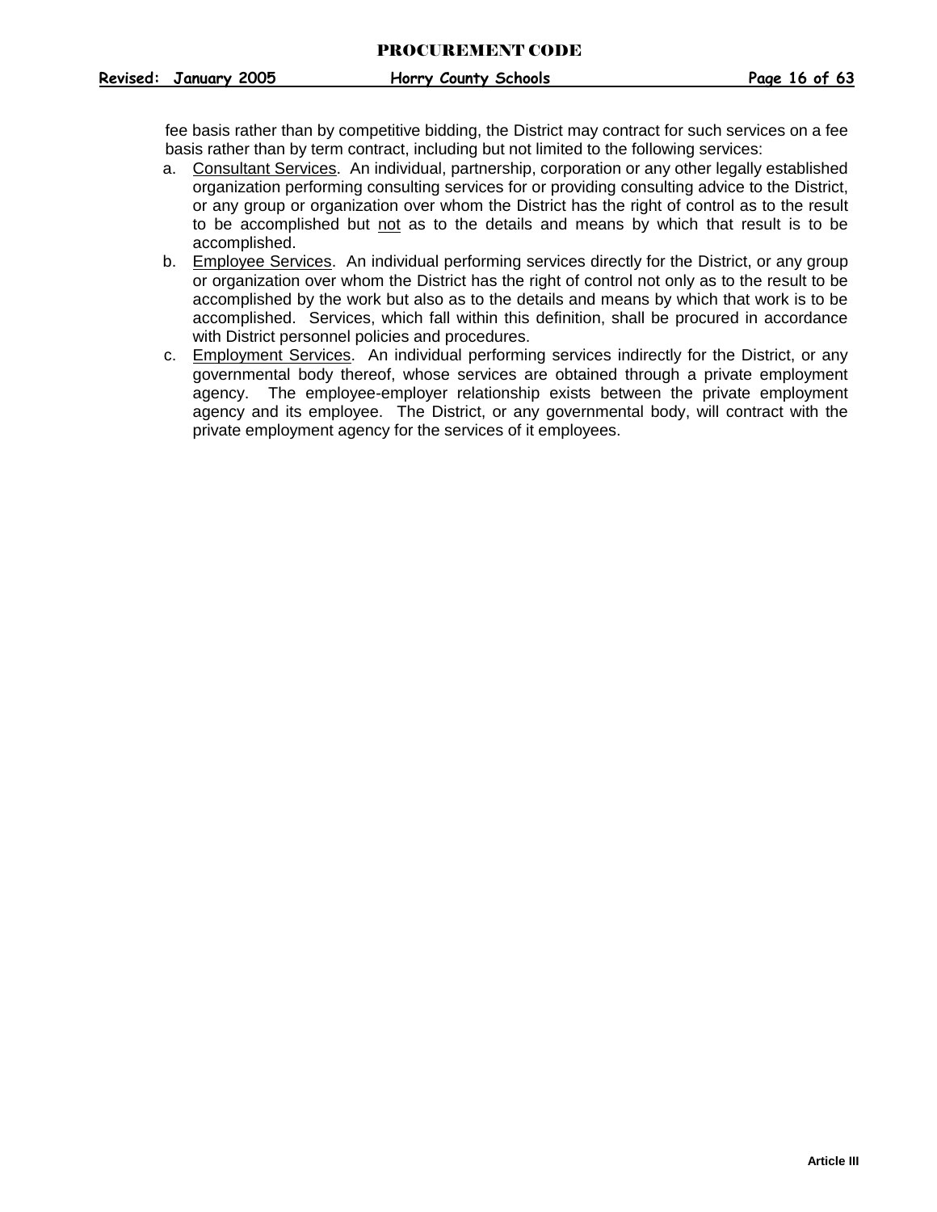fee basis rather than by competitive bidding, the District may contract for such services on a fee basis rather than by term contract, including but not limited to the following services:

a. Consultant Services. An individual, partnership, corporation or any other legally established organization performing consulting services for or providing consulting advice to the District, or any group or organization over whom the District has the right of control as to the result to be accomplished but not as to the details and means by which that result is to be accomplished.

b. Employee Services. An individual performing services directly for the District, or any group or organization over whom the District has the right of control not only as to the result to be accomplished by the work but also as to the details and means by which that work is to be accomplished. Services, which fall within this definition, shall be procured in accordance with District personnel policies and procedures.

c. Employment Services. An individual performing services indirectly for the District, or any governmental body thereof, whose services are obtained through a private employment agency. The employee-employer relationship exists between the private employment agency and its employee. The District, or any governmental body, will contract with the private employment agency for the services of it employees.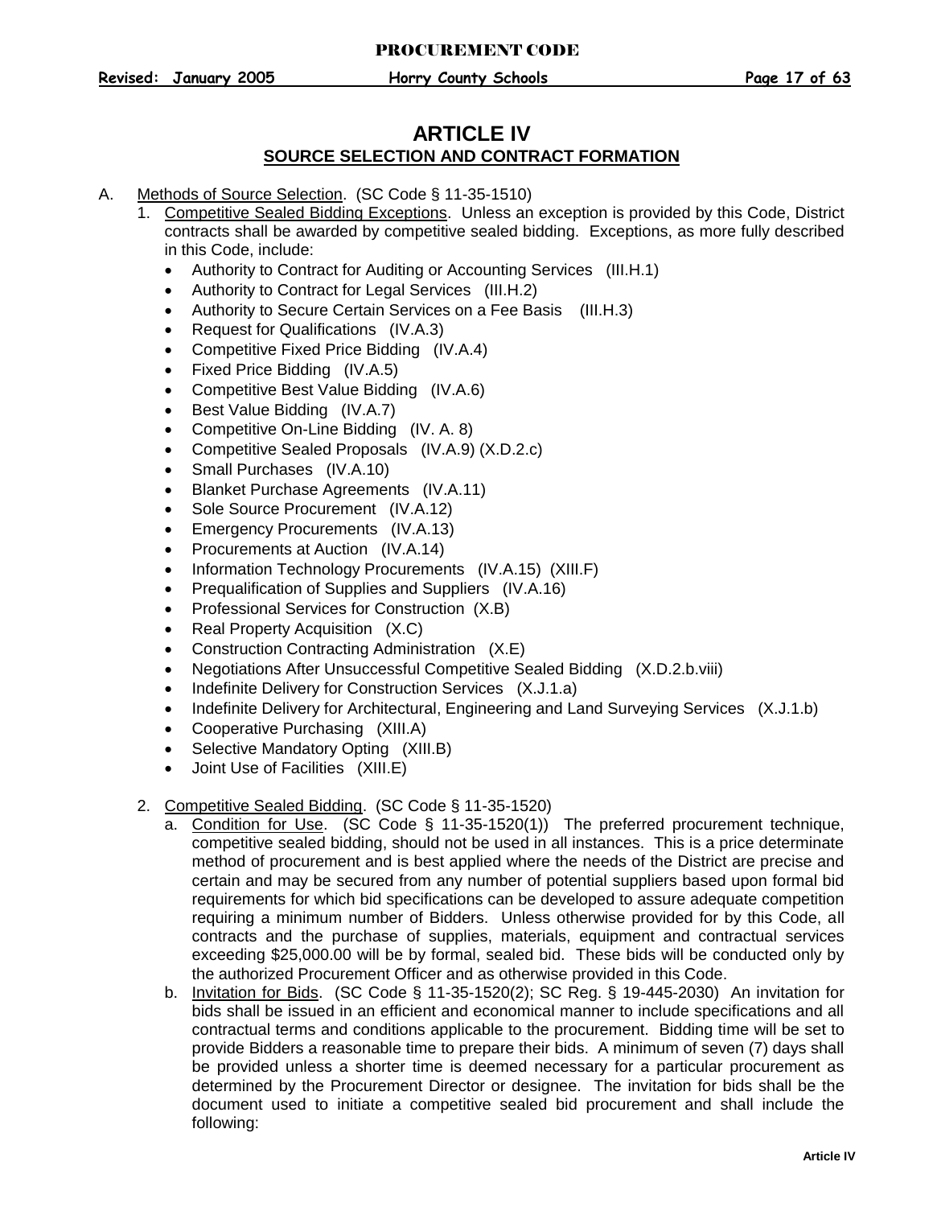# ARTICLE IV

## SOURCE SELECTION AND CONTRACT FORMATION

A. Methods of Source Selection. (SC Code § 11-35-1510)

1. Competitive Sealed Bidding Exceptions. Unless an exception is provided by this Code, District contracts shall be awarded by competitive sealed bidding. Exceptions, as more fully described in this Code, include:
   - Authority to Contract for Auditing or Accounting Services (III.H.1)
   - Authority to Contract for Legal Services (III.H.2)
   - Authority to Secure Certain Services on a Fee Basis (III.H.3)
   - Request for Qualifications (IV.A.3)
   - Competitive Fixed Price Bidding (IV.A.4)
   - Fixed Price Bidding (IV.A.5)
   - Competitive Best Value Bidding (IV.A.6)
   - Best Value Bidding (IV.A.7)
   - Competitive On-Line Bidding (IV. A. 8)
   - Competitive Sealed Proposals (IV.A.9) (X.D.2.c)
   - Small Purchases (IV.A.10)
   - Blanket Purchase Agreements (IV.A.11)
   - Sole Source Procurement (IV.A.12)
   - Emergency Procurements (IV.A.13)
   - Procurements at Auction (IV.A.14)
   - Information Technology Procurements (IV.A.15) (XIII.F)
   - Prequalification of Supplies and Suppliers (IV.A.16)
   - Professional Services for Construction (X.B)
   - Real Property Acquisition (X.C)
   - Construction Contracting Administration (X.E)
   - Negotiations After Unsuccessful Competitive Sealed Bidding (X.D.2.b.viii)
   - Indefinite Delivery for Construction Services (X.J.1.a)
   - Indefinite Delivery for Architectural, Engineering and Land Surveying Services (X.J.1.b)
   - Cooperative Purchasing (XIII.A)
   - Selective Mandatory Opting (XIII.B)
   - Joint Use of Facilities (XIII.E)

2. Competitive Sealed Bidding. (SC Code § 11-35-1520)
   a. Condition for Use. (SC Code § 11-35-1520(1)) The preferred procurement technique, competitive sealed bidding, should not be used in all instances. This is a price determinate method of procurement and is best applied where the needs of the District are precise and certain and may be secured from any number of potential suppliers based upon formal bid requirements for which bid specifications can be developed to assure adequate competition requiring a minimum number of Bidders. Unless otherwise provided for by this Code, all contracts and the purchase of supplies, materials, equipment and contractual services exceeding $25,000.00 will be by formal, sealed bid. These bids will be conducted only by the authorized Procurement Officer and as otherwise provided in this Code.
   b. Invitation for Bids. (SC Code § 11-35-1520(2); SC Reg. § 19-445-2030) An invitation for bids shall be issued in an efficient and economical manner to include specifications and all contractual terms and conditions applicable to the procurement. Bidding time will be set to provide Bidders a reasonable time to prepare their bids. A minimum of seven (7) days shall be provided unless a shorter time is deemed necessary for a particular procurement as determined by the Procurement Director or designee. The invitation for bids shall be the document used to initiate a competitive sealed bid procurement and shall include the following: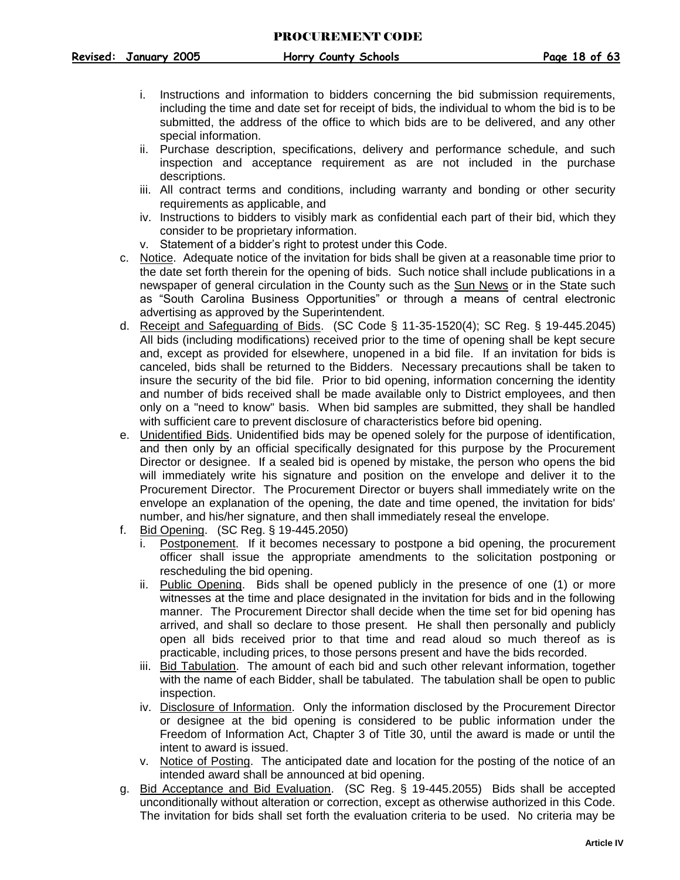i. Instructions and information to bidders concerning the bid submission requirements, including the time and date set for receipt of bids, the individual to whom the bid is to be submitted, the address of the office to which bids are to be delivered, and any other special information.
ii. Purchase description, specifications, delivery and performance schedule, and such inspection and acceptance requirement as are not included in the purchase descriptions.
iii. All contract terms and conditions, including warranty and bonding or other security requirements as applicable, and
iv. Instructions to bidders to visibly mark as confidential each part of their bid, which they consider to be proprietary information.
v. Statement of a bidder's right to protest under this Code.

c. Notice. Adequate notice of the invitation for bids shall be given at a reasonable time prior to the date set forth therein for the opening of bids. Such notice shall include publications in a newspaper of general circulation in the County such as the Sun News or in the State such as "South Carolina Business Opportunities" or through a means of central electronic advertising as approved by the Superintendent.

d. Receipt and Safeguarding of Bids. (SC Code § 11-35-1520(4); SC Reg. § 19-445.2045) All bids (including modifications) received prior to the time of opening shall be kept secure and, except as provided for elsewhere, unopened in a bid file. If an invitation for bids is canceled, bids shall be returned to the Bidders. Necessary precautions shall be taken to insure the security of the bid file. Prior to bid opening, information concerning the identity and number of bids received shall be made available only to District employees, and then only on a "need to know" basis. When bid samples are submitted, they shall be handled with sufficient care to prevent disclosure of characteristics before bid opening.

e. Unidentified Bids. Unidentified bids may be opened solely for the purpose of identification, and then only by an official specifically designated for this purpose by the Procurement Director or designee. If a sealed bid is opened by mistake, the person who opens the bid will immediately write his signature and position on the envelope and deliver it to the Procurement Director. The Procurement Director or buyers shall immediately write on the envelope an explanation of the opening, the date and time opened, the invitation for bids' number, and his/her signature, and then shall immediately reseal the envelope.

f. Bid Opening. (SC Reg. § 19-445.2050)
   i. Postponement. If it becomes necessary to postpone a bid opening, the procurement officer shall issue the appropriate amendments to the solicitation postponing or rescheduling the bid opening.
   ii. Public Opening. Bids shall be opened publicly in the presence of one (1) or more witnesses at the time and place designated in the invitation for bids and in the following manner. The Procurement Director shall decide when the time set for bid opening has arrived, and shall so declare to those present. He shall then personally and publicly open all bids received prior to that time and read aloud so much thereof as is practicable, including prices, to those persons present and have the bids recorded.
   iii. Bid Tabulation. The amount of each bid and such other relevant information, together with the name of each Bidder, shall be tabulated. The tabulation shall be open to public inspection.
   iv. Disclosure of Information. Only the information disclosed by the Procurement Director or designee at the bid opening is considered to be public information under the Freedom of Information Act, Chapter 3 of Title 30, until the award is made or until the intent to award is issued.
   v. Notice of Posting. The anticipated date and location for the posting of the notice of an intended award shall be announced at bid opening.

g. Bid Acceptance and Bid Evaluation. (SC Reg. § 19-445.2055) Bids shall be accepted unconditionally without alteration or correction, except as otherwise authorized in this Code. The invitation for bids shall set forth the evaluation criteria to be used. No criteria may be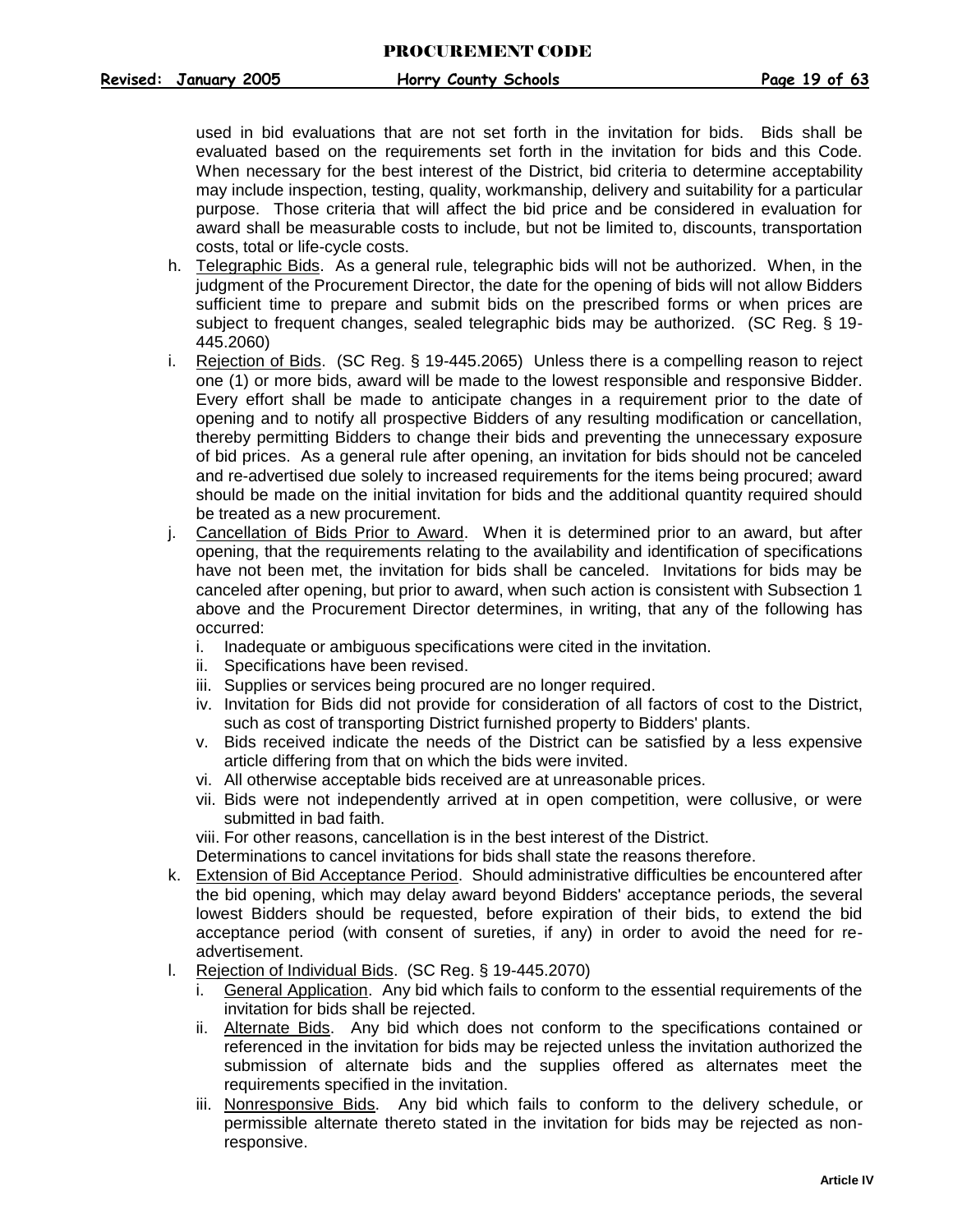used in bid evaluations that are not set forth in the invitation for bids. Bids shall be evaluated based on the requirements set forth in the invitation for bids and this Code. When necessary for the best interest of the District, bid criteria to determine acceptability may include inspection, testing, quality, workmanship, delivery and suitability for a particular purpose. Those criteria that will affect the bid price and be considered in evaluation for award shall be measurable costs to include, but not be limited to, discounts, transportation costs, total or life-cycle costs.

h. Telegraphic Bids. As a general rule, telegraphic bids will not be authorized. When, in the judgment of the Procurement Director, the date for the opening of bids will not allow Bidders sufficient time to prepare and submit bids on the prescribed forms or when prices are subject to frequent changes, sealed telegraphic bids may be authorized. (SC Reg. § 19-445.2060)

i. Rejection of Bids. (SC Reg. § 19-445.2065) Unless there is a compelling reason to reject one (1) or more bids, award will be made to the lowest responsible and responsive Bidder. Every effort shall be made to anticipate changes in a requirement prior to the date of opening and to notify all prospective Bidders of any resulting modification or cancellation, thereby permitting Bidders to change their bids and preventing the unnecessary exposure of bid prices. As a general rule after opening, an invitation for bids should not be canceled and re-advertised due solely to increased requirements for the items being procured; award should be made on the initial invitation for bids and the additional quantity required should be treated as a new procurement.

j. Cancellation of Bids Prior to Award. When it is determined prior to an award, but after opening, that the requirements relating to the availability and identification of specifications have not been met, the invitation for bids shall be canceled. Invitations for bids may be canceled after opening, but prior to award, when such action is consistent with Subsection 1 above and the Procurement Director determines, in writing, that any of the following has occurred:
   i. Inadequate or ambiguous specifications were cited in the invitation.
   ii. Specifications have been revised.
   iii. Supplies or services being procured are no longer required.
   iv. Invitation for Bids did not provide for consideration of all factors of cost to the District, such as cost of transporting District furnished property to Bidders' plants.
   v. Bids received indicate the needs of the District can be satisfied by a less expensive article differing from that on which the bids were invited.
   vi. All otherwise acceptable bids received are at unreasonable prices.
   vii. Bids were not independently arrived at in open competition, were collusive, or were submitted in bad faith.
   viii. For other reasons, cancellation is in the best interest of the District.

   Determinations to cancel invitations for bids shall state the reasons therefore.

k. Extension of Bid Acceptance Period. Should administrative difficulties be encountered after the bid opening, which may delay award beyond Bidders' acceptance periods, the several lowest Bidders should be requested, before expiration of their bids, to extend the bid acceptance period (with consent of sureties, if any) in order to avoid the need for re-advertisement.

l. Rejection of Individual Bids. (SC Reg. § 19-445.2070)
   i. General Application. Any bid which fails to conform to the essential requirements of the invitation for bids shall be rejected.
   ii. Alternate Bids. Any bid which does not conform to the specifications contained or referenced in the invitation for bids may be rejected unless the invitation authorized the submission of alternate bids and the supplies offered as alternates meet the requirements specified in the invitation.
   iii. Nonresponsive Bids. Any bid which fails to conform to the delivery schedule, or permissible alternate thereto stated in the invitation for bids may be rejected as non-responsive.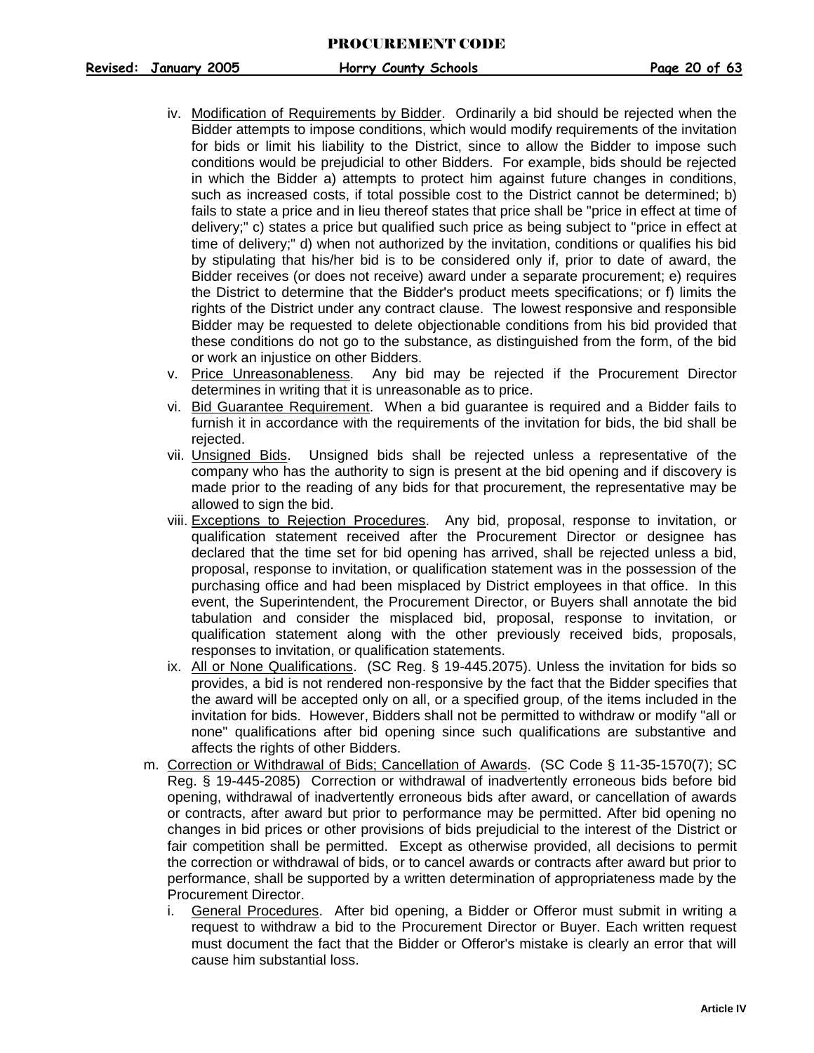iv. <u>Modification of Requirements by Bidder</u>. Ordinarily a bid should be rejected when the Bidder attempts to impose conditions, which would modify requirements of the invitation for bids or limit his liability to the District, since to allow the Bidder to impose such conditions would be prejudicial to other Bidders. For example, bids should be rejected in which the Bidder a) attempts to protect him against future changes in conditions, such as increased costs, if total possible cost to the District cannot be determined; b) fails to state a price and in lieu thereof states that price shall be "price in effect at time of delivery;" c) states a price but qualified such price as being subject to "price in effect at time of delivery;" d) when not authorized by the invitation, conditions or qualifies his bid by stipulating that his/her bid is to be considered only if, prior to date of award, the Bidder receives (or does not receive) award under a separate procurement; e) requires the District to determine that the Bidder's product meets specifications; or f) limits the rights of the District under any contract clause. The lowest responsive and responsible Bidder may be requested to delete objectionable conditions from his bid provided that these conditions do not go to the substance, as distinguished from the form, of the bid or work an injustice on other Bidders.

v. <u>Price Unreasonableness</u>. Any bid may be rejected if the Procurement Director determines in writing that it is unreasonable as to price.

vi. <u>Bid Guarantee Requirement</u>. When a bid guarantee is required and a Bidder fails to furnish it in accordance with the requirements of the invitation for bids, the bid shall be rejected.

vii. <u>Unsigned Bids</u>. Unsigned bids shall be rejected unless a representative of the company who has the authority to sign is present at the bid opening and if discovery is made prior to the reading of any bids for that procurement, the representative may be allowed to sign the bid.

viii. <u>Exceptions to Rejection Procedures</u>. Any bid, proposal, response to invitation, or qualification statement received after the Procurement Director or designee has declared that the time set for bid opening has arrived, shall be rejected unless a bid, proposal, response to invitation, or qualification statement was in the possession of the purchasing office and had been misplaced by District employees in that office. In this event, the Superintendent, the Procurement Director, or Buyers shall annotate the bid tabulation and consider the misplaced bid, proposal, response to invitation, or qualification statement along with the other previously received bids, proposals, responses to invitation, or qualification statements.

ix. <u>All or None Qualifications</u>. (SC Reg. § 19-445.2075). Unless the invitation for bids so provides, a bid is not rendered non-responsive by the fact that the Bidder specifies that the award will be accepted only on all, or a specified group, of the items included in the invitation for bids. However, Bidders shall not be permitted to withdraw or modify "all or none" qualifications after bid opening since such qualifications are substantive and affects the rights of other Bidders.

m. <u>Correction or Withdrawal of Bids; Cancellation of Awards</u>. (SC Code § 11-35-1570(7); SC Reg. § 19-445-2085) Correction or withdrawal of inadvertently erroneous bids before bid opening, withdrawal of inadvertently erroneous bids after award, or cancellation of awards or contracts, after award but prior to performance may be permitted. After bid opening no changes in bid prices or other provisions of bids prejudicial to the interest of the District or fair competition shall be permitted. Except as otherwise provided, all decisions to permit the correction or withdrawal of bids, or to cancel awards or contracts after award but prior to performance, shall be supported by a written determination of appropriateness made by the Procurement Director.

i. <u>General Procedures</u>. After bid opening, a Bidder or Offeror must submit in writing a request to withdraw a bid to the Procurement Director or Buyer. Each written request must document the fact that the Bidder or Offeror's mistake is clearly an error that will cause him substantial loss.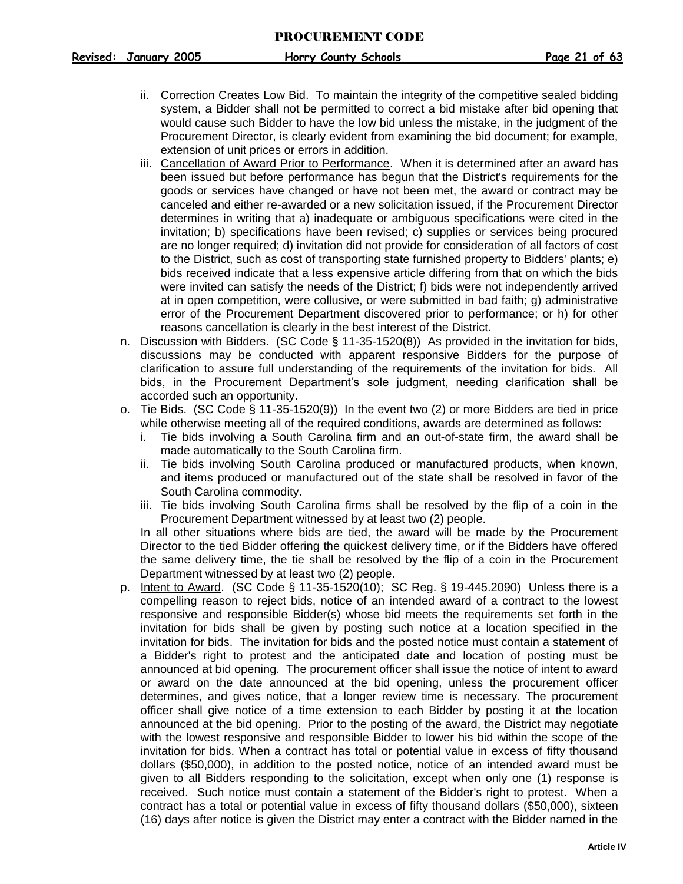- ii. <u>Correction Creates Low Bid</u>. To maintain the integrity of the competitive sealed bidding system, a Bidder shall not be permitted to correct a bid mistake after bid opening that would cause such Bidder to have the low bid unless the mistake, in the judgment of the Procurement Director, is clearly evident from examining the bid document; for example, extension of unit prices or errors in addition.
   - iii. <u>Cancellation of Award Prior to Performance</u>. When it is determined after an award has been issued but before performance has begun that the District's requirements for the goods or services have changed or have not been met, the award or contract may be canceled and either re-awarded or a new solicitation issued, if the Procurement Director determines in writing that a) inadequate or ambiguous specifications were cited in the invitation; b) specifications have been revised; c) supplies or services being procured are no longer required; d) invitation did not provide for consideration of all factors of cost to the District, such as cost of transporting state furnished property to Bidders' plants; e) bids received indicate that a less expensive article differing from that on which the bids were invited can satisfy the needs of the District; f) bids were not independently arrived at in open competition, were collusive, or were submitted in bad faith; g) administrative error of the Procurement Department discovered prior to performance; or h) for other reasons cancellation is clearly in the best interest of the District.

n. <u>Discussion with Bidders</u>. (SC Code § 11-35-1520(8)) As provided in the invitation for bids, discussions may be conducted with apparent responsive Bidders for the purpose of clarification to assure full understanding of the requirements of the invitation for bids. All bids, in the Procurement Department's sole judgment, needing clarification shall be accorded such an opportunity.

o. <u>Tie Bids</u>. (SC Code § 11-35-1520(9)) In the event two (2) or more Bidders are tied in price while otherwise meeting all of the required conditions, awards are determined as follows:
   - i. Tie bids involving a South Carolina firm and an out-of-state firm, the award shall be made automatically to the South Carolina firm.
   - ii. Tie bids involving South Carolina produced or manufactured products, when known, and items produced or manufactured out of the state shall be resolved in favor of the South Carolina commodity.
   - iii. Tie bids involving South Carolina firms shall be resolved by the flip of a coin in the Procurement Department witnessed by at least two (2) people.

   In all other situations where bids are tied, the award will be made by the Procurement Director to the tied Bidder offering the quickest delivery time, or if the Bidders have offered the same delivery time, the tie shall be resolved by the flip of a coin in the Procurement Department witnessed by at least two (2) people.

p. <u>Intent to Award</u>. (SC Code § 11-35-1520(10); SC Reg. § 19-445.2090) Unless there is a compelling reason to reject bids, notice of an intended award of a contract to the lowest responsive and responsible Bidder(s) whose bid meets the requirements set forth in the invitation for bids shall be given by posting such notice at a location specified in the invitation for bids. The invitation for bids and the posted notice must contain a statement of a Bidder's right to protest and the anticipated date and location of posting must be announced at bid opening. The procurement officer shall issue the notice of intent to award or award on the date announced at the bid opening, unless the procurement officer determines, and gives notice, that a longer review time is necessary. The procurement officer shall give notice of a time extension to each Bidder by posting it at the location announced at the bid opening. Prior to the posting of the award, the District may negotiate with the lowest responsive and responsible Bidder to lower his bid within the scope of the invitation for bids. When a contract has total or potential value in excess of fifty thousand dollars ($50,000), in addition to the posted notice, notice of an intended award must be given to all Bidders responding to the solicitation, except when only one (1) response is received. Such notice must contain a statement of the Bidder's right to protest. When a contract has a total or potential value in excess of fifty thousand dollars ($50,000), sixteen (16) days after notice is given the District may enter a contract with the Bidder named in the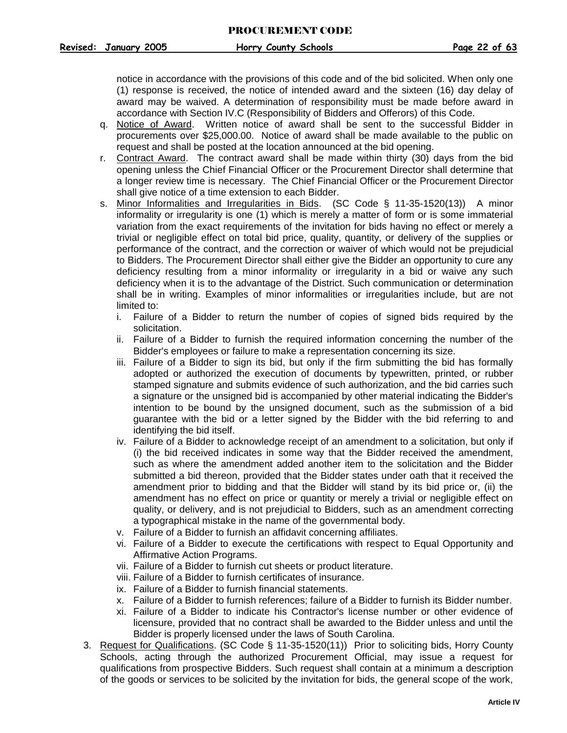notice in accordance with the provisions of this code and of the bid solicited. When only one (1) response is received, the notice of intended award and the sixteen (16) day delay of award may be waived. A determination of responsibility must be made before award in accordance with Section IV.C (Responsibility of Bidders and Offerors) of this Code.

q. Notice of Award. Written notice of award shall be sent to the successful Bidder in procurements over $25,000.00. Notice of award shall be made available to the public on request and shall be posted at the location announced at the bid opening.

r. Contract Award. The contract award shall be made within thirty (30) days from the bid opening unless the Chief Financial Officer or the Procurement Director shall determine that a longer review time is necessary. The Chief Financial Officer or the Procurement Director shall give notice of a time extension to each Bidder.

s. Minor Informalities and Irregularities in Bids. (SC Code § 11-35-1520(13)) A minor informality or irregularity is one (1) which is merely a matter of form or is some immaterial variation from the exact requirements of the invitation for bids having no effect or merely a trivial or negligible effect on total bid price, quality, quantity, or delivery of the supplies or performance of the contract, and the correction or waiver of which would not be prejudicial to Bidders. The Procurement Director shall either give the Bidder an opportunity to cure any deficiency resulting from a minor informality or irregularity in a bid or waive any such deficiency when it is to the advantage of the District. Such communication or determination shall be in writing. Examples of minor informalities or irregularities include, but are not limited to:

   i. Failure of a Bidder to return the number of copies of signed bids required by the solicitation.
   ii. Failure of a Bidder to furnish the required information concerning the number of the Bidder's employees or failure to make a representation concerning its size.
   iii. Failure of a Bidder to sign its bid, but only if the firm submitting the bid has formally adopted or authorized the execution of documents by typewritten, printed, or rubber stamped signature and submits evidence of such authorization, and the bid carries such a signature or the unsigned bid is accompanied by other material indicating the Bidder's intention to be bound by the unsigned document, such as the submission of a bid guarantee with the bid or a letter signed by the Bidder with the bid referring to and identifying the bid itself.
   iv. Failure of a Bidder to acknowledge receipt of an amendment to a solicitation, but only if (i) the bid received indicates in some way that the Bidder received the amendment, such as where the amendment added another item to the solicitation and the Bidder submitted a bid thereon, provided that the Bidder states under oath that it received the amendment prior to bidding and that the Bidder will stand by its bid price or, (ii) the amendment has no effect on price or quantity or merely a trivial or negligible effect on quality, or delivery, and is not prejudicial to Bidders, such as an amendment correcting a typographical mistake in the name of the governmental body.
   v. Failure of a Bidder to furnish an affidavit concerning affiliates.
   vi. Failure of a Bidder to execute the certifications with respect to Equal Opportunity and Affirmative Action Programs.
   vii. Failure of a Bidder to furnish cut sheets or product literature.
   viii. Failure of a Bidder to furnish certificates of insurance.
   ix. Failure of a Bidder to furnish financial statements.
   x. Failure of a Bidder to furnish references; failure of a Bidder to furnish its Bidder number.
   xi. Failure of a Bidder to indicate his Contractor's license number or other evidence of licensure, provided that no contract shall be awarded to the Bidder unless and until the Bidder is properly licensed under the laws of South Carolina.

3. Request for Qualifications. (SC Code § 11-35-1520(11)) Prior to soliciting bids, Horry County Schools, acting through the authorized Procurement Official, may issue a request for qualifications from prospective Bidders. Such request shall contain at a minimum a description of the goods or services to be solicited by the invitation for bids, the general scope of the work,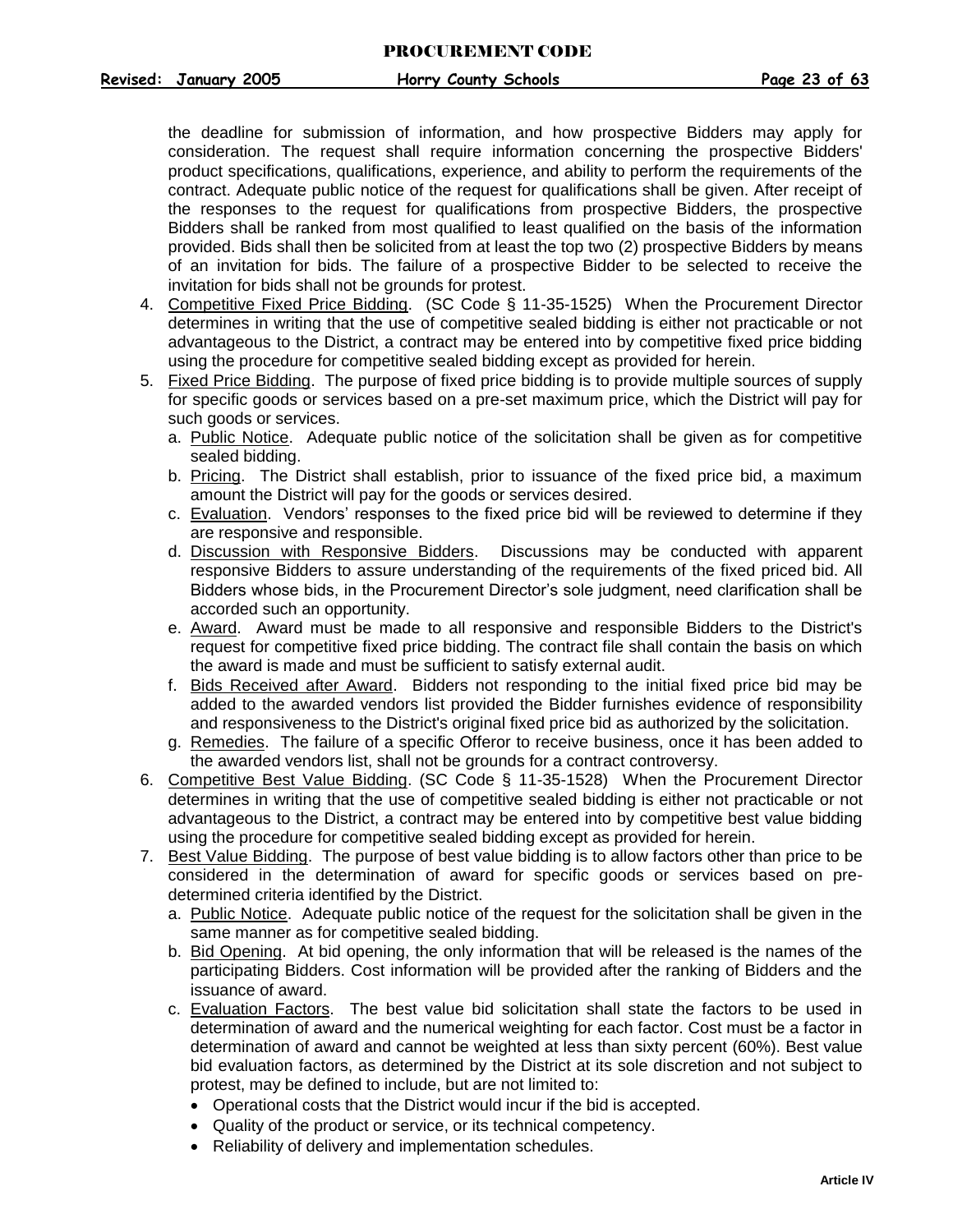the deadline for submission of information, and how prospective Bidders may apply for consideration. The request shall require information concerning the prospective Bidders' product specifications, qualifications, experience, and ability to perform the requirements of the contract. Adequate public notice of the request for qualifications shall be given. After receipt of the responses to the request for qualifications from prospective Bidders, the prospective Bidders shall be ranked from most qualified to least qualified on the basis of the information provided. Bids shall then be solicited from at least the top two (2) prospective Bidders by means of an invitation for bids. The failure of a prospective Bidder to be selected to receive the invitation for bids shall not be grounds for protest.

4. <u>Competitive Fixed Price Bidding</u>. (SC Code § 11-35-1525) When the Procurement Director determines in writing that the use of competitive sealed bidding is either not practicable or not advantageous to the District, a contract may be entered into by competitive fixed price bidding using the procedure for competitive sealed bidding except as provided for herein.
5. <u>Fixed Price Bidding</u>. The purpose of fixed price bidding is to provide multiple sources of supply for specific goods or services based on a pre-set maximum price, which the District will pay for such goods or services.
   a. <u>Public Notice</u>. Adequate public notice of the solicitation shall be given as for competitive sealed bidding.
   b. <u>Pricing</u>. The District shall establish, prior to issuance of the fixed price bid, a maximum amount the District will pay for the goods or services desired.
   c. <u>Evaluation</u>. Vendors' responses to the fixed price bid will be reviewed to determine if they are responsive and responsible.
   d. <u>Discussion with Responsive Bidders</u>. Discussions may be conducted with apparent responsive Bidders to assure understanding of the requirements of the fixed priced bid. All Bidders whose bids, in the Procurement Director's sole judgment, need clarification shall be accorded such an opportunity.
   e. <u>Award</u>. Award must be made to all responsive and responsible Bidders to the District's request for competitive fixed price bidding. The contract file shall contain the basis on which the award is made and must be sufficient to satisfy external audit.
   f. <u>Bids Received after Award</u>. Bidders not responding to the initial fixed price bid may be added to the awarded vendors list provided the Bidder furnishes evidence of responsibility and responsiveness to the District's original fixed price bid as authorized by the solicitation.
   g. <u>Remedies</u>. The failure of a specific Offeror to receive business, once it has been added to the awarded vendors list, shall not be grounds for a contract controversy.
6. <u>Competitive Best Value Bidding</u>. (SC Code § 11-35-1528) When the Procurement Director determines in writing that the use of competitive sealed bidding is either not practicable or not advantageous to the District, a contract may be entered into by competitive best value bidding using the procedure for competitive sealed bidding except as provided for herein.
7. <u>Best Value Bidding</u>. The purpose of best value bidding is to allow factors other than price to be considered in the determination of award for specific goods or services based on pre-determined criteria identified by the District.
   a. <u>Public Notice</u>. Adequate public notice of the request for the solicitation shall be given in the same manner as for competitive sealed bidding.
   b. <u>Bid Opening</u>. At bid opening, the only information that will be released is the names of the participating Bidders. Cost information will be provided after the ranking of Bidders and the issuance of award.
   c. <u>Evaluation Factors</u>. The best value bid solicitation shall state the factors to be used in determination of award and the numerical weighting for each factor. Cost must be a factor in determination of award and cannot be weighted at less than sixty percent (60%). Best value bid evaluation factors, as determined by the District at its sole discretion and not subject to protest, may be defined to include, but are not limited to:
      - Operational costs that the District would incur if the bid is accepted.
      - Quality of the product or service, or its technical competency.
      - Reliability of delivery and implementation schedules.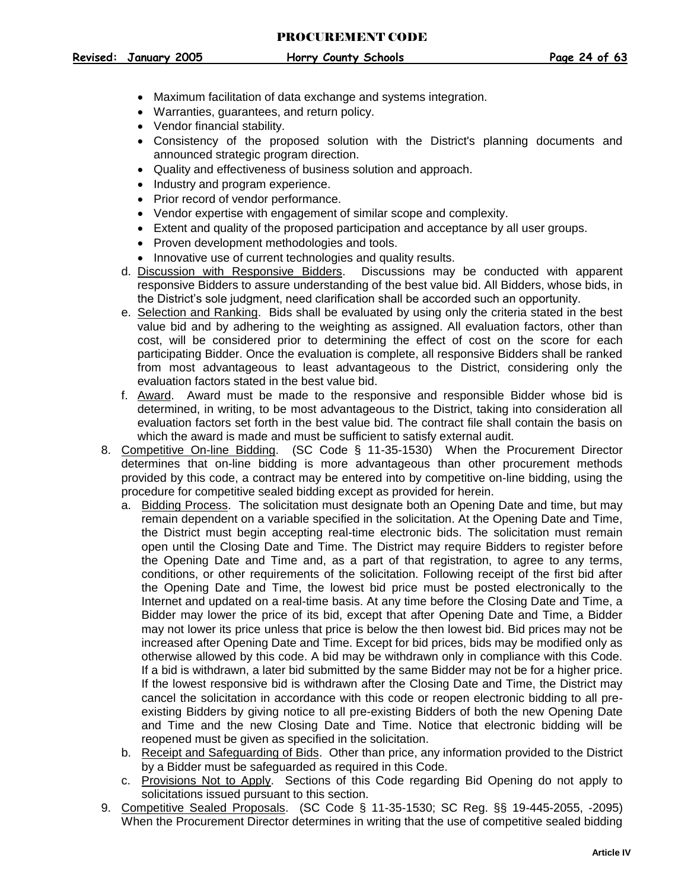- Maximum facilitation of data exchange and systems integration.
- Warranties, guarantees, and return policy.
- Vendor financial stability.
- Consistency of the proposed solution with the District's planning documents and announced strategic program direction.
- Quality and effectiveness of business solution and approach.
- Industry and program experience.
- Prior record of vendor performance.
- Vendor expertise with engagement of similar scope and complexity.
- Extent and quality of the proposed participation and acceptance by all user groups.
- Proven development methodologies and tools.
- Innovative use of current technologies and quality results.

d. Discussion with Responsive Bidders. Discussions may be conducted with apparent responsive Bidders to assure understanding of the best value bid. All Bidders, whose bids, in the District's sole judgment, need clarification shall be accorded such an opportunity.

e. Selection and Ranking. Bids shall be evaluated by using only the criteria stated in the best value bid and by adhering to the weighting as assigned. All evaluation factors, other than cost, will be considered prior to determining the effect of cost on the score for each participating Bidder. Once the evaluation is complete, all responsive Bidders shall be ranked from most advantageous to least advantageous to the District, considering only the evaluation factors stated in the best value bid.

f. Award. Award must be made to the responsive and responsible Bidder whose bid is determined, in writing, to be most advantageous to the District, taking into consideration all evaluation factors set forth in the best value bid. The contract file shall contain the basis on which the award is made and must be sufficient to satisfy external audit.

8. Competitive On-line Bidding. (SC Code § 11-35-1530) When the Procurement Director determines that on-line bidding is more advantageous than other procurement methods provided by this code, a contract may be entered into by competitive on-line bidding, using the procedure for competitive sealed bidding except as provided for herein.

   a. Bidding Process. The solicitation must designate both an Opening Date and time, but may remain dependent on a variable specified in the solicitation. At the Opening Date and Time, the District must begin accepting real-time electronic bids. The solicitation must remain open until the Closing Date and Time. The District may require Bidders to register before the Opening Date and Time and, as a part of that registration, to agree to any terms, conditions, or other requirements of the solicitation. Following receipt of the first bid after the Opening Date and Time, the lowest bid price must be posted electronically to the Internet and updated on a real-time basis. At any time before the Closing Date and Time, a Bidder may lower the price of its bid, except that after Opening Date and Time, a Bidder may not lower its price unless that price is below the then lowest bid. Bid prices may not be increased after Opening Date and Time. Except for bid prices, bids may be modified only as otherwise allowed by this code. A bid may be withdrawn only in compliance with this Code. If a bid is withdrawn, a later bid submitted by the same Bidder may not be for a higher price. If the lowest responsive bid is withdrawn after the Closing Date and Time, the District may cancel the solicitation in accordance with this code or reopen electronic bidding to all pre-existing Bidders by giving notice to all pre-existing Bidders of both the new Opening Date and Time and the new Closing Date and Time. Notice that electronic bidding will be reopened must be given as specified in the solicitation.

   b. Receipt and Safeguarding of Bids. Other than price, any information provided to the District by a Bidder must be safeguarded as required in this Code.

   c. Provisions Not to Apply. Sections of this Code regarding Bid Opening do not apply to solicitations issued pursuant to this section.

9. Competitive Sealed Proposals. (SC Code § 11-35-1530; SC Reg. §§ 19-445-2055, -2095) When the Procurement Director determines in writing that the use of competitive sealed bidding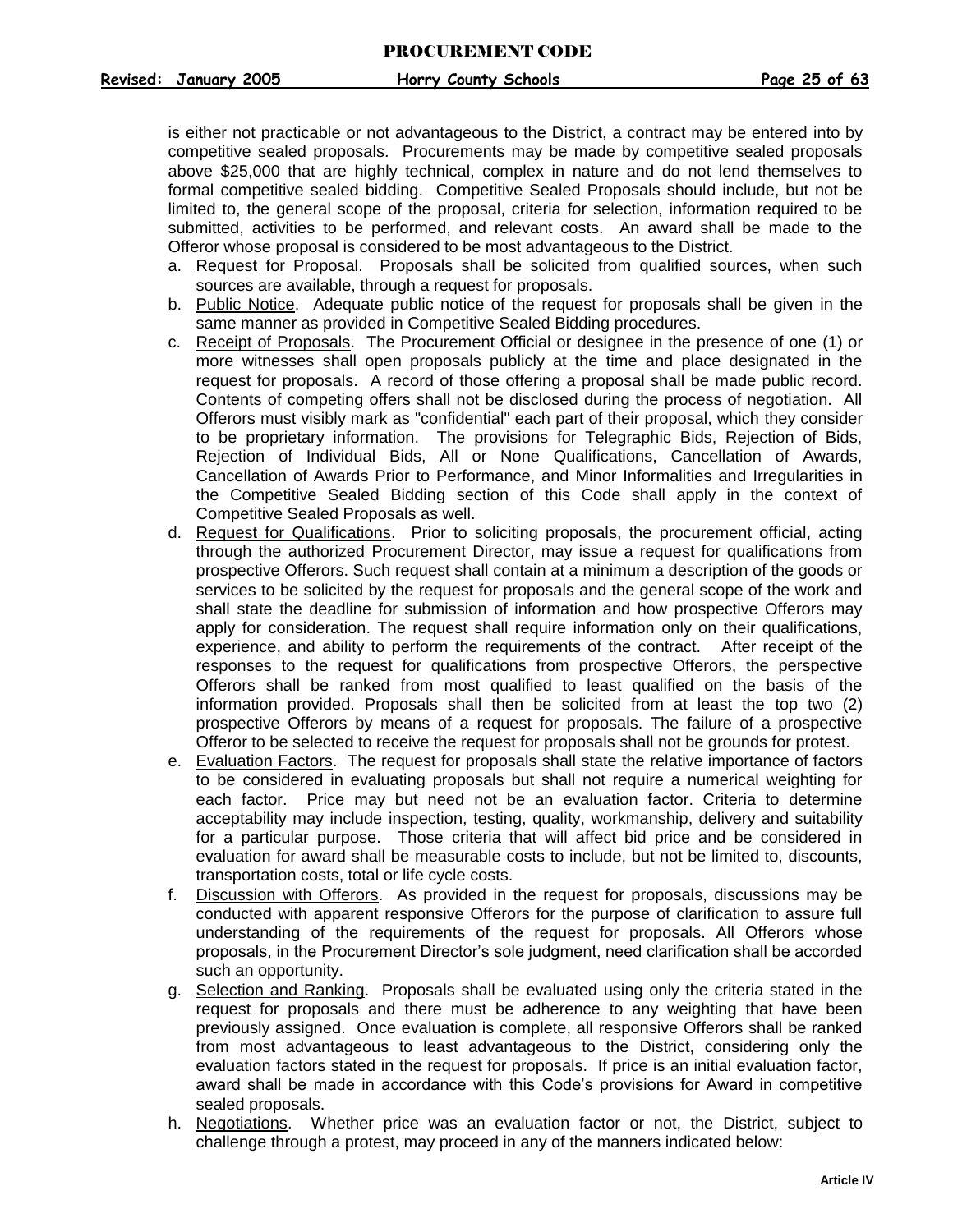is either not practicable or not advantageous to the District, a contract may be entered into by competitive sealed proposals. Procurements may be made by competitive sealed proposals above $25,000 that are highly technical, complex in nature and do not lend themselves to formal competitive sealed bidding. Competitive Sealed Proposals should include, but not be limited to, the general scope of the proposal, criteria for selection, information required to be submitted, activities to be performed, and relevant costs. An award shall be made to the Offeror whose proposal is considered to be most advantageous to the District.

a. Request for Proposal. Proposals shall be solicited from qualified sources, when such sources are available, through a request for proposals.
b. Public Notice. Adequate public notice of the request for proposals shall be given in the same manner as provided in Competitive Sealed Bidding procedures.
c. Receipt of Proposals. The Procurement Official or designee in the presence of one (1) or more witnesses shall open proposals publicly at the time and place designated in the request for proposals. A record of those offering a proposal shall be made public record. Contents of competing offers shall not be disclosed during the process of negotiation. All Offerors must visibly mark as "confidential" each part of their proposal, which they consider to be proprietary information. The provisions for Telegraphic Bids, Rejection of Bids, Rejection of Individual Bids, All or None Qualifications, Cancellation of Awards, Cancellation of Awards Prior to Performance, and Minor Informalities and Irregularities in the Competitive Sealed Bidding section of this Code shall apply in the context of Competitive Sealed Proposals as well.
d. Request for Qualifications. Prior to soliciting proposals, the procurement official, acting through the authorized Procurement Director, may issue a request for qualifications from prospective Offerors. Such request shall contain at a minimum a description of the goods or services to be solicited by the request for proposals and the general scope of the work and shall state the deadline for submission of information and how prospective Offerors may apply for consideration. The request shall require information only on their qualifications, experience, and ability to perform the requirements of the contract. After receipt of the responses to the request for qualifications from prospective Offerors, the perspective Offerors shall be ranked from most qualified to least qualified on the basis of the information provided. Proposals shall then be solicited from at least the top two (2) prospective Offerors by means of a request for proposals. The failure of a prospective Offeror to be selected to receive the request for proposals shall not be grounds for protest.
e. Evaluation Factors. The request for proposals shall state the relative importance of factors to be considered in evaluating proposals but shall not require a numerical weighting for each factor. Price may but need not be an evaluation factor. Criteria to determine acceptability may include inspection, testing, quality, workmanship, delivery and suitability for a particular purpose. Those criteria that will affect bid price and be considered in evaluation for award shall be measurable costs to include, but not be limited to, discounts, transportation costs, total or life cycle costs.
f. Discussion with Offerors. As provided in the request for proposals, discussions may be conducted with apparent responsive Offerors for the purpose of clarification to assure full understanding of the requirements of the request for proposals. All Offerors whose proposals, in the Procurement Director's sole judgment, need clarification shall be accorded such an opportunity.
g. Selection and Ranking. Proposals shall be evaluated using only the criteria stated in the request for proposals and there must be adherence to any weighting that have been previously assigned. Once evaluation is complete, all responsive Offerors shall be ranked from most advantageous to least advantageous to the District, considering only the evaluation factors stated in the request for proposals. If price is an initial evaluation factor, award shall be made in accordance with this Code's provisions for Award in competitive sealed proposals.
h. Negotiations. Whether price was an evaluation factor or not, the District, subject to challenge through a protest, may proceed in any of the manners indicated below: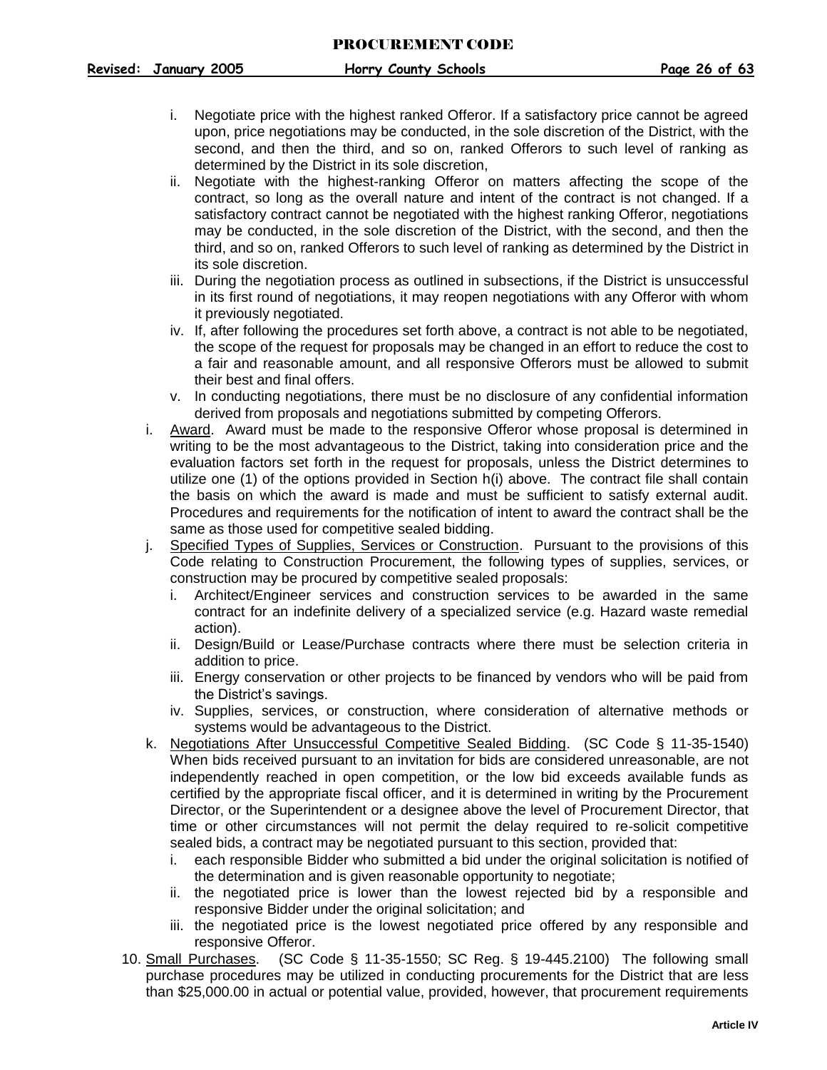i. Negotiate price with the highest ranked Offeror. If a satisfactory price cannot be agreed upon, price negotiations may be conducted, in the sole discretion of the District, with the second, and then the third, and so on, ranked Offerors to such level of ranking as determined by the District in its sole discretion,
   ii. Negotiate with the highest-ranking Offeror on matters affecting the scope of the contract, so long as the overall nature and intent of the contract is not changed. If a satisfactory contract cannot be negotiated with the highest ranking Offeror, negotiations may be conducted, in the sole discretion of the District, with the second, and then the third, and so on, ranked Offerors to such level of ranking as determined by the District in its sole discretion.
   iii. During the negotiation process as outlined in subsections, if the District is unsuccessful in its first round of negotiations, it may reopen negotiations with any Offeror with whom it previously negotiated.
   iv. If, after following the procedures set forth above, a contract is not able to be negotiated, the scope of the request for proposals may be changed in an effort to reduce the cost to a fair and reasonable amount, and all responsive Offerors must be allowed to submit their best and final offers.
   v. In conducting negotiations, there must be no disclosure of any confidential information derived from proposals and negotiations submitted by competing Offerors.

i. Award. Award must be made to the responsive Offeror whose proposal is determined in writing to be the most advantageous to the District, taking into consideration price and the evaluation factors set forth in the request for proposals, unless the District determines to utilize one (1) of the options provided in Section h(i) above. The contract file shall contain the basis on which the award is made and must be sufficient to satisfy external audit. Procedures and requirements for the notification of intent to award the contract shall be the same as those used for competitive sealed bidding.

j. Specified Types of Supplies, Services or Construction. Pursuant to the provisions of this Code relating to Construction Procurement, the following types of supplies, services, or construction may be procured by competitive sealed proposals:
   i. Architect/Engineer services and construction services to be awarded in the same contract for an indefinite delivery of a specialized service (e.g. Hazard waste remedial action).
   ii. Design/Build or Lease/Purchase contracts where there must be selection criteria in addition to price.
   iii. Energy conservation or other projects to be financed by vendors who will be paid from the District's savings.
   iv. Supplies, services, or construction, where consideration of alternative methods or systems would be advantageous to the District.

k. Negotiations After Unsuccessful Competitive Sealed Bidding. (SC Code § 11-35-1540) When bids received pursuant to an invitation for bids are considered unreasonable, are not independently reached in open competition, or the low bid exceeds available funds as certified by the appropriate fiscal officer, and it is determined in writing by the Procurement Director, or the Superintendent or a designee above the level of Procurement Director, that time or other circumstances will not permit the delay required to re-solicit competitive sealed bids, a contract may be negotiated pursuant to this section, provided that:
   i. each responsible Bidder who submitted a bid under the original solicitation is notified of the determination and is given reasonable opportunity to negotiate;
   ii. the negotiated price is lower than the lowest rejected bid by a responsible and responsive Bidder under the original solicitation; and
   iii. the negotiated price is the lowest negotiated price offered by any responsible and responsive Offeror.

10. Small Purchases. (SC Code § 11-35-1550; SC Reg. § 19-445.2100) The following small purchase procedures may be utilized in conducting procurements for the District that are less than $25,000.00 in actual or potential value, provided, however, that procurement requirements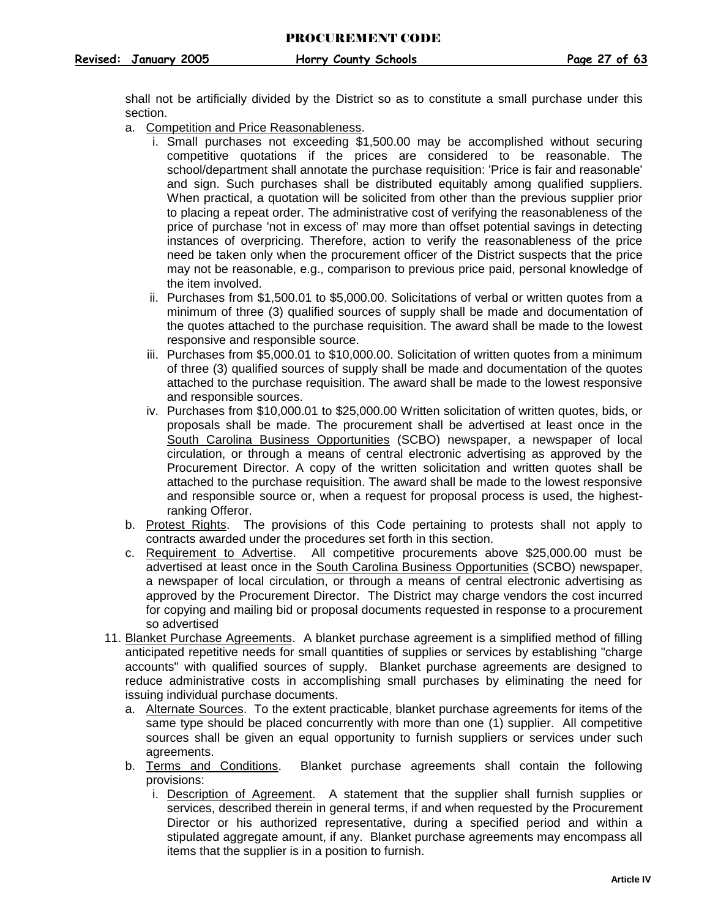shall not be artificially divided by the District so as to constitute a small purchase under this section.

a. Competition and Price Reasonableness.
   i. Small purchases not exceeding $1,500.00 may be accomplished without securing competitive quotations if the prices are considered to be reasonable. The school/department shall annotate the purchase requisition: 'Price is fair and reasonable' and sign. Such purchases shall be distributed equitably among qualified suppliers. When practical, a quotation will be solicited from other than the previous supplier prior to placing a repeat order. The administrative cost of verifying the reasonableness of the price of purchase 'not in excess of' may more than offset potential savings in detecting instances of overpricing. Therefore, action to verify the reasonableness of the price need be taken only when the procurement officer of the District suspects that the price may not be reasonable, e.g., comparison to previous price paid, personal knowledge of the item involved.
   ii. Purchases from $1,500.01 to $5,000.00. Solicitations of verbal or written quotes from a minimum of three (3) qualified sources of supply shall be made and documentation of the quotes attached to the purchase requisition. The award shall be made to the lowest responsive and responsible source.
   iii. Purchases from $5,000.01 to $10,000.00. Solicitation of written quotes from a minimum of three (3) qualified sources of supply shall be made and documentation of the quotes attached to the purchase requisition. The award shall be made to the lowest responsive and responsible sources.
   iv. Purchases from $10,000.01 to $25,000.00 Written solicitation of written quotes, bids, or proposals shall be made. The procurement shall be advertised at least once in the South Carolina Business Opportunities (SCBO) newspaper, a newspaper of local circulation, or through a means of central electronic advertising as approved by the Procurement Director. A copy of the written solicitation and written quotes shall be attached to the purchase requisition. The award shall be made to the lowest responsive and responsible source or, when a request for proposal process is used, the highest-ranking Offeror.
b. Protest Rights. The provisions of this Code pertaining to protests shall not apply to contracts awarded under the procedures set forth in this section.
c. Requirement to Advertise. All competitive procurements above $25,000.00 must be advertised at least once in the South Carolina Business Opportunities (SCBO) newspaper, a newspaper of local circulation, or through a means of central electronic advertising as approved by the Procurement Director. The District may charge vendors the cost incurred for copying and mailing bid or proposal documents requested in response to a procurement so advertised

11. Blanket Purchase Agreements. A blanket purchase agreement is a simplified method of filling anticipated repetitive needs for small quantities of supplies or services by establishing "charge accounts" with qualified sources of supply. Blanket purchase agreements are designed to reduce administrative costs in accomplishing small purchases by eliminating the need for issuing individual purchase documents.
    a. Alternate Sources. To the extent practicable, blanket purchase agreements for items of the same type should be placed concurrently with more than one (1) supplier. All competitive sources shall be given an equal opportunity to furnish suppliers or services under such agreements.
    b. Terms and Conditions. Blanket purchase agreements shall contain the following provisions:
       i. Description of Agreement. A statement that the supplier shall furnish supplies or services, described therein in general terms, if and when requested by the Procurement Director or his authorized representative, during a specified period and within a stipulated aggregate amount, if any. Blanket purchase agreements may encompass all items that the supplier is in a position to furnish.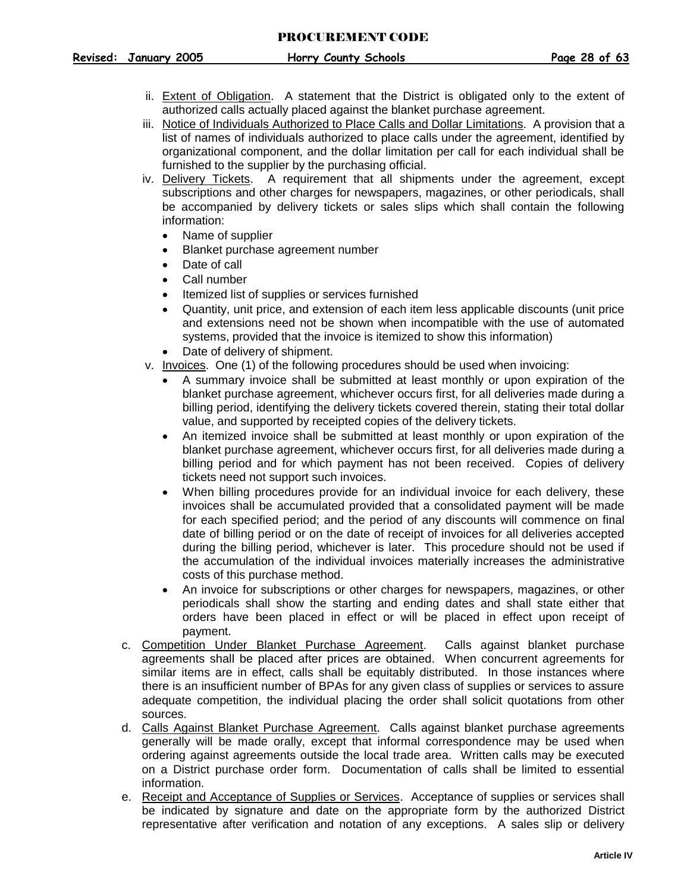ii. <u>Extent of Obligation</u>. A statement that the District is obligated only to the extent of authorized calls actually placed against the blanket purchase agreement.

iii. <u>Notice of Individuals Authorized to Place Calls and Dollar Limitations</u>. A provision that a list of names of individuals authorized to place calls under the agreement, identified by organizational component, and the dollar limitation per call for each individual shall be furnished to the supplier by the purchasing official.

iv. <u>Delivery Tickets</u>. A requirement that all shipments under the agreement, except subscriptions and other charges for newspapers, magazines, or other periodicals, shall be accompanied by delivery tickets or sales slips which shall contain the following information:

- Name of supplier
- Blanket purchase agreement number
- Date of call
- Call number
- Itemized list of supplies or services furnished
- Quantity, unit price, and extension of each item less applicable discounts (unit price and extensions need not be shown when incompatible with the use of automated systems, provided that the invoice is itemized to show this information)
- Date of delivery of shipment.

v. <u>Invoices</u>. One (1) of the following procedures should be used when invoicing:

- A summary invoice shall be submitted at least monthly or upon expiration of the blanket purchase agreement, whichever occurs first, for all deliveries made during a billing period, identifying the delivery tickets covered therein, stating their total dollar value, and supported by receipted copies of the delivery tickets.
- An itemized invoice shall be submitted at least monthly or upon expiration of the blanket purchase agreement, whichever occurs first, for all deliveries made during a billing period and for which payment has not been received. Copies of delivery tickets need not support such invoices.
- When billing procedures provide for an individual invoice for each delivery, these invoices shall be accumulated provided that a consolidated payment will be made for each specified period; and the period of any discounts will commence on final date of billing period or on the date of receipt of invoices for all deliveries accepted during the billing period, whichever is later. This procedure should not be used if the accumulation of the individual invoices materially increases the administrative costs of this purchase method.
- An invoice for subscriptions or other charges for newspapers, magazines, or other periodicals shall show the starting and ending dates and shall state either that orders have been placed in effect or will be placed in effect upon receipt of payment.

c. <u>Competition Under Blanket Purchase Agreement</u>. Calls against blanket purchase agreements shall be placed after prices are obtained. When concurrent agreements for similar items are in effect, calls shall be equitably distributed. In those instances where there is an insufficient number of BPAs for any given class of supplies or services to assure adequate competition, the individual placing the order shall solicit quotations from other sources.

d. <u>Calls Against Blanket Purchase Agreement</u>. Calls against blanket purchase agreements generally will be made orally, except that informal correspondence may be used when ordering against agreements outside the local trade area. Written calls may be executed on a District purchase order form. Documentation of calls shall be limited to essential information.

e. <u>Receipt and Acceptance of Supplies or Services</u>. Acceptance of supplies or services shall be indicated by signature and date on the appropriate form by the authorized District representative after verification and notation of any exceptions. A sales slip or delivery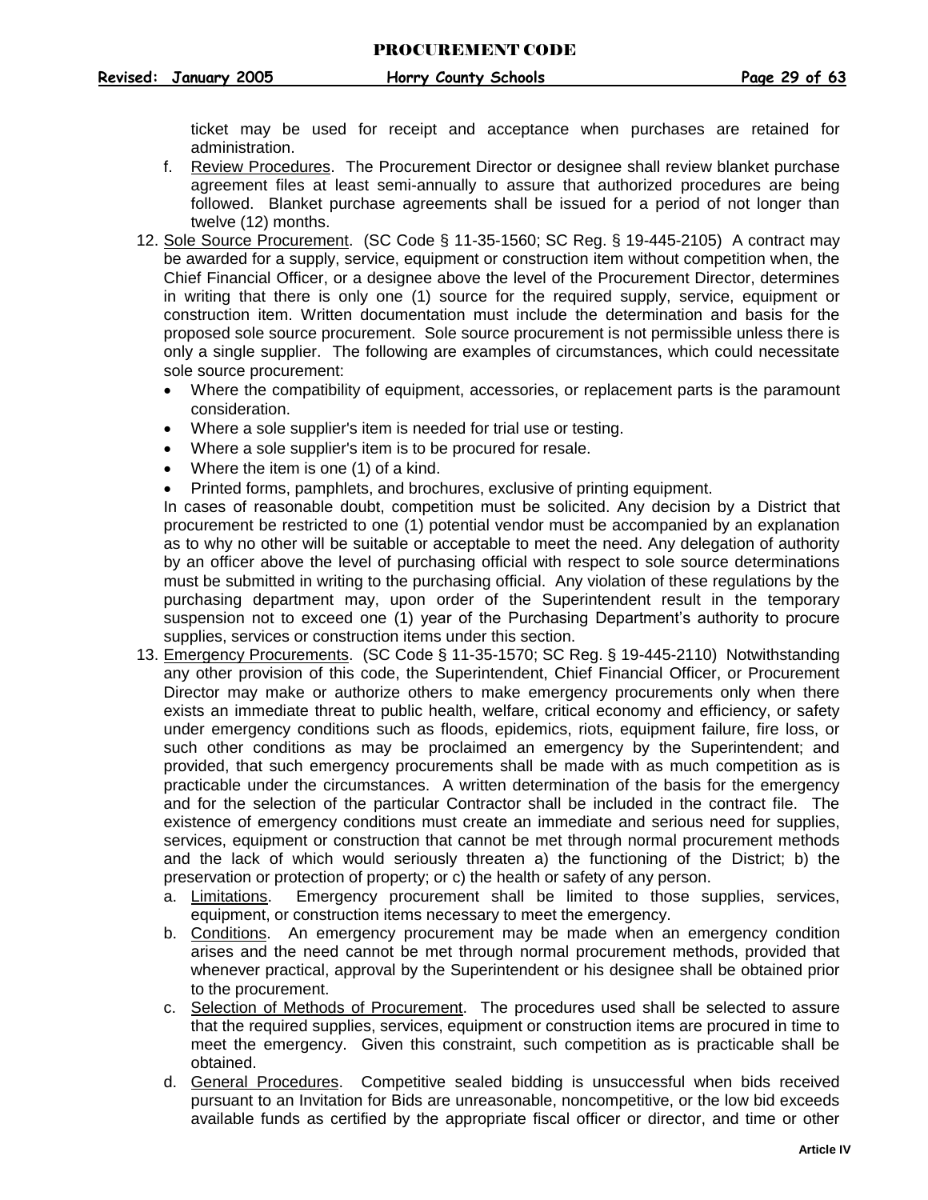ticket may be used for receipt and acceptance when purchases are retained for administration.

f. Review Procedures. The Procurement Director or designee shall review blanket purchase agreement files at least semi-annually to assure that authorized procedures are being followed. Blanket purchase agreements shall be issued for a period of not longer than twelve (12) months.

12. Sole Source Procurement. (SC Code § 11-35-1560; SC Reg. § 19-445-2105) A contract may be awarded for a supply, service, equipment or construction item without competition when, the Chief Financial Officer, or a designee above the level of the Procurement Director, determines in writing that there is only one (1) source for the required supply, service, equipment or construction item. Written documentation must include the determination and basis for the proposed sole source procurement. Sole source procurement is not permissible unless there is only a single supplier. The following are examples of circumstances, which could necessitate sole source procurement:
   - Where the compatibility of equipment, accessories, or replacement parts is the paramount consideration.
   - Where a sole supplier's item is needed for trial use or testing.
   - Where a sole supplier's item is to be procured for resale.
   - Where the item is one (1) of a kind.
   - Printed forms, pamphlets, and brochures, exclusive of printing equipment.

   In cases of reasonable doubt, competition must be solicited. Any decision by a District that procurement be restricted to one (1) potential vendor must be accompanied by an explanation as to why no other will be suitable or acceptable to meet the need. Any delegation of authority by an officer above the level of purchasing official with respect to sole source determinations must be submitted in writing to the purchasing official. Any violation of these regulations by the purchasing department may, upon order of the Superintendent result in the temporary suspension not to exceed one (1) year of the Purchasing Department's authority to procure supplies, services or construction items under this section.

13. Emergency Procurements. (SC Code § 11-35-1570; SC Reg. § 19-445-2110) Notwithstanding any other provision of this code, the Superintendent, Chief Financial Officer, or Procurement Director may make or authorize others to make emergency procurements only when there exists an immediate threat to public health, welfare, critical economy and efficiency, or safety under emergency conditions such as floods, epidemics, riots, equipment failure, fire loss, or such other conditions as may be proclaimed an emergency by the Superintendent; and provided, that such emergency procurements shall be made with as much competition as is practicable under the circumstances. A written determination of the basis for the emergency and for the selection of the particular Contractor shall be included in the contract file. The existence of emergency conditions must create an immediate and serious need for supplies, services, equipment or construction that cannot be met through normal procurement methods and the lack of which would seriously threaten a) the functioning of the District; b) the preservation or protection of property; or c) the health or safety of any person.

   a. Limitations. Emergency procurement shall be limited to those supplies, services, equipment, or construction items necessary to meet the emergency.

   b. Conditions. An emergency procurement may be made when an emergency condition arises and the need cannot be met through normal procurement methods, provided that whenever practical, approval by the Superintendent or his designee shall be obtained prior to the procurement.

   c. Selection of Methods of Procurement. The procedures used shall be selected to assure that the required supplies, services, equipment or construction items are procured in time to meet the emergency. Given this constraint, such competition as is practicable shall be obtained.

   d. General Procedures. Competitive sealed bidding is unsuccessful when bids received pursuant to an Invitation for Bids are unreasonable, noncompetitive, or the low bid exceeds available funds as certified by the appropriate fiscal officer or director, and time or other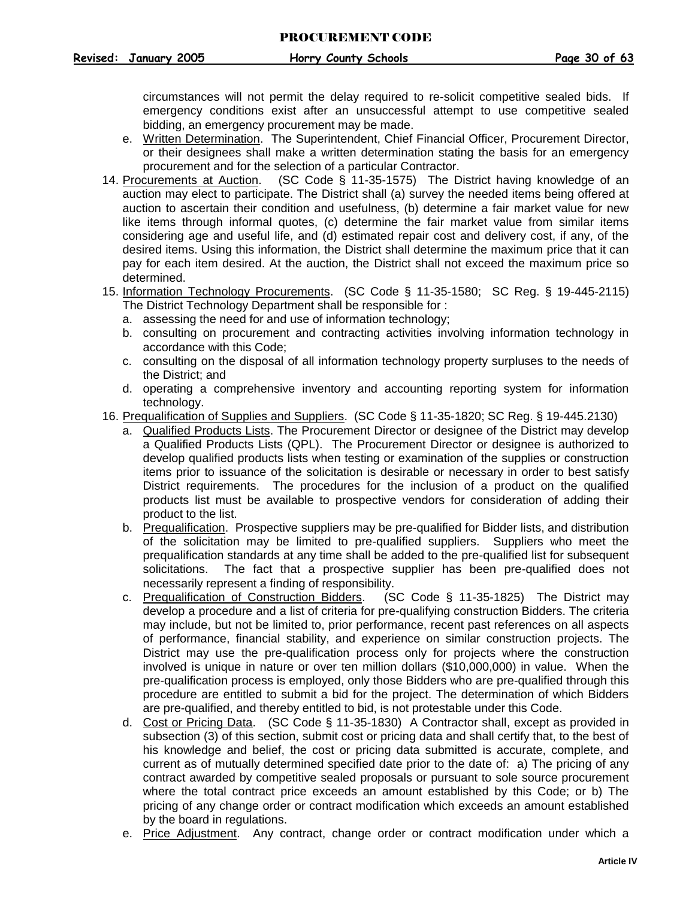circumstances will not permit the delay required to re-solicit competitive sealed bids. If emergency conditions exist after an unsuccessful attempt to use competitive sealed bidding, an emergency procurement may be made.

   e. Written Determination. The Superintendent, Chief Financial Officer, Procurement Director, or their designees shall make a written determination stating the basis for an emergency procurement and for the selection of a particular Contractor.

14. Procurements at Auction. (SC Code § 11-35-1575) The District having knowledge of an auction may elect to participate. The District shall (a) survey the needed items being offered at auction to ascertain their condition and usefulness, (b) determine a fair market value for new like items through informal quotes, (c) determine the fair market value from similar items considering age and useful life, and (d) estimated repair cost and delivery cost, if any, of the desired items. Using this information, the District shall determine the maximum price that it can pay for each item desired. At the auction, the District shall not exceed the maximum price so determined.

15. Information Technology Procurements. (SC Code § 11-35-1580; SC Reg. § 19-445-2115) The District Technology Department shall be responsible for :
   a. assessing the need for and use of information technology;
   b. consulting on procurement and contracting activities involving information technology in accordance with this Code;
   c. consulting on the disposal of all information technology property surpluses to the needs of the District; and
   d. operating a comprehensive inventory and accounting reporting system for information technology.

16. Prequalification of Supplies and Suppliers. (SC Code § 11-35-1820; SC Reg. § 19-445.2130)
   a. Qualified Products Lists. The Procurement Director or designee of the District may develop a Qualified Products Lists (QPL). The Procurement Director or designee is authorized to develop qualified products lists when testing or examination of the supplies or construction items prior to issuance of the solicitation is desirable or necessary in order to best satisfy District requirements. The procedures for the inclusion of a product on the qualified products list must be available to prospective vendors for consideration of adding their product to the list.
   b. Prequalification. Prospective suppliers may be pre-qualified for Bidder lists, and distribution of the solicitation may be limited to pre-qualified suppliers. Suppliers who meet the prequalification standards at any time shall be added to the pre-qualified list for subsequent solicitations. The fact that a prospective supplier has been pre-qualified does not necessarily represent a finding of responsibility.
   c. Prequalification of Construction Bidders. (SC Code § 11-35-1825) The District may develop a procedure and a list of criteria for pre-qualifying construction Bidders. The criteria may include, but not be limited to, prior performance, recent past references on all aspects of performance, financial stability, and experience on similar construction projects. The District may use the pre-qualification process only for projects where the construction involved is unique in nature or over ten million dollars ($10,000,000) in value. When the pre-qualification process is employed, only those Bidders who are pre-qualified through this procedure are entitled to submit a bid for the project. The determination of which Bidders are pre-qualified, and thereby entitled to bid, is not protestable under this Code.
   d. Cost or Pricing Data. (SC Code § 11-35-1830) A Contractor shall, except as provided in subsection (3) of this section, submit cost or pricing data and shall certify that, to the best of his knowledge and belief, the cost or pricing data submitted is accurate, complete, and current as of mutually determined specified date prior to the date of: a) The pricing of any contract awarded by competitive sealed proposals or pursuant to sole source procurement where the total contract price exceeds an amount established by this Code; or b) The pricing of any change order or contract modification which exceeds an amount established by the board in regulations.
   e. Price Adjustment. Any contract, change order or contract modification under which a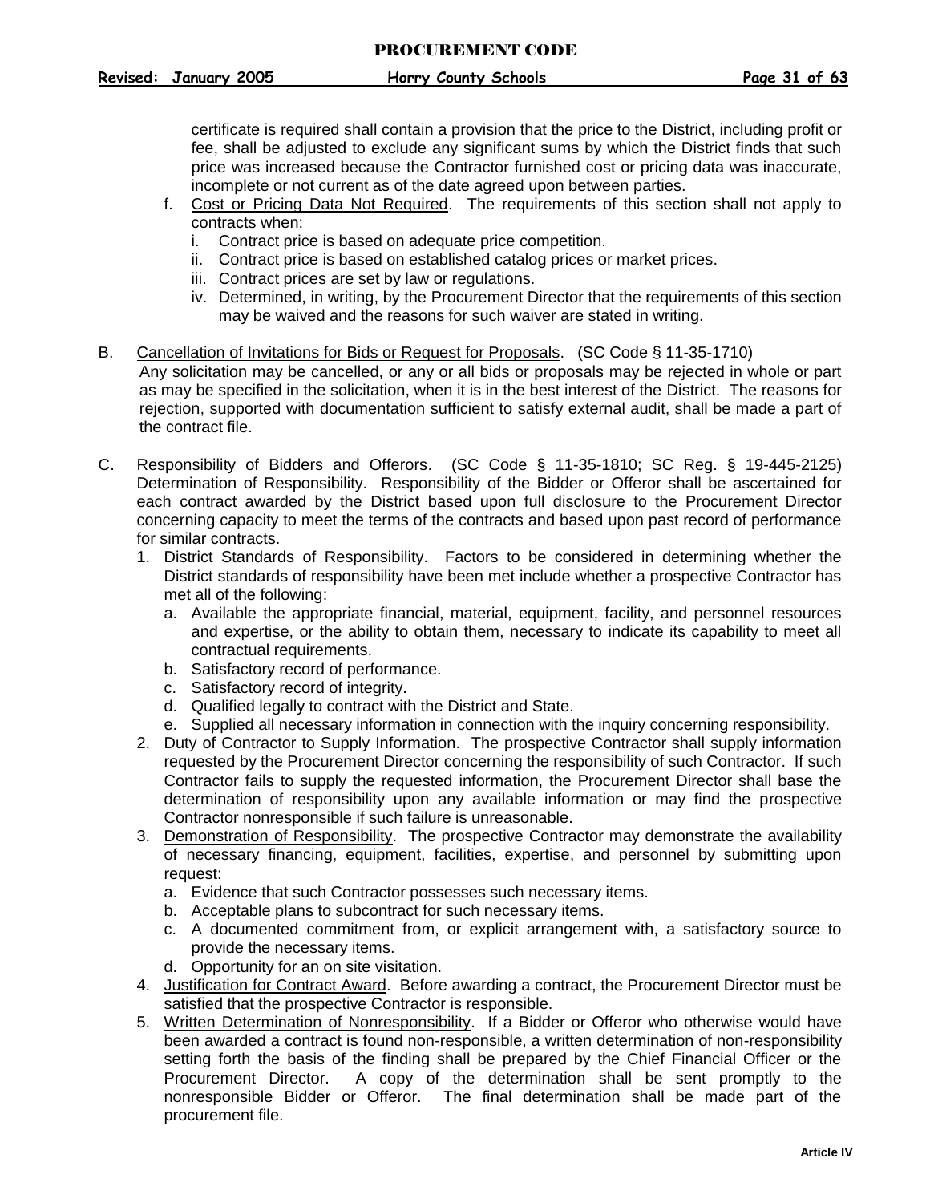certificate is required shall contain a provision that the price to the District, including profit or fee, shall be adjusted to exclude any significant sums by which the District finds that such price was increased because the Contractor furnished cost or pricing data was inaccurate, incomplete or not current as of the date agreed upon between parties.

f. Cost or Pricing Data Not Required. The requirements of this section shall not apply to contracts when:
   i. Contract price is based on adequate price competition.
   ii. Contract price is based on established catalog prices or market prices.
   iii. Contract prices are set by law or regulations.
   iv. Determined, in writing, by the Procurement Director that the requirements of this section may be waived and the reasons for such waiver are stated in writing.

B. Cancellation of Invitations for Bids or Request for Proposals. (SC Code § 11-35-1710)
Any solicitation may be cancelled, or any or all bids or proposals may be rejected in whole or part as may be specified in the solicitation, when it is in the best interest of the District. The reasons for rejection, supported with documentation sufficient to satisfy external audit, shall be made a part of the contract file.

C. Responsibility of Bidders and Offerors. (SC Code § 11-35-1810; SC Reg. § 19-445-2125) Determination of Responsibility. Responsibility of the Bidder or Offeror shall be ascertained for each contract awarded by the District based upon full disclosure to the Procurement Director concerning capacity to meet the terms of the contracts and based upon past record of performance for similar contracts.

1. District Standards of Responsibility. Factors to be considered in determining whether the District standards of responsibility have been met include whether a prospective Contractor has met all of the following:
   a. Available the appropriate financial, material, equipment, facility, and personnel resources and expertise, or the ability to obtain them, necessary to indicate its capability to meet all contractual requirements.
   b. Satisfactory record of performance.
   c. Satisfactory record of integrity.
   d. Qualified legally to contract with the District and State.
   e. Supplied all necessary information in connection with the inquiry concerning responsibility.
2. Duty of Contractor to Supply Information. The prospective Contractor shall supply information requested by the Procurement Director concerning the responsibility of such Contractor. If such Contractor fails to supply the requested information, the Procurement Director shall base the determination of responsibility upon any available information or may find the prospective Contractor nonresponsible if such failure is unreasonable.
3. Demonstration of Responsibility. The prospective Contractor may demonstrate the availability of necessary financing, equipment, facilities, expertise, and personnel by submitting upon request:
   a. Evidence that such Contractor possesses such necessary items.
   b. Acceptable plans to subcontract for such necessary items.
   c. A documented commitment from, or explicit arrangement with, a satisfactory source to provide the necessary items.
   d. Opportunity for an on site visitation.
4. Justification for Contract Award. Before awarding a contract, the Procurement Director must be satisfied that the prospective Contractor is responsible.
5. Written Determination of Nonresponsibility. If a Bidder or Offeror who otherwise would have been awarded a contract is found non-responsible, a written determination of non-responsibility setting forth the basis of the finding shall be prepared by the Chief Financial Officer or the Procurement Director. A copy of the determination shall be sent promptly to the nonresponsible Bidder or Offeror. The final determination shall be made part of the procurement file.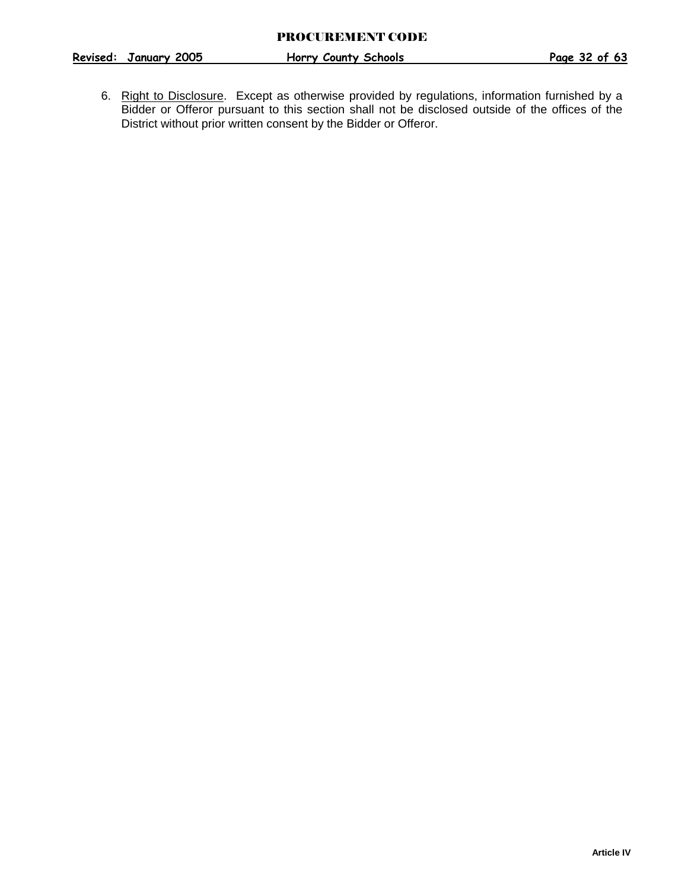6. <u>Right to Disclosure</u>. Except as otherwise provided by regulations, information furnished by a Bidder or Offeror pursuant to this section shall not be disclosed outside of the offices of the District without prior written consent by the Bidder or Offeror.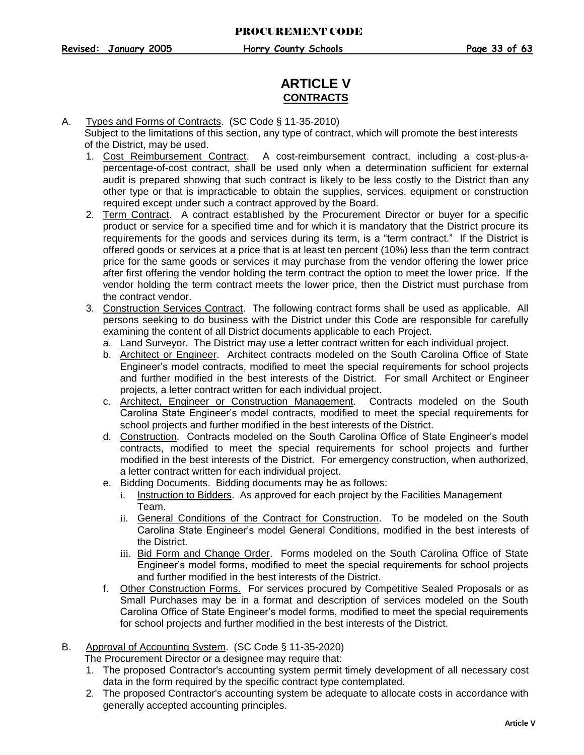# ARTICLE V
## CONTRACTS

A. Types and Forms of Contracts. (SC Code § 11-35-2010)
Subject to the limitations of this section, any type of contract, which will promote the best interests of the District, may be used.

1. Cost Reimbursement Contract. A cost-reimbursement contract, including a cost-plus-a-percentage-of-cost contract, shall be used only when a determination sufficient for external audit is prepared showing that such contract is likely to be less costly to the District than any other type or that is impracticable to obtain the supplies, services, equipment or construction required except under such a contract approved by the Board.
2. Term Contract. A contract established by the Procurement Director or buyer for a specific product or service for a specified time and for which it is mandatory that the District procure its requirements for the goods and services during its term, is a "term contract." If the District is offered goods or services at a price that is at least ten percent (10%) less than the term contract price for the same goods or services it may purchase from the vendor offering the lower price after first offering the vendor holding the term contract the option to meet the lower price. If the vendor holding the term contract meets the lower price, then the District must purchase from the contract vendor.
3. Construction Services Contract. The following contract forms shall be used as applicable. All persons seeking to do business with the District under this Code are responsible for carefully examining the content of all District documents applicable to each Project.
   a. Land Surveyor. The District may use a letter contract written for each individual project.
   b. Architect or Engineer. Architect contracts modeled on the South Carolina Office of State Engineer's model contracts, modified to meet the special requirements for school projects and further modified in the best interests of the District. For small Architect or Engineer projects, a letter contract written for each individual project.
   c. Architect, Engineer or Construction Management. Contracts modeled on the South Carolina State Engineer's model contracts, modified to meet the special requirements for school projects and further modified in the best interests of the District.
   d. Construction. Contracts modeled on the South Carolina Office of State Engineer's model contracts, modified to meet the special requirements for school projects and further modified in the best interests of the District. For emergency construction, when authorized, a letter contract written for each individual project.
   e. Bidding Documents. Bidding documents may be as follows:
      i. Instruction to Bidders. As approved for each project by the Facilities Management Team.
      ii. General Conditions of the Contract for Construction. To be modeled on the South Carolina State Engineer's model General Conditions, modified in the best interests of the District.
      iii. Bid Form and Change Order. Forms modeled on the South Carolina Office of State Engineer's model forms, modified to meet the special requirements for school projects and further modified in the best interests of the District.
   f. Other Construction Forms. For services procured by Competitive Sealed Proposals or as Small Purchases may be in a format and description of services modeled on the South Carolina Office of State Engineer's model forms, modified to meet the special requirements for school projects and further modified in the best interests of the District.

B. Approval of Accounting System. (SC Code § 11-35-2020)
The Procurement Director or a designee may require that:

1. The proposed Contractor's accounting system permit timely development of all necessary cost data in the form required by the specific contract type contemplated.
2. The proposed Contractor's accounting system be adequate to allocate costs in accordance with generally accepted accounting principles.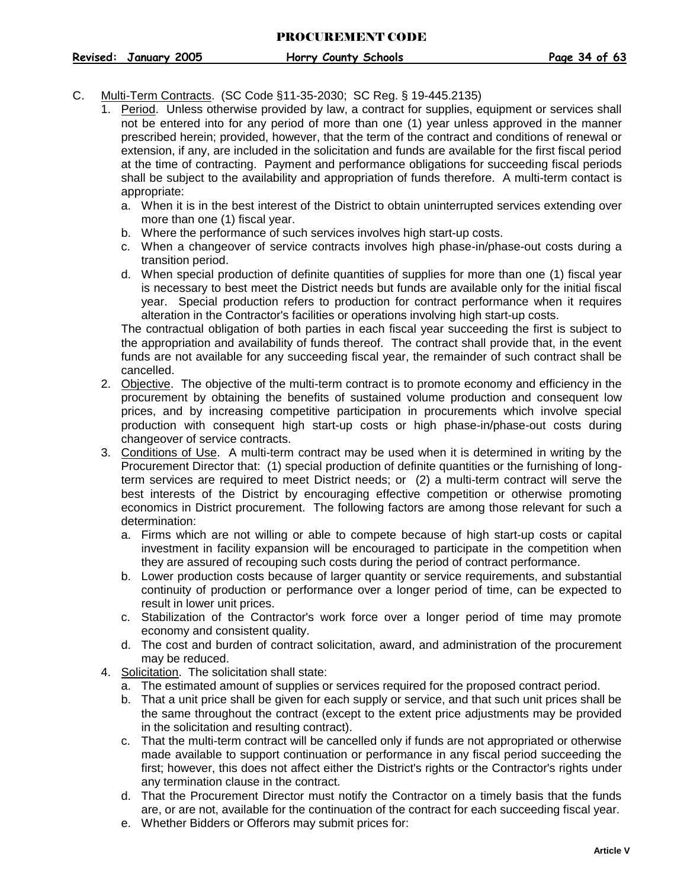C. Multi-Term Contracts. (SC Code §11-35-2030; SC Reg. § 19-445.2135)

1. Period. Unless otherwise provided by law, a contract for supplies, equipment or services shall not be entered into for any period of more than one (1) year unless approved in the manner prescribed herein; provided, however, that the term of the contract and conditions of renewal or extension, if any, are included in the solicitation and funds are available for the first fiscal period at the time of contracting. Payment and performance obligations for succeeding fiscal periods shall be subject to the availability and appropriation of funds therefore. A multi-term contact is appropriate:
   a. When it is in the best interest of the District to obtain uninterrupted services extending over more than one (1) fiscal year.
   b. Where the performance of such services involves high start-up costs.
   c. When a changeover of service contracts involves high phase-in/phase-out costs during a transition period.
   d. When special production of definite quantities of supplies for more than one (1) fiscal year is necessary to best meet the District needs but funds are available only for the initial fiscal year. Special production refers to production for contract performance when it requires alteration in the Contractor's facilities or operations involving high start-up costs.

   The contractual obligation of both parties in each fiscal year succeeding the first is subject to the appropriation and availability of funds thereof. The contract shall provide that, in the event funds are not available for any succeeding fiscal year, the remainder of such contract shall be cancelled.
2. Objective. The objective of the multi-term contract is to promote economy and efficiency in the procurement by obtaining the benefits of sustained volume production and consequent low prices, and by increasing competitive participation in procurements which involve special production with consequent high start-up costs or high phase-in/phase-out costs during changeover of service contracts.
3. Conditions of Use. A multi-term contract may be used when it is determined in writing by the Procurement Director that: (1) special production of definite quantities or the furnishing of long-term services are required to meet District needs; or (2) a multi-term contract will serve the best interests of the District by encouraging effective competition or otherwise promoting economics in District procurement. The following factors are among those relevant for such a determination:
   a. Firms which are not willing or able to compete because of high start-up costs or capital investment in facility expansion will be encouraged to participate in the competition when they are assured of recouping such costs during the period of contract performance.
   b. Lower production costs because of larger quantity or service requirements, and substantial continuity of production or performance over a longer period of time, can be expected to result in lower unit prices.
   c. Stabilization of the Contractor's work force over a longer period of time may promote economy and consistent quality.
   d. The cost and burden of contract solicitation, award, and administration of the procurement may be reduced.
4. Solicitation. The solicitation shall state:
   a. The estimated amount of supplies or services required for the proposed contract period.
   b. That a unit price shall be given for each supply or service, and that such unit prices shall be the same throughout the contract (except to the extent price adjustments may be provided in the solicitation and resulting contract).
   c. That the multi-term contract will be cancelled only if funds are not appropriated or otherwise made available to support continuation or performance in any fiscal period succeeding the first; however, this does not affect either the District's rights or the Contractor's rights under any termination clause in the contract.
   d. That the Procurement Director must notify the Contractor on a timely basis that the funds are, or are not, available for the continuation of the contract for each succeeding fiscal year.
   e. Whether Bidders or Offerors may submit prices for: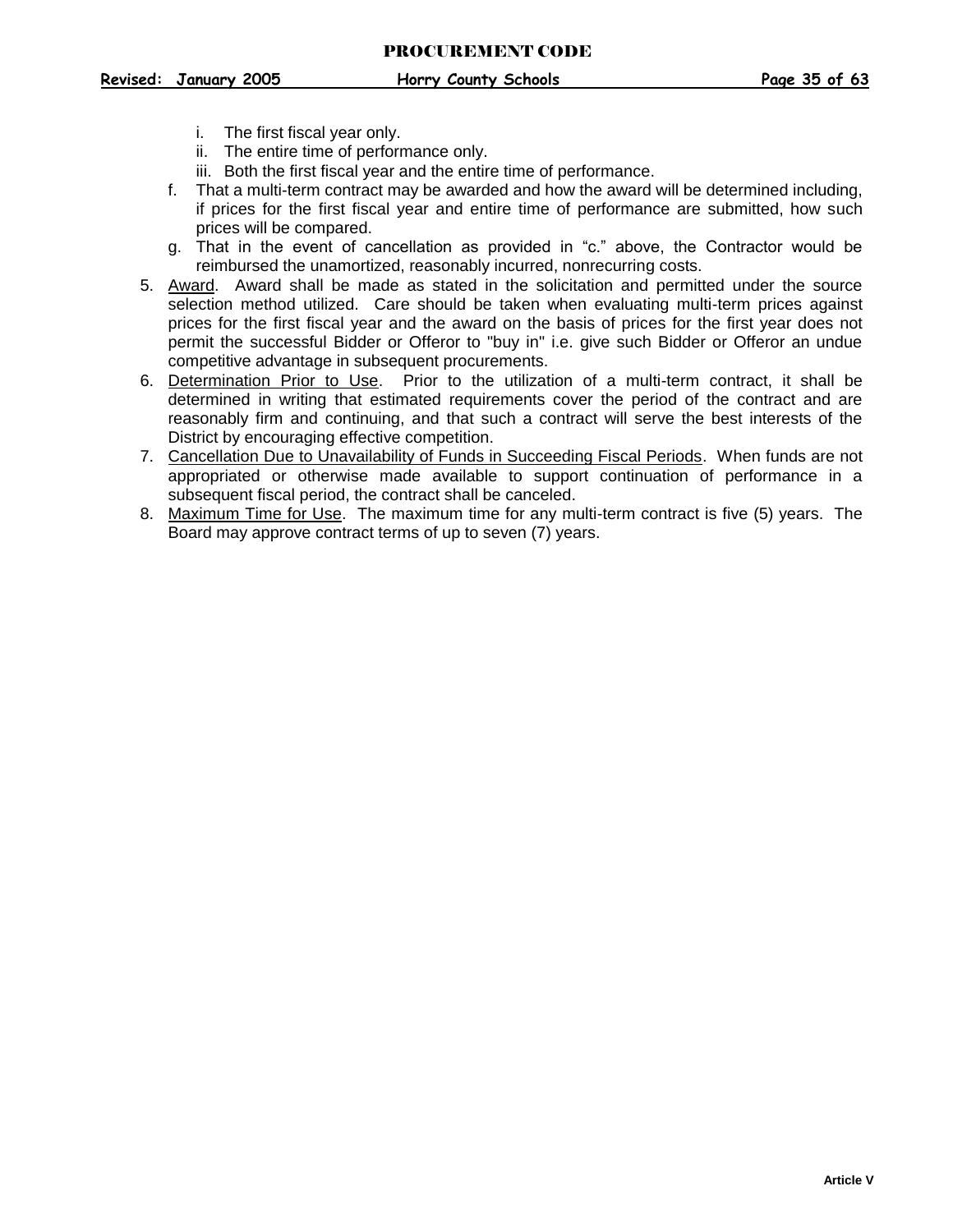i. The first fiscal year only.
   ii. The entire time of performance only.
   iii. Both the first fiscal year and the entire time of performance.

   f. That a multi-term contract may be awarded and how the award will be determined including, if prices for the first fiscal year and entire time of performance are submitted, how such prices will be compared.
   g. That in the event of cancellation as provided in "c." above, the Contractor would be reimbursed the unamortized, reasonably incurred, nonrecurring costs.

5. <u>Award</u>. Award shall be made as stated in the solicitation and permitted under the source selection method utilized. Care should be taken when evaluating multi-term prices against prices for the first fiscal year and the award on the basis of prices for the first year does not permit the successful Bidder or Offeror to "buy in" i.e. give such Bidder or Offeror an undue competitive advantage in subsequent procurements.
6. <u>Determination Prior to Use</u>. Prior to the utilization of a multi-term contract, it shall be determined in writing that estimated requirements cover the period of the contract and are reasonably firm and continuing, and that such a contract will serve the best interests of the District by encouraging effective competition.
7. <u>Cancellation Due to Unavailability of Funds in Succeeding Fiscal Periods</u>. When funds are not appropriated or otherwise made available to support continuation of performance in a subsequent fiscal period, the contract shall be canceled.
8. <u>Maximum Time for Use</u>. The maximum time for any multi-term contract is five (5) years. The Board may approve contract terms of up to seven (7) years.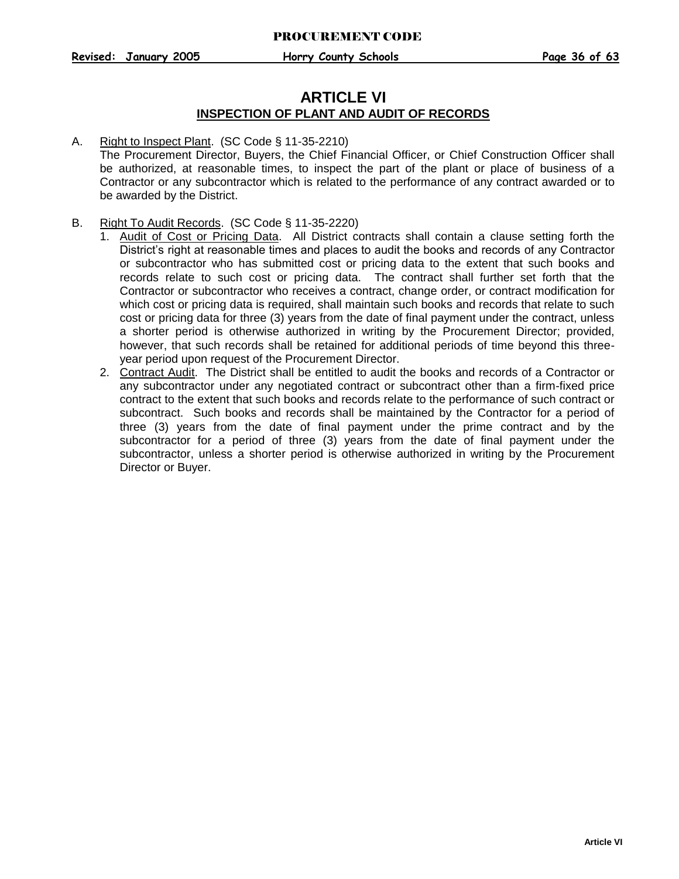# ARTICLE VI

## INSPECTION OF PLANT AND AUDIT OF RECORDS

A. Right to Inspect Plant. (SC Code § 11-35-2210)
The Procurement Director, Buyers, the Chief Financial Officer, or Chief Construction Officer shall be authorized, at reasonable times, to inspect the part of the plant or place of business of a Contractor or any subcontractor which is related to the performance of any contract awarded or to be awarded by the District.

B. Right To Audit Records. (SC Code § 11-35-2220)

1. Audit of Cost or Pricing Data. All District contracts shall contain a clause setting forth the District's right at reasonable times and places to audit the books and records of any Contractor or subcontractor who has submitted cost or pricing data to the extent that such books and records relate to such cost or pricing data. The contract shall further set forth that the Contractor or subcontractor who receives a contract, change order, or contract modification for which cost or pricing data is required, shall maintain such books and records that relate to such cost or pricing data for three (3) years from the date of final payment under the contract, unless a shorter period is otherwise authorized in writing by the Procurement Director; provided, however, that such records shall be retained for additional periods of time beyond this three-year period upon request of the Procurement Director.
2. Contract Audit. The District shall be entitled to audit the books and records of a Contractor or any subcontractor under any negotiated contract or subcontract other than a firm-fixed price contract to the extent that such books and records relate to the performance of such contract or subcontract. Such books and records shall be maintained by the Contractor for a period of three (3) years from the date of final payment under the prime contract and by the subcontractor for a period of three (3) years from the date of final payment under the subcontractor, unless a shorter period is otherwise authorized in writing by the Procurement Director or Buyer.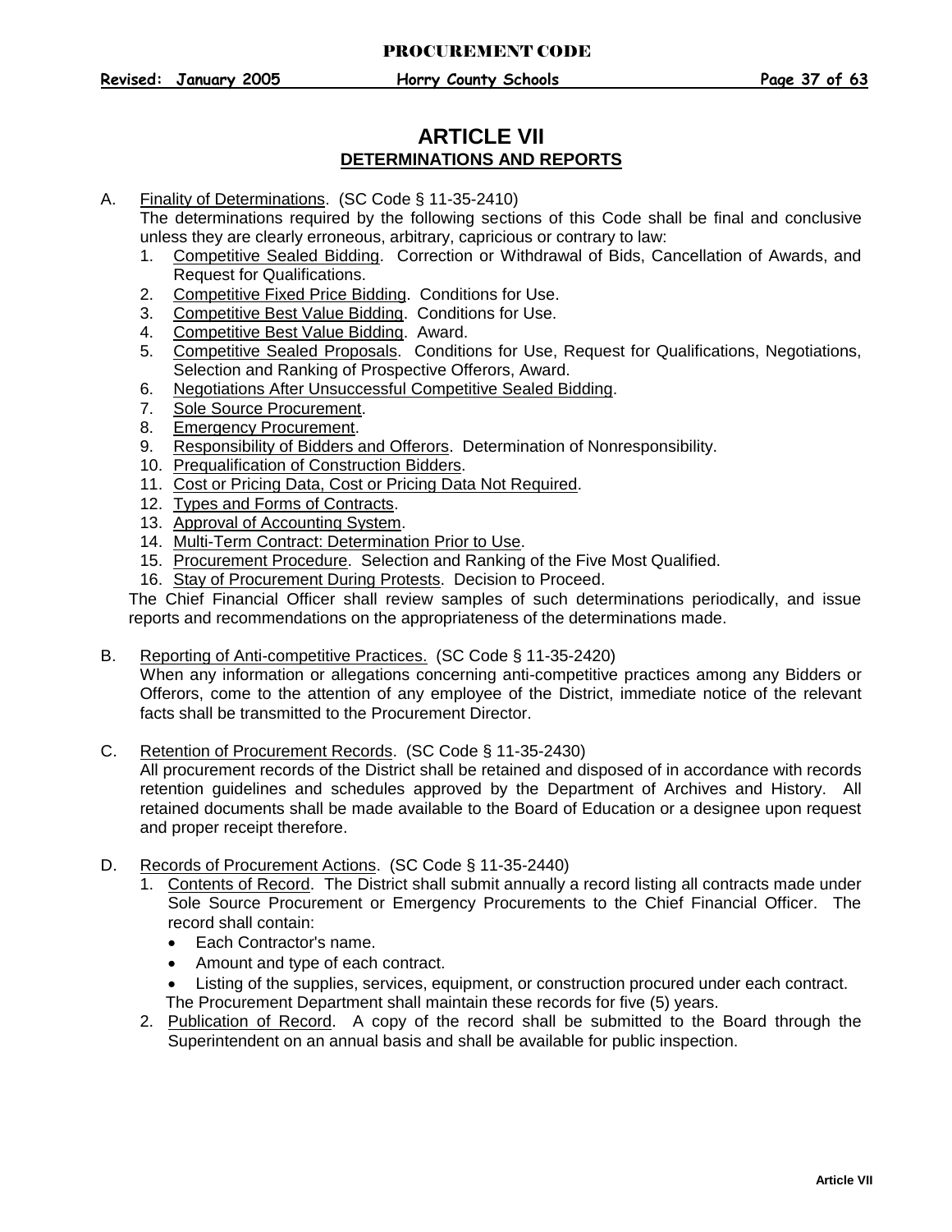# ARTICLE VII
## DETERMINATIONS AND REPORTS

A. Finality of Determinations. (SC Code § 11-35-2410)
The determinations required by the following sections of this Code shall be final and conclusive unless they are clearly erroneous, arbitrary, capricious or contrary to law:
   1. Competitive Sealed Bidding. Correction or Withdrawal of Bids, Cancellation of Awards, and Request for Qualifications.
   2. Competitive Fixed Price Bidding. Conditions for Use.
   3. Competitive Best Value Bidding. Conditions for Use.
   4. Competitive Best Value Bidding. Award.
   5. Competitive Sealed Proposals. Conditions for Use, Request for Qualifications, Negotiations, Selection and Ranking of Prospective Offerors, Award.
   6. Negotiations After Unsuccessful Competitive Sealed Bidding.
   7. Sole Source Procurement.
   8. Emergency Procurement.
   9. Responsibility of Bidders and Offerors. Determination of Nonresponsibility.
   10. Prequalification of Construction Bidders.
   11. Cost or Pricing Data, Cost or Pricing Data Not Required.
   12. Types and Forms of Contracts.
   13. Approval of Accounting System.
   14. Multi-Term Contract: Determination Prior to Use.
   15. Procurement Procedure. Selection and Ranking of the Five Most Qualified.
   16. Stay of Procurement During Protests. Decision to Proceed.

   The Chief Financial Officer shall review samples of such determinations periodically, and issue reports and recommendations on the appropriateness of the determinations made.

B. Reporting of Anti-competitive Practices. (SC Code § 11-35-2420)
When any information or allegations concerning anti-competitive practices among any Bidders or Offerors, come to the attention of any employee of the District, immediate notice of the relevant facts shall be transmitted to the Procurement Director.

C. Retention of Procurement Records. (SC Code § 11-35-2430)
All procurement records of the District shall be retained and disposed of in accordance with records retention guidelines and schedules approved by the Department of Archives and History. All retained documents shall be made available to the Board of Education or a designee upon request and proper receipt therefore.

D. Records of Procurement Actions. (SC Code § 11-35-2440)
   1. Contents of Record. The District shall submit annually a record listing all contracts made under Sole Source Procurement or Emergency Procurements to the Chief Financial Officer. The record shall contain:
      - Each Contractor's name.
      - Amount and type of each contract.
      - Listing of the supplies, services, equipment, or construction procured under each contract.

      The Procurement Department shall maintain these records for five (5) years.
   2. Publication of Record. A copy of the record shall be submitted to the Board through the Superintendent on an annual basis and shall be available for public inspection.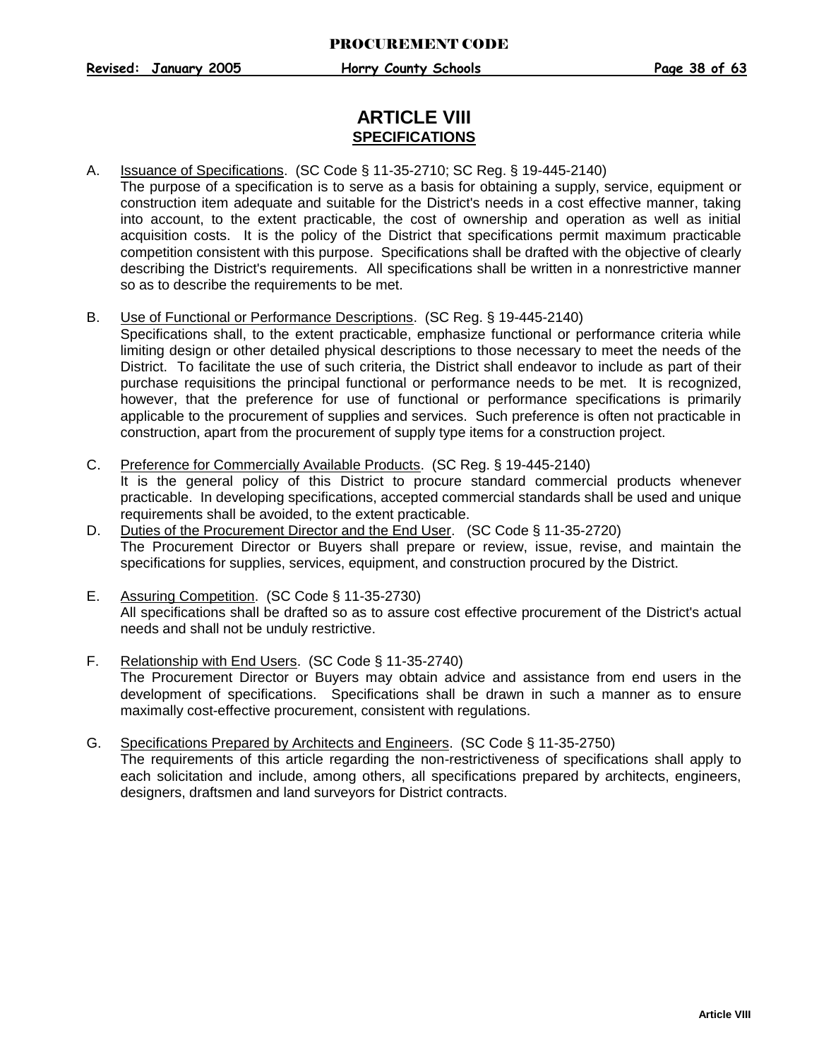# ARTICLE VIII

## SPECIFICATIONS

A. Issuance of Specifications. (SC Code § 11-35-2710; SC Reg. § 19-445-2140)
The purpose of a specification is to serve as a basis for obtaining a supply, service, equipment or construction item adequate and suitable for the District's needs in a cost effective manner, taking into account, to the extent practicable, the cost of ownership and operation as well as initial acquisition costs. It is the policy of the District that specifications permit maximum practicable competition consistent with this purpose. Specifications shall be drafted with the objective of clearly describing the District's requirements. All specifications shall be written in a nonrestrictive manner so as to describe the requirements to be met.

B. Use of Functional or Performance Descriptions. (SC Reg. § 19-445-2140)
Specifications shall, to the extent practicable, emphasize functional or performance criteria while limiting design or other detailed physical descriptions to those necessary to meet the needs of the District. To facilitate the use of such criteria, the District shall endeavor to include as part of their purchase requisitions the principal functional or performance needs to be met. It is recognized, however, that the preference for use of functional or performance specifications is primarily applicable to the procurement of supplies and services. Such preference is often not practicable in construction, apart from the procurement of supply type items for a construction project.

C. Preference for Commercially Available Products. (SC Reg. § 19-445-2140)
It is the general policy of this District to procure standard commercial products whenever practicable. In developing specifications, accepted commercial standards shall be used and unique requirements shall be avoided, to the extent practicable.

D. Duties of the Procurement Director and the End User. (SC Code § 11-35-2720)
The Procurement Director or Buyers shall prepare or review, issue, revise, and maintain the specifications for supplies, services, equipment, and construction procured by the District.

E. Assuring Competition. (SC Code § 11-35-2730)
All specifications shall be drafted so as to assure cost effective procurement of the District's actual needs and shall not be unduly restrictive.

F. Relationship with End Users. (SC Code § 11-35-2740)
The Procurement Director or Buyers may obtain advice and assistance from end users in the development of specifications. Specifications shall be drawn in such a manner as to ensure maximally cost-effective procurement, consistent with regulations.

G. Specifications Prepared by Architects and Engineers. (SC Code § 11-35-2750)
The requirements of this article regarding the non-restrictiveness of specifications shall apply to each solicitation and include, among others, all specifications prepared by architects, engineers, designers, draftsmen and land surveyors for District contracts.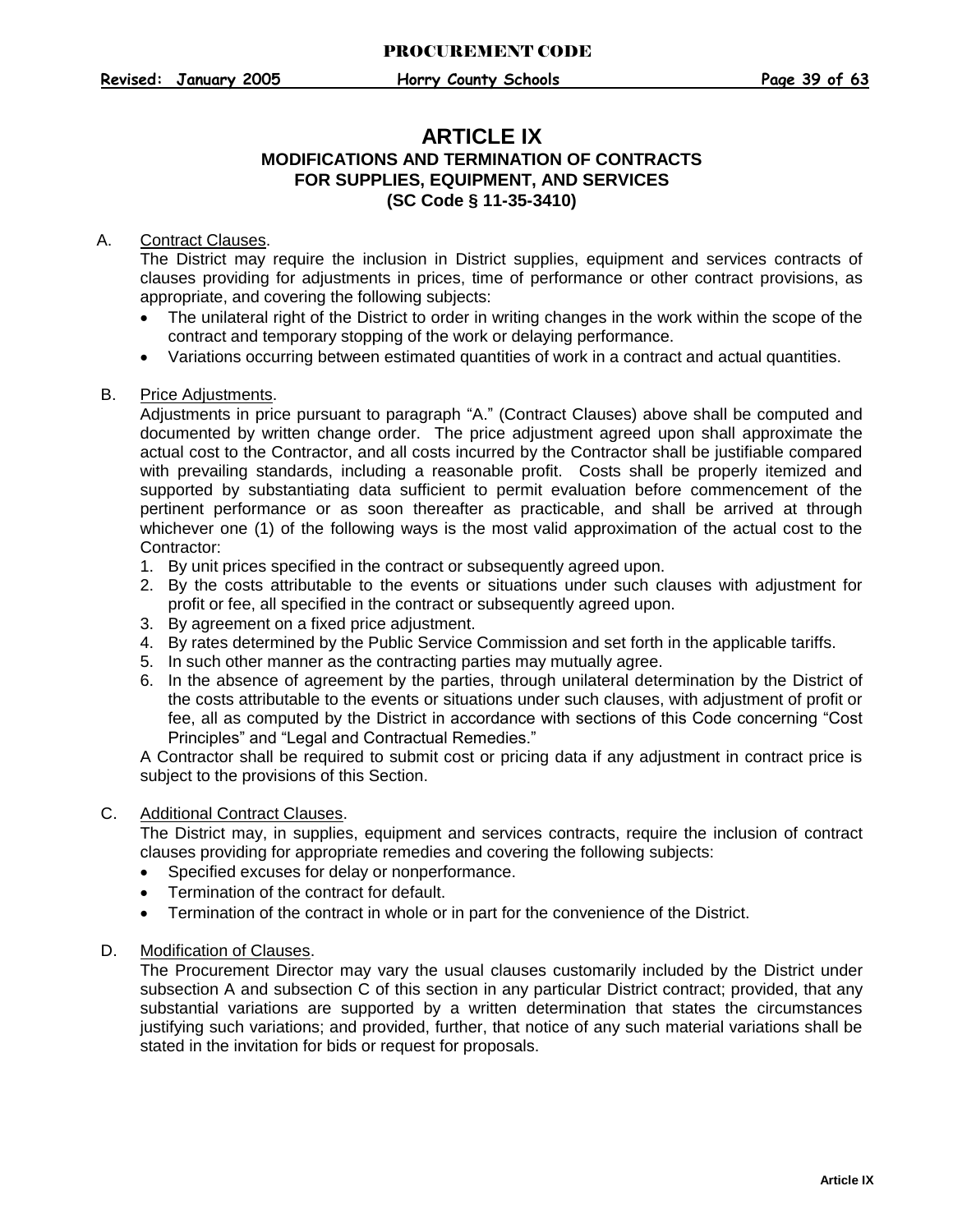# ARTICLE IX

## MODIFICATIONS AND TERMINATION OF CONTRACTS FOR SUPPLIES, EQUIPMENT, AND SERVICES (SC Code § 11-35-3410)

A. Contract Clauses.

The District may require the inclusion in District supplies, equipment and services contracts of clauses providing for adjustments in prices, time of performance or other contract provisions, as appropriate, and covering the following subjects:

- The unilateral right of the District to order in writing changes in the work within the scope of the contract and temporary stopping of the work or delaying performance.
- Variations occurring between estimated quantities of work in a contract and actual quantities.

B. Price Adjustments.

Adjustments in price pursuant to paragraph "A." (Contract Clauses) above shall be computed and documented by written change order. The price adjustment agreed upon shall approximate the actual cost to the Contractor, and all costs incurred by the Contractor shall be justifiable compared with prevailing standards, including a reasonable profit. Costs shall be properly itemized and supported by substantiating data sufficient to permit evaluation before commencement of the pertinent performance or as soon thereafter as practicable, and shall be arrived at through whichever one (1) of the following ways is the most valid approximation of the actual cost to the Contractor:

1. By unit prices specified in the contract or subsequently agreed upon.
2. By the costs attributable to the events or situations under such clauses with adjustment for profit or fee, all specified in the contract or subsequently agreed upon.
3. By agreement on a fixed price adjustment.
4. By rates determined by the Public Service Commission and set forth in the applicable tariffs.
5. In such other manner as the contracting parties may mutually agree.
6. In the absence of agreement by the parties, through unilateral determination by the District of the costs attributable to the events or situations under such clauses, with adjustment of profit or fee, all as computed by the District in accordance with sections of this Code concerning "Cost Principles" and "Legal and Contractual Remedies."

A Contractor shall be required to submit cost or pricing data if any adjustment in contract price is subject to the provisions of this Section.

C. Additional Contract Clauses.

The District may, in supplies, equipment and services contracts, require the inclusion of contract clauses providing for appropriate remedies and covering the following subjects:

- Specified excuses for delay or nonperformance.
- Termination of the contract for default.
- Termination of the contract in whole or in part for the convenience of the District.

D. Modification of Clauses.

The Procurement Director may vary the usual clauses customarily included by the District under subsection A and subsection C of this section in any particular District contract; provided, that any substantial variations are supported by a written determination that states the circumstances justifying such variations; and provided, further, that notice of any such material variations shall be stated in the invitation for bids or request for proposals.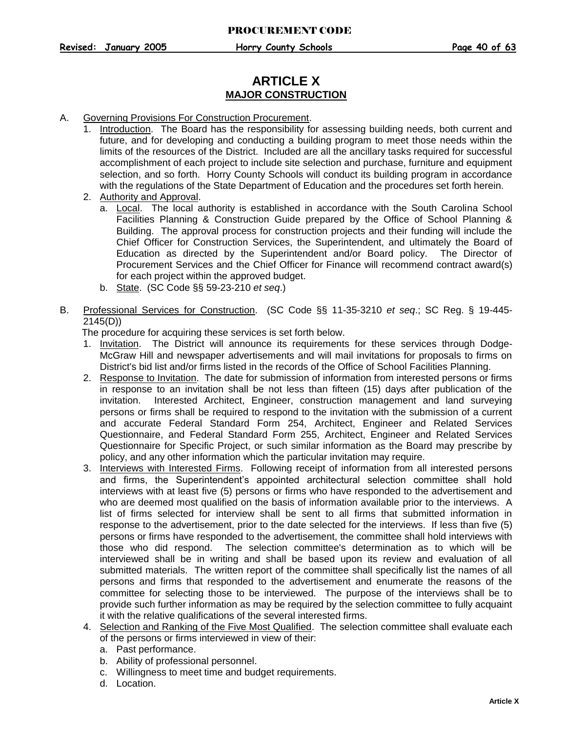# ARTICLE X
## MAJOR CONSTRUCTION

A. Governing Provisions For Construction Procurement.

1. Introduction. The Board has the responsibility for assessing building needs, both current and future, and for developing and conducting a building program to meet those needs within the limits of the resources of the District. Included are all the ancillary tasks required for successful accomplishment of each project to include site selection and purchase, furniture and equipment selection, and so forth. Horry County Schools will conduct its building program in accordance with the regulations of the State Department of Education and the procedures set forth herein.
2. Authority and Approval.
   a. Local. The local authority is established in accordance with the South Carolina School Facilities Planning & Construction Guide prepared by the Office of School Planning & Building. The approval process for construction projects and their funding will include the Chief Officer for Construction Services, the Superintendent, and ultimately the Board of Education as directed by the Superintendent and/or Board policy. The Director of Procurement Services and the Chief Officer for Finance will recommend contract award(s) for each project within the approved budget.
   b. State. (SC Code §§ 59-23-210 *et seq*.)

B. Professional Services for Construction. (SC Code §§ 11-35-3210 *et seq*.; SC Reg. § 19-445-2145(D))

The procedure for acquiring these services is set forth below.

1. Invitation. The District will announce its requirements for these services through Dodge-McGraw Hill and newspaper advertisements and will mail invitations for proposals to firms on District's bid list and/or firms listed in the records of the Office of School Facilities Planning.
2. Response to Invitation. The date for submission of information from interested persons or firms in response to an invitation shall be not less than fifteen (15) days after publication of the invitation. Interested Architect, Engineer, construction management and land surveying persons or firms shall be required to respond to the invitation with the submission of a current and accurate Federal Standard Form 254, Architect, Engineer and Related Services Questionnaire, and Federal Standard Form 255, Architect, Engineer and Related Services Questionnaire for Specific Project, or such similar information as the Board may prescribe by policy, and any other information which the particular invitation may require.
3. Interviews with Interested Firms. Following receipt of information from all interested persons and firms, the Superintendent's appointed architectural selection committee shall hold interviews with at least five (5) persons or firms who have responded to the advertisement and who are deemed most qualified on the basis of information available prior to the interviews. A list of firms selected for interview shall be sent to all firms that submitted information in response to the advertisement, prior to the date selected for the interviews. If less than five (5) persons or firms have responded to the advertisement, the committee shall hold interviews with those who did respond. The selection committee's determination as to which will be interviewed shall be in writing and shall be based upon its review and evaluation of all submitted materials. The written report of the committee shall specifically list the names of all persons and firms that responded to the advertisement and enumerate the reasons of the committee for selecting those to be interviewed. The purpose of the interviews shall be to provide such further information as may be required by the selection committee to fully acquaint it with the relative qualifications of the several interested firms.
4. Selection and Ranking of the Five Most Qualified. The selection committee shall evaluate each of the persons or firms interviewed in view of their:
   a. Past performance.
   b. Ability of professional personnel.
   c. Willingness to meet time and budget requirements.
   d. Location.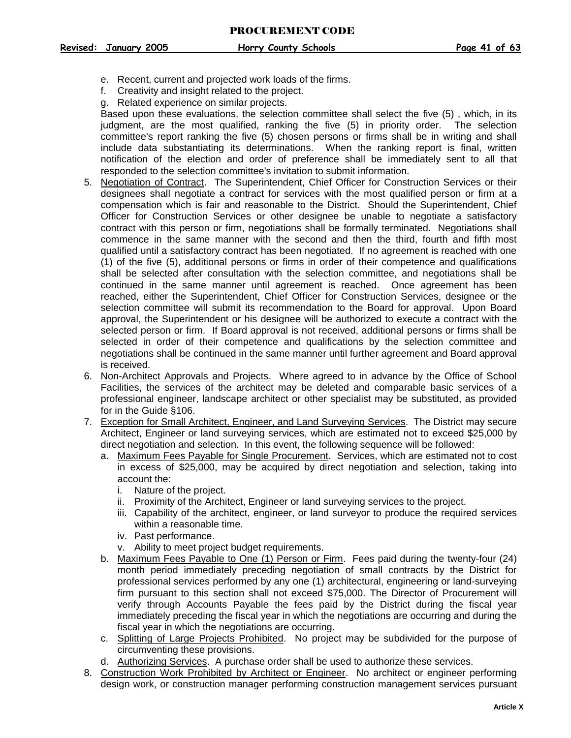e. Recent, current and projected work loads of the firms.
f. Creativity and insight related to the project.
g. Related experience on similar projects.

Based upon these evaluations, the selection committee shall select the five (5) , which, in its judgment, are the most qualified, ranking the five (5) in priority order. The selection committee's report ranking the five (5) chosen persons or firms shall be in writing and shall include data substantiating its determinations. When the ranking report is final, written notification of the election and order of preference shall be immediately sent to all that responded to the selection committee's invitation to submit information.

5. Negotiation of Contract. The Superintendent, Chief Officer for Construction Services or their designees shall negotiate a contract for services with the most qualified person or firm at a compensation which is fair and reasonable to the District. Should the Superintendent, Chief Officer for Construction Services or other designee be unable to negotiate a satisfactory contract with this person or firm, negotiations shall be formally terminated. Negotiations shall commence in the same manner with the second and then the third, fourth and fifth most qualified until a satisfactory contract has been negotiated. If no agreement is reached with one (1) of the five (5), additional persons or firms in order of their competence and qualifications shall be selected after consultation with the selection committee, and negotiations shall be continued in the same manner until agreement is reached. Once agreement has been reached, either the Superintendent, Chief Officer for Construction Services, designee or the selection committee will submit its recommendation to the Board for approval. Upon Board approval, the Superintendent or his designee will be authorized to execute a contract with the selected person or firm. If Board approval is not received, additional persons or firms shall be selected in order of their competence and qualifications by the selection committee and negotiations shall be continued in the same manner until further agreement and Board approval is received.
6. Non-Architect Approvals and Projects. Where agreed to in advance by the Office of School Facilities, the services of the architect may be deleted and comparable basic services of a professional engineer, landscape architect or other specialist may be substituted, as provided for in the Guide §106.
7. Exception for Small Architect, Engineer, and Land Surveying Services. The District may secure Architect, Engineer or land surveying services, which are estimated not to exceed $25,000 by direct negotiation and selection. In this event, the following sequence will be followed:
   a. Maximum Fees Payable for Single Procurement. Services, which are estimated not to cost in excess of $25,000, may be acquired by direct negotiation and selection, taking into account the:
      i. Nature of the project.
      ii. Proximity of the Architect, Engineer or land surveying services to the project.
      iii. Capability of the architect, engineer, or land surveyor to produce the required services within a reasonable time.
      iv. Past performance.
      v. Ability to meet project budget requirements.
   b. Maximum Fees Payable to One (1) Person or Firm. Fees paid during the twenty-four (24) month period immediately preceding negotiation of small contracts by the District for professional services performed by any one (1) architectural, engineering or land-surveying firm pursuant to this section shall not exceed $75,000. The Director of Procurement will verify through Accounts Payable the fees paid by the District during the fiscal year immediately preceding the fiscal year in which the negotiations are occurring and during the fiscal year in which the negotiations are occurring.
   c. Splitting of Large Projects Prohibited. No project may be subdivided for the purpose of circumventing these provisions.
   d. Authorizing Services. A purchase order shall be used to authorize these services.
8. Construction Work Prohibited by Architect or Engineer. No architect or engineer performing design work, or construction manager performing construction management services pursuant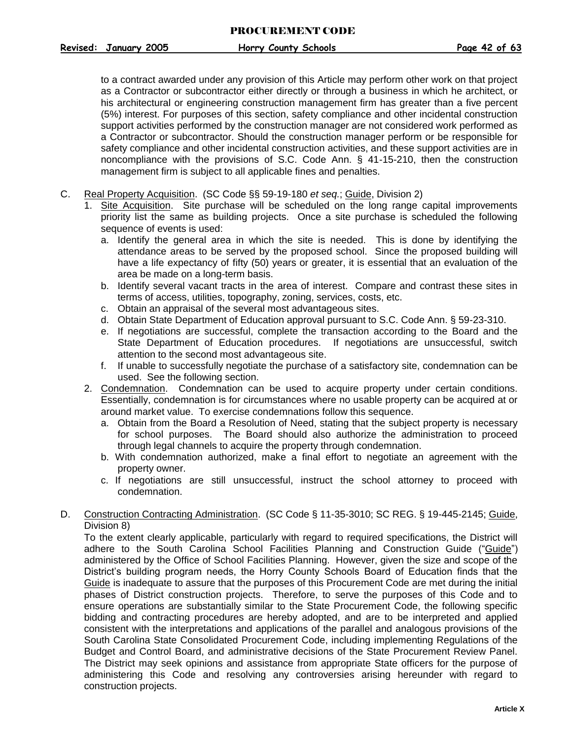to a contract awarded under any provision of this Article may perform other work on that project as a Contractor or subcontractor either directly or through a business in which he architect, or his architectural or engineering construction management firm has greater than a five percent (5%) interest. For purposes of this section, safety compliance and other incidental construction support activities performed by the construction manager are not considered work performed as a Contractor or subcontractor. Should the construction manager perform or be responsible for safety compliance and other incidental construction activities, and these support activities are in noncompliance with the provisions of S.C. Code Ann. § 41-15-210, then the construction management firm is subject to all applicable fines and penalties.

C. Real Property Acquisition. (SC Code §§ 59-19-180 *et seq.*; Guide, Division 2)

1. Site Acquisition. Site purchase will be scheduled on the long range capital improvements priority list the same as building projects. Once a site purchase is scheduled the following sequence of events is used:
   a. Identify the general area in which the site is needed. This is done by identifying the attendance areas to be served by the proposed school. Since the proposed building will have a life expectancy of fifty (50) years or greater, it is essential that an evaluation of the area be made on a long-term basis.
   b. Identify several vacant tracts in the area of interest. Compare and contrast these sites in terms of access, utilities, topography, zoning, services, costs, etc.
   c. Obtain an appraisal of the several most advantageous sites.
   d. Obtain State Department of Education approval pursuant to S.C. Code Ann. § 59-23-310.
   e. If negotiations are successful, complete the transaction according to the Board and the State Department of Education procedures. If negotiations are unsuccessful, switch attention to the second most advantageous site.
   f. If unable to successfully negotiate the purchase of a satisfactory site, condemnation can be used. See the following section.
2. Condemnation. Condemnation can be used to acquire property under certain conditions. Essentially, condemnation is for circumstances where no usable property can be acquired at or around market value. To exercise condemnations follow this sequence.
   a. Obtain from the Board a Resolution of Need, stating that the subject property is necessary for school purposes. The Board should also authorize the administration to proceed through legal channels to acquire the property through condemnation.
   b. With condemnation authorized, make a final effort to negotiate an agreement with the property owner.
   c. If negotiations are still unsuccessful, instruct the school attorney to proceed with condemnation.

D. Construction Contracting Administration. (SC Code § 11-35-3010; SC REG. § 19-445-2145; Guide, Division 8)

To the extent clearly applicable, particularly with regard to required specifications, the District will adhere to the South Carolina School Facilities Planning and Construction Guide ("Guide") administered by the Office of School Facilities Planning. However, given the size and scope of the District's building program needs, the Horry County Schools Board of Education finds that the Guide is inadequate to assure that the purposes of this Procurement Code are met during the initial phases of District construction projects. Therefore, to serve the purposes of this Code and to ensure operations are substantially similar to the State Procurement Code, the following specific bidding and contracting procedures are hereby adopted, and are to be interpreted and applied consistent with the interpretations and applications of the parallel and analogous provisions of the South Carolina State Consolidated Procurement Code, including implementing Regulations of the Budget and Control Board, and administrative decisions of the State Procurement Review Panel. The District may seek opinions and assistance from appropriate State officers for the purpose of administering this Code and resolving any controversies arising hereunder with regard to construction projects.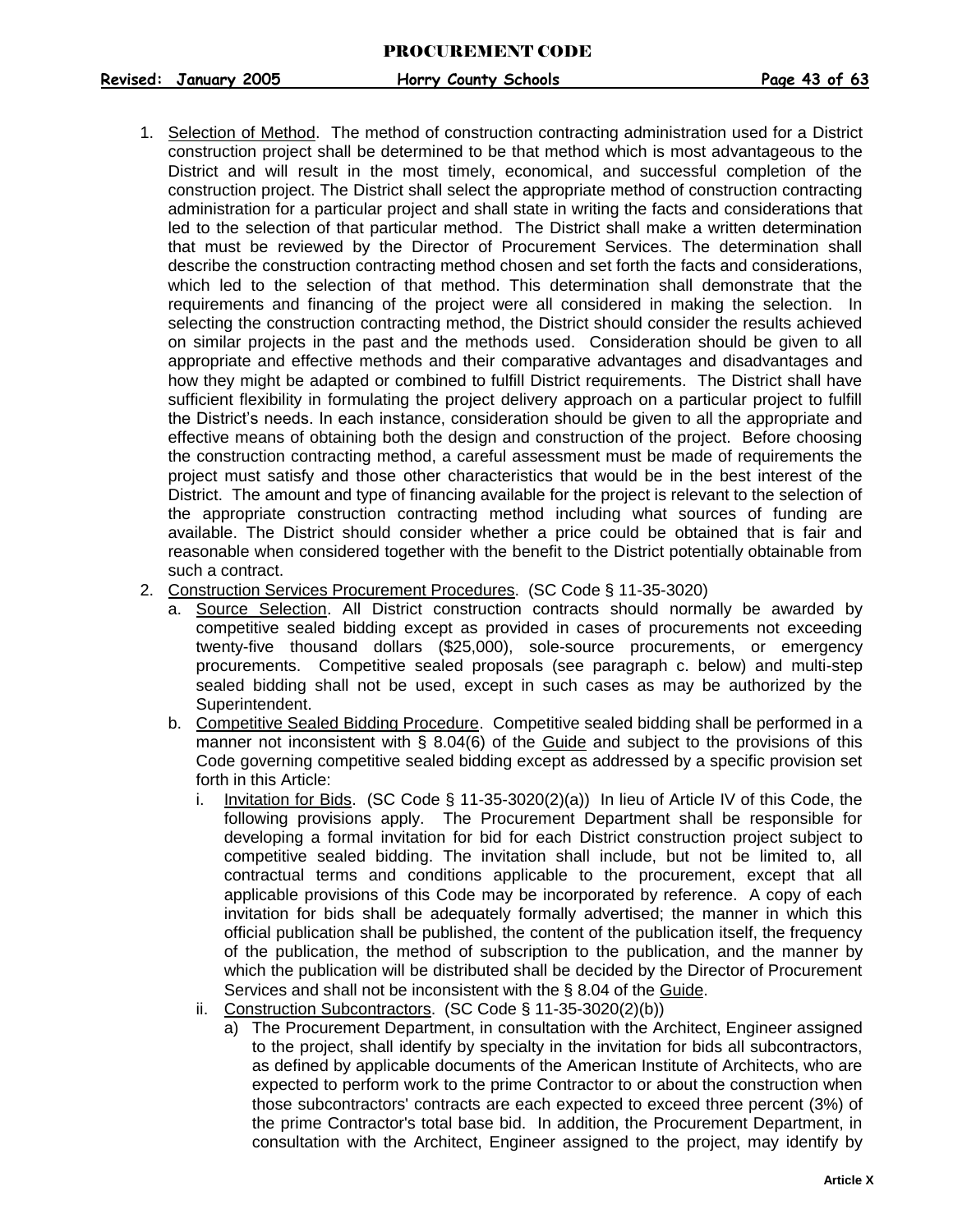1. Selection of Method. The method of construction contracting administration used for a District construction project shall be determined to be that method which is most advantageous to the District and will result in the most timely, economical, and successful completion of the construction project. The District shall select the appropriate method of construction contracting administration for a particular project and shall state in writing the facts and considerations that led to the selection of that particular method. The District shall make a written determination that must be reviewed by the Director of Procurement Services. The determination shall describe the construction contracting method chosen and set forth the facts and considerations, which led to the selection of that method. This determination shall demonstrate that the requirements and financing of the project were all considered in making the selection. In selecting the construction contracting method, the District should consider the results achieved on similar projects in the past and the methods used. Consideration should be given to all appropriate and effective methods and their comparative advantages and disadvantages and how they might be adapted or combined to fulfill District requirements. The District shall have sufficient flexibility in formulating the project delivery approach on a particular project to fulfill the District's needs. In each instance, consideration should be given to all the appropriate and effective means of obtaining both the design and construction of the project. Before choosing the construction contracting method, a careful assessment must be made of requirements the project must satisfy and those other characteristics that would be in the best interest of the District. The amount and type of financing available for the project is relevant to the selection of the appropriate construction contracting method including what sources of funding are available. The District should consider whether a price could be obtained that is fair and reasonable when considered together with the benefit to the District potentially obtainable from such a contract.
2. Construction Services Procurement Procedures. (SC Code § 11-35-3020)
   a. Source Selection. All District construction contracts should normally be awarded by competitive sealed bidding except as provided in cases of procurements not exceeding twenty-five thousand dollars ($25,000), sole-source procurements, or emergency procurements. Competitive sealed proposals (see paragraph c. below) and multi-step sealed bidding shall not be used, except in such cases as may be authorized by the Superintendent.
   b. Competitive Sealed Bidding Procedure. Competitive sealed bidding shall be performed in a manner not inconsistent with § 8.04(6) of the Guide and subject to the provisions of this Code governing competitive sealed bidding except as addressed by a specific provision set forth in this Article:
      i. Invitation for Bids. (SC Code § 11-35-3020(2)(a)) In lieu of Article IV of this Code, the following provisions apply. The Procurement Department shall be responsible for developing a formal invitation for bid for each District construction project subject to competitive sealed bidding. The invitation shall include, but not be limited to, all contractual terms and conditions applicable to the procurement, except that all applicable provisions of this Code may be incorporated by reference. A copy of each invitation for bids shall be adequately formally advertised; the manner in which this official publication shall be published, the content of the publication itself, the frequency of the publication, the method of subscription to the publication, and the manner by which the publication will be distributed shall be decided by the Director of Procurement Services and shall not be inconsistent with the § 8.04 of the Guide.
      ii. Construction Subcontractors. (SC Code § 11-35-3020(2)(b))
         a) The Procurement Department, in consultation with the Architect, Engineer assigned to the project, shall identify by specialty in the invitation for bids all subcontractors, as defined by applicable documents of the American Institute of Architects, who are expected to perform work to the prime Contractor to or about the construction when those subcontractors' contracts are each expected to exceed three percent (3%) of the prime Contractor's total base bid. In addition, the Procurement Department, in consultation with the Architect, Engineer assigned to the project, may identify by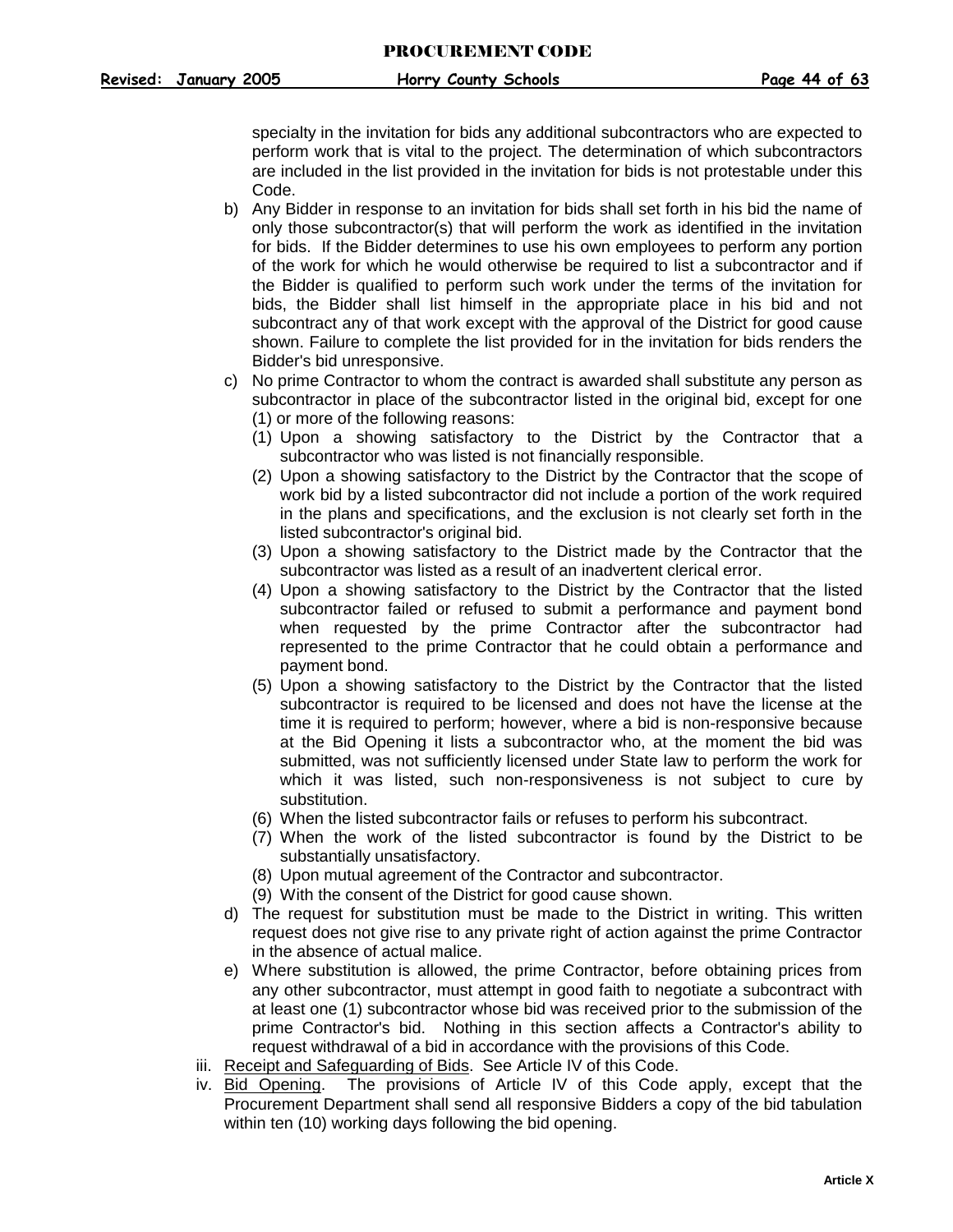specialty in the invitation for bids any additional subcontractors who are expected to perform work that is vital to the project. The determination of which subcontractors are included in the list provided in the invitation for bids is not protestable under this Code.

b) Any Bidder in response to an invitation for bids shall set forth in his bid the name of only those subcontractor(s) that will perform the work as identified in the invitation for bids. If the Bidder determines to use his own employees to perform any portion of the work for which he would otherwise be required to list a subcontractor and if the Bidder is qualified to perform such work under the terms of the invitation for bids, the Bidder shall list himself in the appropriate place in his bid and not subcontract any of that work except with the approval of the District for good cause shown. Failure to complete the list provided for in the invitation for bids renders the Bidder's bid unresponsive.

c) No prime Contractor to whom the contract is awarded shall substitute any person as subcontractor in place of the subcontractor listed in the original bid, except for one (1) or more of the following reasons:
   (1) Upon a showing satisfactory to the District by the Contractor that a subcontractor who was listed is not financially responsible.
   (2) Upon a showing satisfactory to the District by the Contractor that the scope of work bid by a listed subcontractor did not include a portion of the work required in the plans and specifications, and the exclusion is not clearly set forth in the listed subcontractor's original bid.
   (3) Upon a showing satisfactory to the District made by the Contractor that the subcontractor was listed as a result of an inadvertent clerical error.
   (4) Upon a showing satisfactory to the District by the Contractor that the listed subcontractor failed or refused to submit a performance and payment bond when requested by the prime Contractor after the subcontractor had represented to the prime Contractor that he could obtain a performance and payment bond.
   (5) Upon a showing satisfactory to the District by the Contractor that the listed subcontractor is required to be licensed and does not have the license at the time it is required to perform; however, where a bid is non-responsive because at the Bid Opening it lists a subcontractor who, at the moment the bid was submitted, was not sufficiently licensed under State law to perform the work for which it was listed, such non-responsiveness is not subject to cure by substitution.
   (6) When the listed subcontractor fails or refuses to perform his subcontract.
   (7) When the work of the listed subcontractor is found by the District to be substantially unsatisfactory.
   (8) Upon mutual agreement of the Contractor and subcontractor.
   (9) With the consent of the District for good cause shown.

d) The request for substitution must be made to the District in writing. This written request does not give rise to any private right of action against the prime Contractor in the absence of actual malice.

e) Where substitution is allowed, the prime Contractor, before obtaining prices from any other subcontractor, must attempt in good faith to negotiate a subcontract with at least one (1) subcontractor whose bid was received prior to the submission of the prime Contractor's bid. Nothing in this section affects a Contractor's ability to request withdrawal of a bid in accordance with the provisions of this Code.

iii. Receipt and Safeguarding of Bids. See Article IV of this Code.

iv. Bid Opening. The provisions of Article IV of this Code apply, except that the Procurement Department shall send all responsive Bidders a copy of the bid tabulation within ten (10) working days following the bid opening.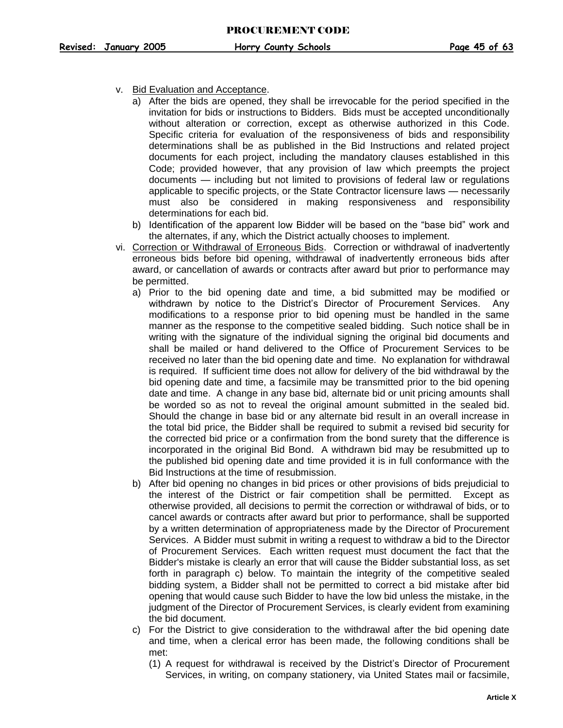v. Bid Evaluation and Acceptance.

a) After the bids are opened, they shall be irrevocable for the period specified in the invitation for bids or instructions to Bidders. Bids must be accepted unconditionally without alteration or correction, except as otherwise authorized in this Code. Specific criteria for evaluation of the responsiveness of bids and responsibility determinations shall be as published in the Bid Instructions and related project documents for each project, including the mandatory clauses established in this Code; provided however, that any provision of law which preempts the project documents — including but not limited to provisions of federal law or regulations applicable to specific projects, or the State Contractor licensure laws — necessarily must also be considered in making responsiveness and responsibility determinations for each bid.

b) Identification of the apparent low Bidder will be based on the "base bid" work and the alternates, if any, which the District actually chooses to implement.

vi. Correction or Withdrawal of Erroneous Bids. Correction or withdrawal of inadvertently erroneous bids before bid opening, withdrawal of inadvertently erroneous bids after award, or cancellation of awards or contracts after award but prior to performance may be permitted.

a) Prior to the bid opening date and time, a bid submitted may be modified or withdrawn by notice to the District's Director of Procurement Services. Any modifications to a response prior to bid opening must be handled in the same manner as the response to the competitive sealed bidding. Such notice shall be in writing with the signature of the individual signing the original bid documents and shall be mailed or hand delivered to the Office of Procurement Services to be received no later than the bid opening date and time. No explanation for withdrawal is required. If sufficient time does not allow for delivery of the bid withdrawal by the bid opening date and time, a facsimile may be transmitted prior to the bid opening date and time. A change in any base bid, alternate bid or unit pricing amounts shall be worded so as not to reveal the original amount submitted in the sealed bid. Should the change in base bid or any alternate bid result in an overall increase in the total bid price, the Bidder shall be required to submit a revised bid security for the corrected bid price or a confirmation from the bond surety that the difference is incorporated in the original Bid Bond. A withdrawn bid may be resubmitted up to the published bid opening date and time provided it is in full conformance with the Bid Instructions at the time of resubmission.

b) After bid opening no changes in bid prices or other provisions of bids prejudicial to the interest of the District or fair competition shall be permitted. Except as otherwise provided, all decisions to permit the correction or withdrawal of bids, or to cancel awards or contracts after award but prior to performance, shall be supported by a written determination of appropriateness made by the Director of Procurement Services. A Bidder must submit in writing a request to withdraw a bid to the Director of Procurement Services. Each written request must document the fact that the Bidder's mistake is clearly an error that will cause the Bidder substantial loss, as set forth in paragraph c) below. To maintain the integrity of the competitive sealed bidding system, a Bidder shall not be permitted to correct a bid mistake after bid opening that would cause such Bidder to have the low bid unless the mistake, in the judgment of the Director of Procurement Services, is clearly evident from examining the bid document.

c) For the District to give consideration to the withdrawal after the bid opening date and time, when a clerical error has been made, the following conditions shall be met:

(1) A request for withdrawal is received by the District's Director of Procurement Services, in writing, on company stationery, via United States mail or facsimile,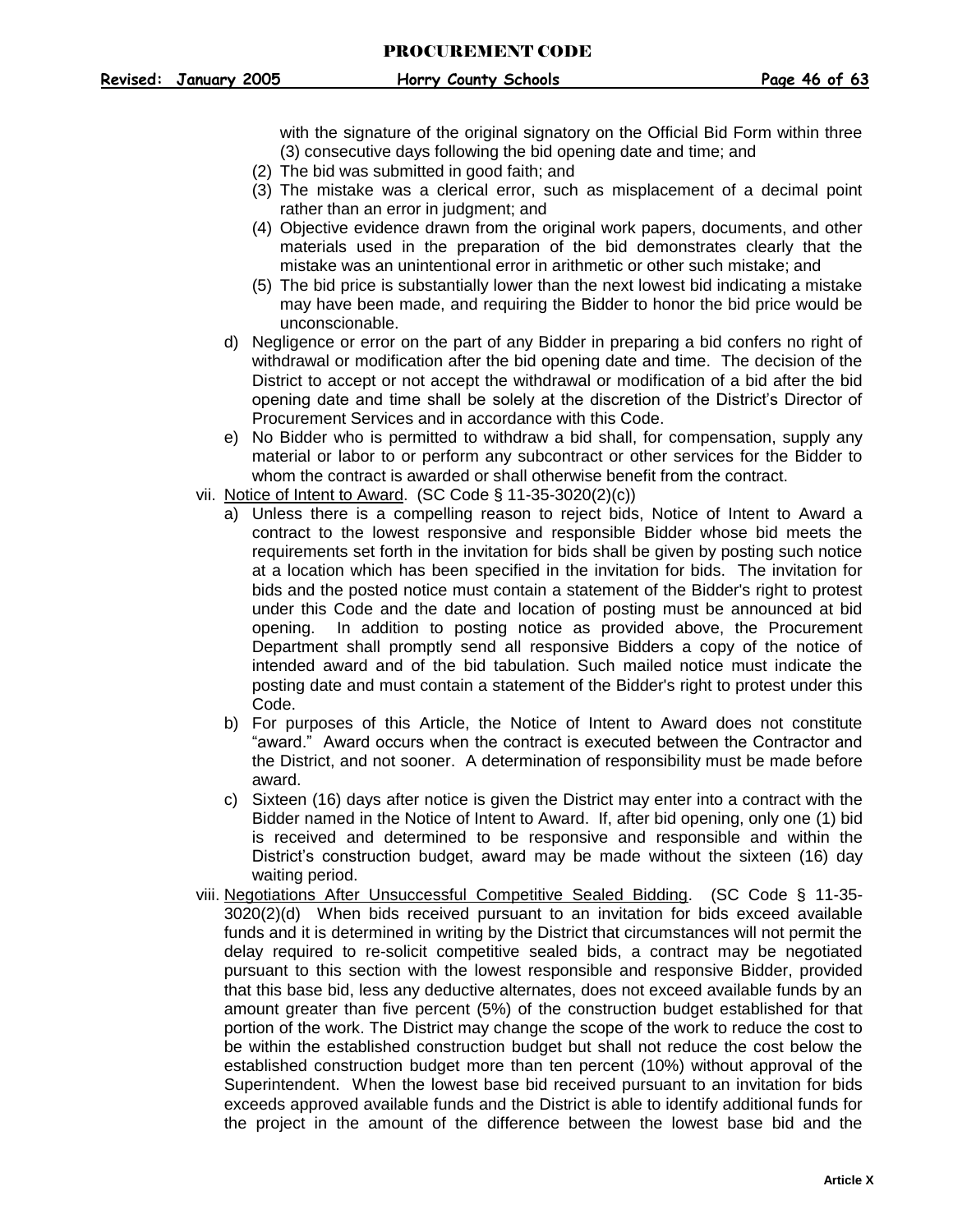with the signature of the original signatory on the Official Bid Form within three (3) consecutive days following the bid opening date and time; and

(2) The bid was submitted in good faith; and

(3) The mistake was a clerical error, such as misplacement of a decimal point rather than an error in judgment; and

(4) Objective evidence drawn from the original work papers, documents, and other materials used in the preparation of the bid demonstrates clearly that the mistake was an unintentional error in arithmetic or other such mistake; and

(5) The bid price is substantially lower than the next lowest bid indicating a mistake may have been made, and requiring the Bidder to honor the bid price would be unconscionable.

d) Negligence or error on the part of any Bidder in preparing a bid confers no right of withdrawal or modification after the bid opening date and time. The decision of the District to accept or not accept the withdrawal or modification of a bid after the bid opening date and time shall be solely at the discretion of the District's Director of Procurement Services and in accordance with this Code.

e) No Bidder who is permitted to withdraw a bid shall, for compensation, supply any material or labor to or perform any subcontract or other services for the Bidder to whom the contract is awarded or shall otherwise benefit from the contract.

vii. Notice of Intent to Award. (SC Code § 11-35-3020(2)(c))

a) Unless there is a compelling reason to reject bids, Notice of Intent to Award a contract to the lowest responsive and responsible Bidder whose bid meets the requirements set forth in the invitation for bids shall be given by posting such notice at a location which has been specified in the invitation for bids. The invitation for bids and the posted notice must contain a statement of the Bidder's right to protest under this Code and the date and location of posting must be announced at bid opening. In addition to posting notice as provided above, the Procurement Department shall promptly send all responsive Bidders a copy of the notice of intended award and of the bid tabulation. Such mailed notice must indicate the posting date and must contain a statement of the Bidder's right to protest under this Code.

b) For purposes of this Article, the Notice of Intent to Award does not constitute "award." Award occurs when the contract is executed between the Contractor and the District, and not sooner. A determination of responsibility must be made before award.

c) Sixteen (16) days after notice is given the District may enter into a contract with the Bidder named in the Notice of Intent to Award. If, after bid opening, only one (1) bid is received and determined to be responsive and responsible and within the District's construction budget, award may be made without the sixteen (16) day waiting period.

viii. Negotiations After Unsuccessful Competitive Sealed Bidding. (SC Code § 11-35-3020(2)(d) When bids received pursuant to an invitation for bids exceed available funds and it is determined in writing by the District that circumstances will not permit the delay required to re-solicit competitive sealed bids, a contract may be negotiated pursuant to this section with the lowest responsible and responsive Bidder, provided that this base bid, less any deductive alternates, does not exceed available funds by an amount greater than five percent (5%) of the construction budget established for that portion of the work. The District may change the scope of the work to reduce the cost to be within the established construction budget but shall not reduce the cost below the established construction budget more than ten percent (10%) without approval of the Superintendent. When the lowest base bid received pursuant to an invitation for bids exceeds approved available funds and the District is able to identify additional funds for the project in the amount of the difference between the lowest base bid and the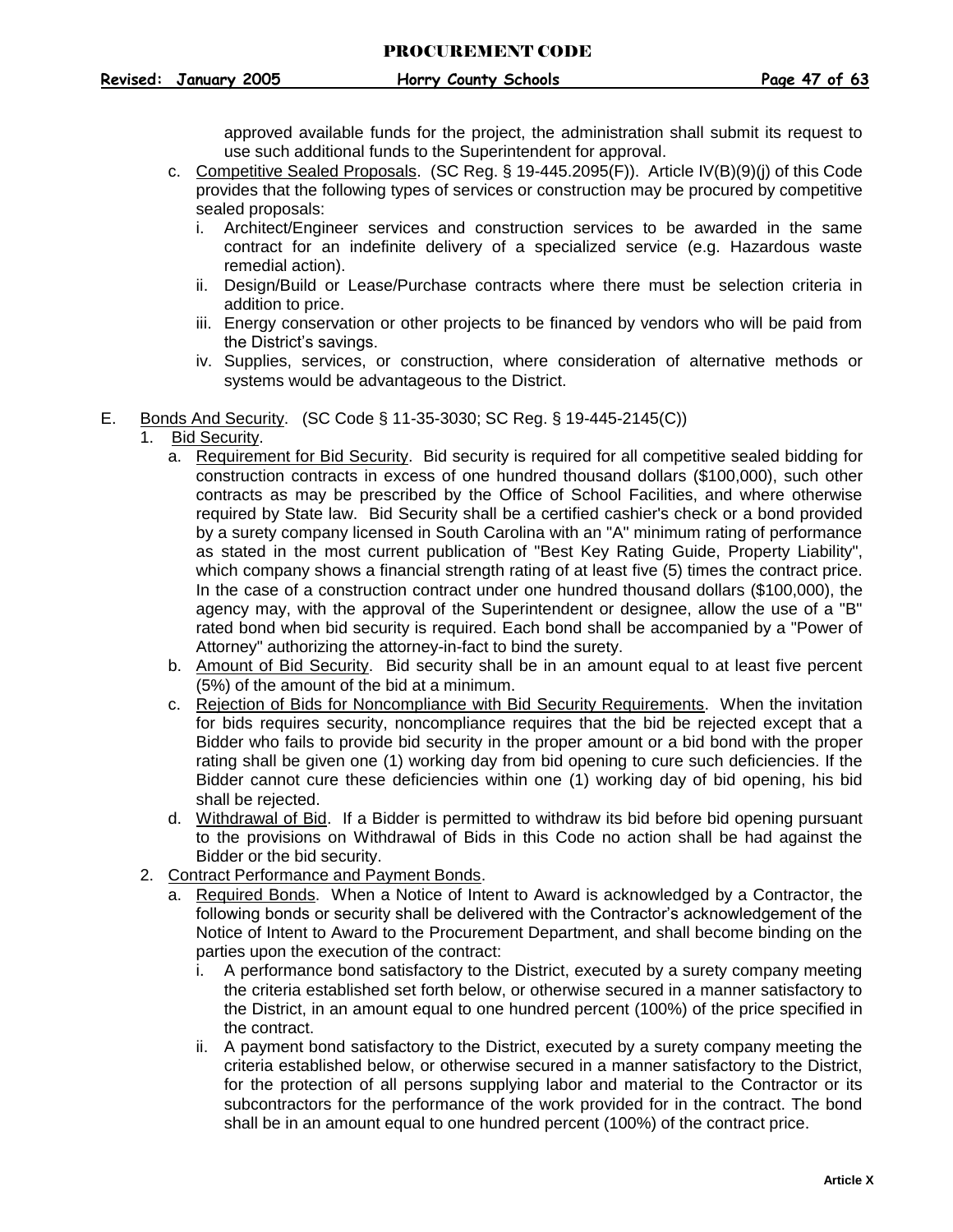approved available funds for the project, the administration shall submit its request to use such additional funds to the Superintendent for approval.

c. Competitive Sealed Proposals. (SC Reg. § 19-445.2095(F)). Article IV(B)(9)(j) of this Code provides that the following types of services or construction may be procured by competitive sealed proposals:
   i. Architect/Engineer services and construction services to be awarded in the same contract for an indefinite delivery of a specialized service (e.g. Hazardous waste remedial action).
   ii. Design/Build or Lease/Purchase contracts where there must be selection criteria in addition to price.
   iii. Energy conservation or other projects to be financed by vendors who will be paid from the District's savings.
   iv. Supplies, services, or construction, where consideration of alternative methods or systems would be advantageous to the District.

E. Bonds And Security. (SC Code § 11-35-3030; SC Reg. § 19-445-2145(C))

1. Bid Security.
   a. Requirement for Bid Security. Bid security is required for all competitive sealed bidding for construction contracts in excess of one hundred thousand dollars ($100,000), such other contracts as may be prescribed by the Office of School Facilities, and where otherwise required by State law. Bid Security shall be a certified cashier's check or a bond provided by a surety company licensed in South Carolina with an "A" minimum rating of performance as stated in the most current publication of "Best Key Rating Guide, Property Liability", which company shows a financial strength rating of at least five (5) times the contract price. In the case of a construction contract under one hundred thousand dollars ($100,000), the agency may, with the approval of the Superintendent or designee, allow the use of a "B" rated bond when bid security is required. Each bond shall be accompanied by a "Power of Attorney" authorizing the attorney-in-fact to bind the surety.
   b. Amount of Bid Security. Bid security shall be in an amount equal to at least five percent (5%) of the amount of the bid at a minimum.
   c. Rejection of Bids for Noncompliance with Bid Security Requirements. When the invitation for bids requires security, noncompliance requires that the bid be rejected except that a Bidder who fails to provide bid security in the proper amount or a bid bond with the proper rating shall be given one (1) working day from bid opening to cure such deficiencies. If the Bidder cannot cure these deficiencies within one (1) working day of bid opening, his bid shall be rejected.
   d. Withdrawal of Bid. If a Bidder is permitted to withdraw its bid before bid opening pursuant to the provisions on Withdrawal of Bids in this Code no action shall be had against the Bidder or the bid security.

2. Contract Performance and Payment Bonds.
   a. Required Bonds. When a Notice of Intent to Award is acknowledged by a Contractor, the following bonds or security shall be delivered with the Contractor's acknowledgement of the Notice of Intent to Award to the Procurement Department, and shall become binding on the parties upon the execution of the contract:
      i. A performance bond satisfactory to the District, executed by a surety company meeting the criteria established set forth below, or otherwise secured in a manner satisfactory to the District, in an amount equal to one hundred percent (100%) of the price specified in the contract.
      ii. A payment bond satisfactory to the District, executed by a surety company meeting the criteria established below, or otherwise secured in a manner satisfactory to the District, for the protection of all persons supplying labor and material to the Contractor or its subcontractors for the performance of the work provided for in the contract. The bond shall be in an amount equal to one hundred percent (100%) of the contract price.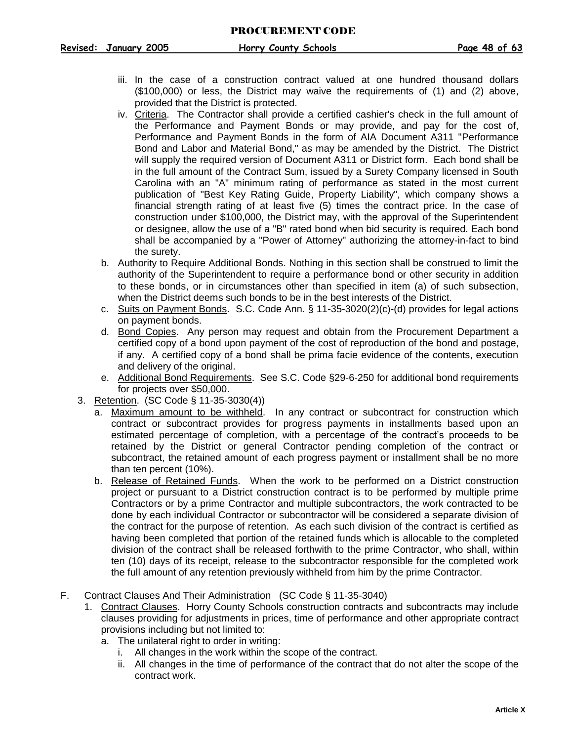iii. In the case of a construction contract valued at one hundred thousand dollars ($100,000) or less, the District may waive the requirements of (1) and (2) above, provided that the District is protected.

iv. Criteria. The Contractor shall provide a certified cashier's check in the full amount of the Performance and Payment Bonds or may provide, and pay for the cost of, Performance and Payment Bonds in the form of AIA Document A311 "Performance Bond and Labor and Material Bond," as may be amended by the District. The District will supply the required version of Document A311 or District form. Each bond shall be in the full amount of the Contract Sum, issued by a Surety Company licensed in South Carolina with an "A" minimum rating of performance as stated in the most current publication of "Best Key Rating Guide, Property Liability", which company shows a financial strength rating of at least five (5) times the contract price. In the case of construction under $100,000, the District may, with the approval of the Superintendent or designee, allow the use of a "B" rated bond when bid security is required. Each bond shall be accompanied by a "Power of Attorney" authorizing the attorney-in-fact to bind the surety.

b. Authority to Require Additional Bonds. Nothing in this section shall be construed to limit the authority of the Superintendent to require a performance bond or other security in addition to these bonds, or in circumstances other than specified in item (a) of such subsection, when the District deems such bonds to be in the best interests of the District.

c. Suits on Payment Bonds. S.C. Code Ann. § 11-35-3020(2)(c)-(d) provides for legal actions on payment bonds.

d. Bond Copies. Any person may request and obtain from the Procurement Department a certified copy of a bond upon payment of the cost of reproduction of the bond and postage, if any. A certified copy of a bond shall be prima facie evidence of the contents, execution and delivery of the original.

e. Additional Bond Requirements. See S.C. Code §29-6-250 for additional bond requirements for projects over $50,000.

3. Retention. (SC Code § 11-35-3030(4))

a. Maximum amount to be withheld. In any contract or subcontract for construction which contract or subcontract provides for progress payments in installments based upon an estimated percentage of completion, with a percentage of the contract's proceeds to be retained by the District or general Contractor pending completion of the contract or subcontract, the retained amount of each progress payment or installment shall be no more than ten percent (10%).

b. Release of Retained Funds. When the work to be performed on a District construction project or pursuant to a District construction contract is to be performed by multiple prime Contractors or by a prime Contractor and multiple subcontractors, the work contracted to be done by each individual Contractor or subcontractor will be considered a separate division of the contract for the purpose of retention. As each such division of the contract is certified as having been completed that portion of the retained funds which is allocable to the completed division of the contract shall be released forthwith to the prime Contractor, who shall, within ten (10) days of its receipt, release to the subcontractor responsible for the completed work the full amount of any retention previously withheld from him by the prime Contractor.

F. Contract Clauses And Their Administration (SC Code § 11-35-3040)

1. Contract Clauses. Horry County Schools construction contracts and subcontracts may include clauses providing for adjustments in prices, time of performance and other appropriate contract provisions including but not limited to:

a. The unilateral right to order in writing:

i. All changes in the work within the scope of the contract.

ii. All changes in the time of performance of the contract that do not alter the scope of the contract work.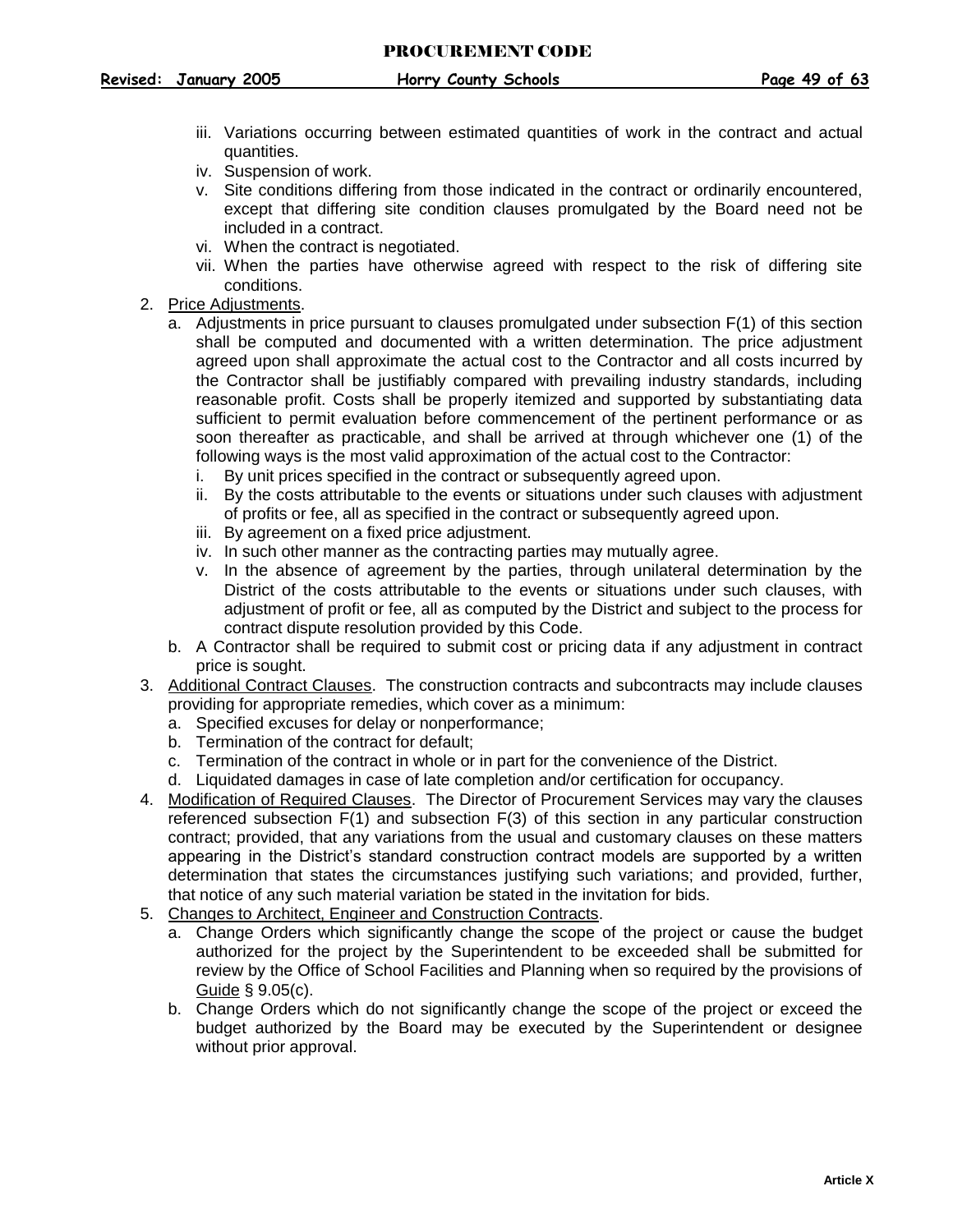iii. Variations occurring between estimated quantities of work in the contract and actual quantities.
   iv. Suspension of work.
   v. Site conditions differing from those indicated in the contract or ordinarily encountered, except that differing site condition clauses promulgated by the Board need not be included in a contract.
   vi. When the contract is negotiated.
   vii. When the parties have otherwise agreed with respect to the risk of differing site conditions.

2. <u>Price Adjustments</u>.
   a. Adjustments in price pursuant to clauses promulgated under subsection F(1) of this section shall be computed and documented with a written determination. The price adjustment agreed upon shall approximate the actual cost to the Contractor and all costs incurred by the Contractor shall be justifiably compared with prevailing industry standards, including reasonable profit. Costs shall be properly itemized and supported by substantiating data sufficient to permit evaluation before commencement of the pertinent performance or as soon thereafter as practicable, and shall be arrived at through whichever one (1) of the following ways is the most valid approximation of the actual cost to the Contractor:
      i. By unit prices specified in the contract or subsequently agreed upon.
      ii. By the costs attributable to the events or situations under such clauses with adjustment of profits or fee, all as specified in the contract or subsequently agreed upon.
      iii. By agreement on a fixed price adjustment.
      iv. In such other manner as the contracting parties may mutually agree.
      v. In the absence of agreement by the parties, through unilateral determination by the District of the costs attributable to the events or situations under such clauses, with adjustment of profit or fee, all as computed by the District and subject to the process for contract dispute resolution provided by this Code.
   b. A Contractor shall be required to submit cost or pricing data if any adjustment in contract price is sought.

3. <u>Additional Contract Clauses</u>. The construction contracts and subcontracts may include clauses providing for appropriate remedies, which cover as a minimum:
   a. Specified excuses for delay or nonperformance;
   b. Termination of the contract for default;
   c. Termination of the contract in whole or in part for the convenience of the District.
   d. Liquidated damages in case of late completion and/or certification for occupancy.

4. <u>Modification of Required Clauses</u>. The Director of Procurement Services may vary the clauses referenced subsection F(1) and subsection F(3) of this section in any particular construction contract; provided, that any variations from the usual and customary clauses on these matters appearing in the District's standard construction contract models are supported by a written determination that states the circumstances justifying such variations; and provided, further, that notice of any such material variation be stated in the invitation for bids.

5. <u>Changes to Architect, Engineer and Construction Contracts</u>.
   a. Change Orders which significantly change the scope of the project or cause the budget authorized for the project by the Superintendent to be exceeded shall be submitted for review by the Office of School Facilities and Planning when so required by the provisions of <u>Guide</u> § 9.05(c).
   b. Change Orders which do not significantly change the scope of the project or exceed the budget authorized by the Board may be executed by the Superintendent or designee without prior approval.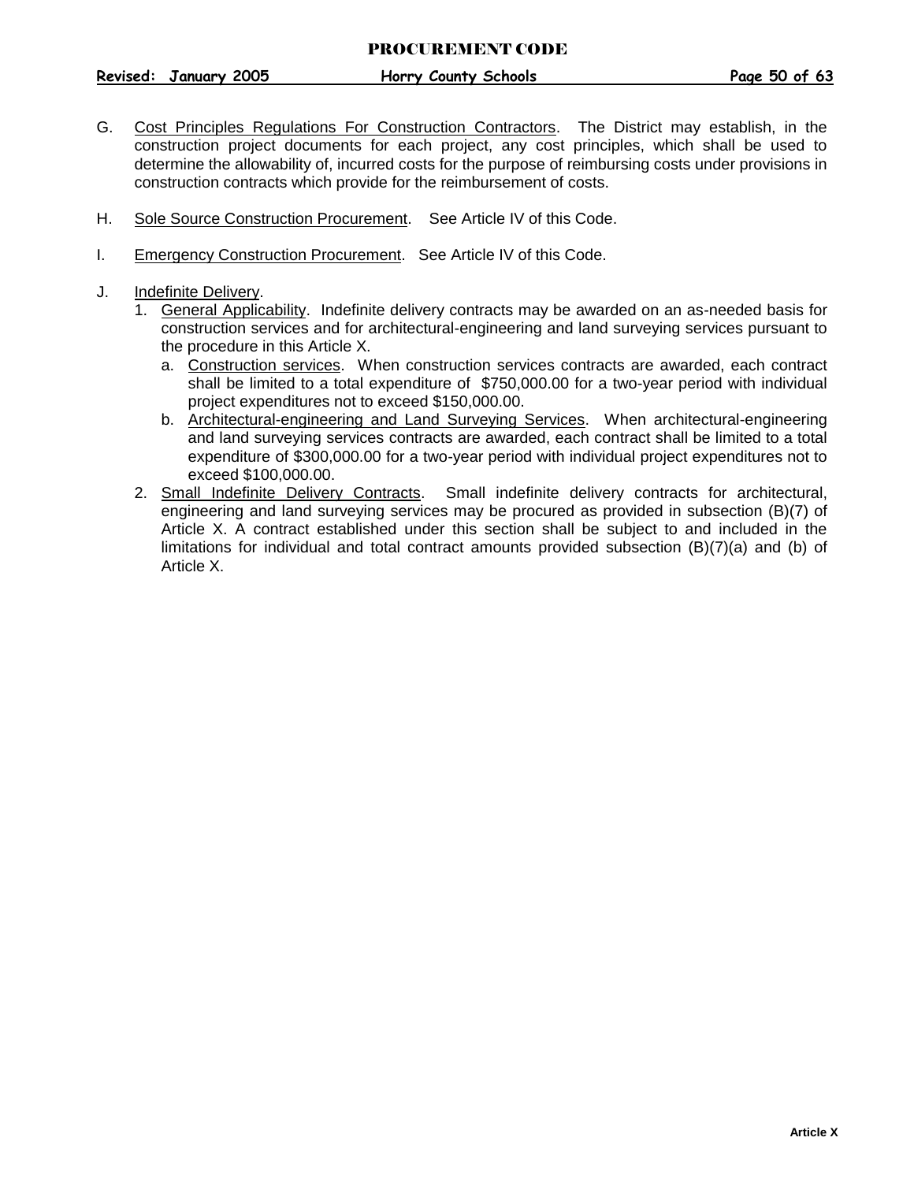G. Cost Principles Regulations For Construction Contractors. The District may establish, in the construction project documents for each project, any cost principles, which shall be used to determine the allowability of, incurred costs for the purpose of reimbursing costs under provisions in construction contracts which provide for the reimbursement of costs.

H. Sole Source Construction Procurement. See Article IV of this Code.

I. Emergency Construction Procurement. See Article IV of this Code.

J. Indefinite Delivery.

1. General Applicability. Indefinite delivery contracts may be awarded on an as-needed basis for construction services and for architectural-engineering and land surveying services pursuant to the procedure in this Article X.
   a. Construction services. When construction services contracts are awarded, each contract shall be limited to a total expenditure of $750,000.00 for a two-year period with individual project expenditures not to exceed $150,000.00.
   b. Architectural-engineering and Land Surveying Services. When architectural-engineering and land surveying services contracts are awarded, each contract shall be limited to a total expenditure of $300,000.00 for a two-year period with individual project expenditures not to exceed $100,000.00.
2. Small Indefinite Delivery Contracts. Small indefinite delivery contracts for architectural, engineering and land surveying services may be procured as provided in subsection (B)(7) of Article X. A contract established under this section shall be subject to and included in the limitations for individual and total contract amounts provided subsection (B)(7)(a) and (b) of Article X.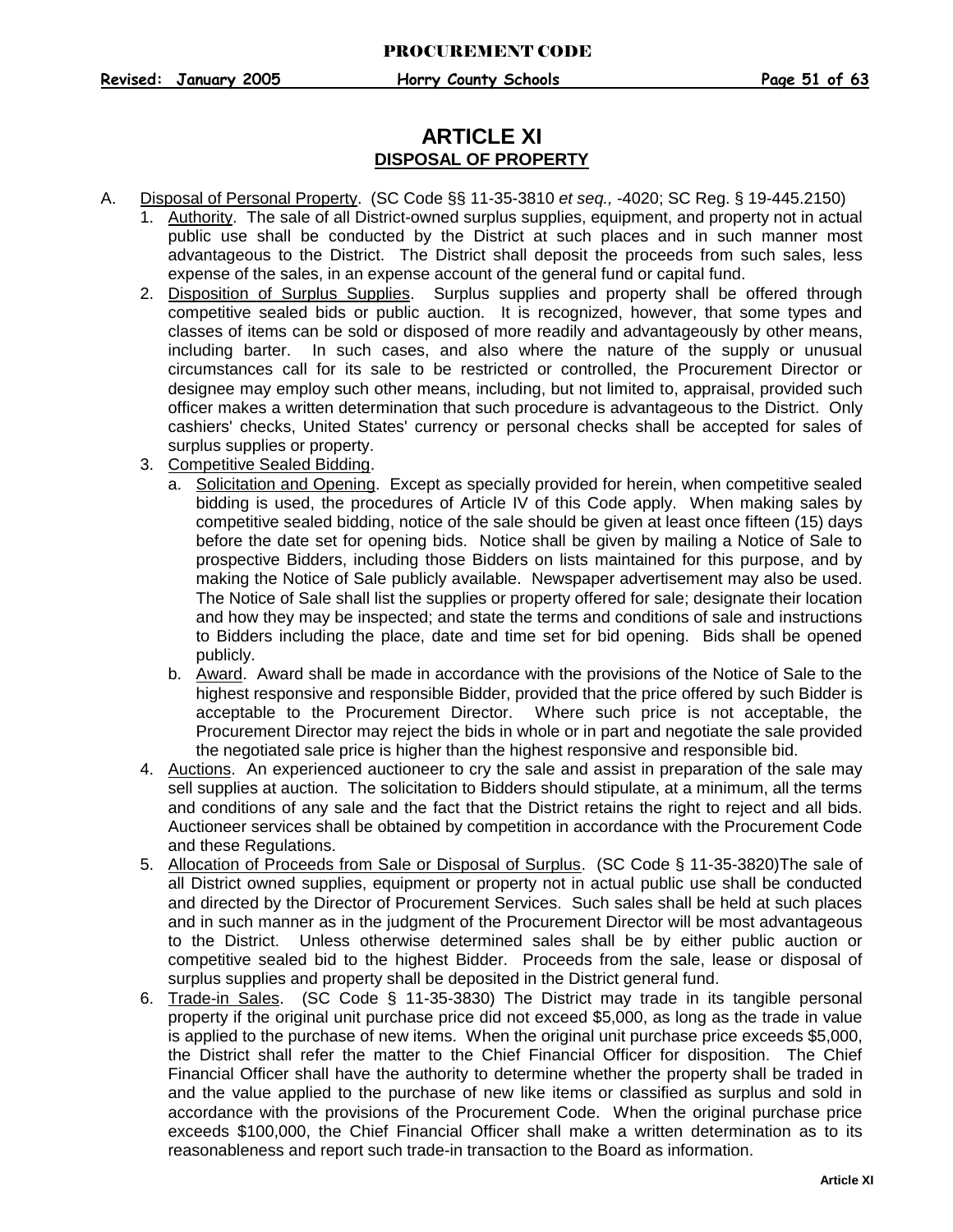# ARTICLE XI

## DISPOSAL OF PROPERTY

A. Disposal of Personal Property. (SC Code §§ 11-35-3810 *et seq.,* -4020; SC Reg. § 19-445.2150)

1. Authority. The sale of all District-owned surplus supplies, equipment, and property not in actual public use shall be conducted by the District at such places and in such manner most advantageous to the District. The District shall deposit the proceeds from such sales, less expense of the sales, in an expense account of the general fund or capital fund.
2. Disposition of Surplus Supplies. Surplus supplies and property shall be offered through competitive sealed bids or public auction. It is recognized, however, that some types and classes of items can be sold or disposed of more readily and advantageously by other means, including barter. In such cases, and also where the nature of the supply or unusual circumstances call for its sale to be restricted or controlled, the Procurement Director or designee may employ such other means, including, but not limited to, appraisal, provided such officer makes a written determination that such procedure is advantageous to the District. Only cashiers' checks, United States' currency or personal checks shall be accepted for sales of surplus supplies or property.
3. Competitive Sealed Bidding.
   a. Solicitation and Opening. Except as specially provided for herein, when competitive sealed bidding is used, the procedures of Article IV of this Code apply. When making sales by competitive sealed bidding, notice of the sale should be given at least once fifteen (15) days before the date set for opening bids. Notice shall be given by mailing a Notice of Sale to prospective Bidders, including those Bidders on lists maintained for this purpose, and by making the Notice of Sale publicly available. Newspaper advertisement may also be used. The Notice of Sale shall list the supplies or property offered for sale; designate their location and how they may be inspected; and state the terms and conditions of sale and instructions to Bidders including the place, date and time set for bid opening. Bids shall be opened publicly.
   b. Award. Award shall be made in accordance with the provisions of the Notice of Sale to the highest responsive and responsible Bidder, provided that the price offered by such Bidder is acceptable to the Procurement Director. Where such price is not acceptable, the Procurement Director may reject the bids in whole or in part and negotiate the sale provided the negotiated sale price is higher than the highest responsive and responsible bid.
4. Auctions. An experienced auctioneer to cry the sale and assist in preparation of the sale may sell supplies at auction. The solicitation to Bidders should stipulate, at a minimum, all the terms and conditions of any sale and the fact that the District retains the right to reject and all bids. Auctioneer services shall be obtained by competition in accordance with the Procurement Code and these Regulations.
5. Allocation of Proceeds from Sale or Disposal of Surplus. (SC Code § 11-35-3820)The sale of all District owned supplies, equipment or property not in actual public use shall be conducted and directed by the Director of Procurement Services. Such sales shall be held at such places and in such manner as in the judgment of the Procurement Director will be most advantageous to the District. Unless otherwise determined sales shall be by either public auction or competitive sealed bid to the highest Bidder. Proceeds from the sale, lease or disposal of surplus supplies and property shall be deposited in the District general fund.
6. Trade-in Sales. (SC Code § 11-35-3830) The District may trade in its tangible personal property if the original unit purchase price did not exceed $5,000, as long as the trade in value is applied to the purchase of new items. When the original unit purchase price exceeds $5,000, the District shall refer the matter to the Chief Financial Officer for disposition. The Chief Financial Officer shall have the authority to determine whether the property shall be traded in and the value applied to the purchase of new like items or classified as surplus and sold in accordance with the provisions of the Procurement Code. When the original purchase price exceeds $100,000, the Chief Financial Officer shall make a written determination as to its reasonableness and report such trade-in transaction to the Board as information.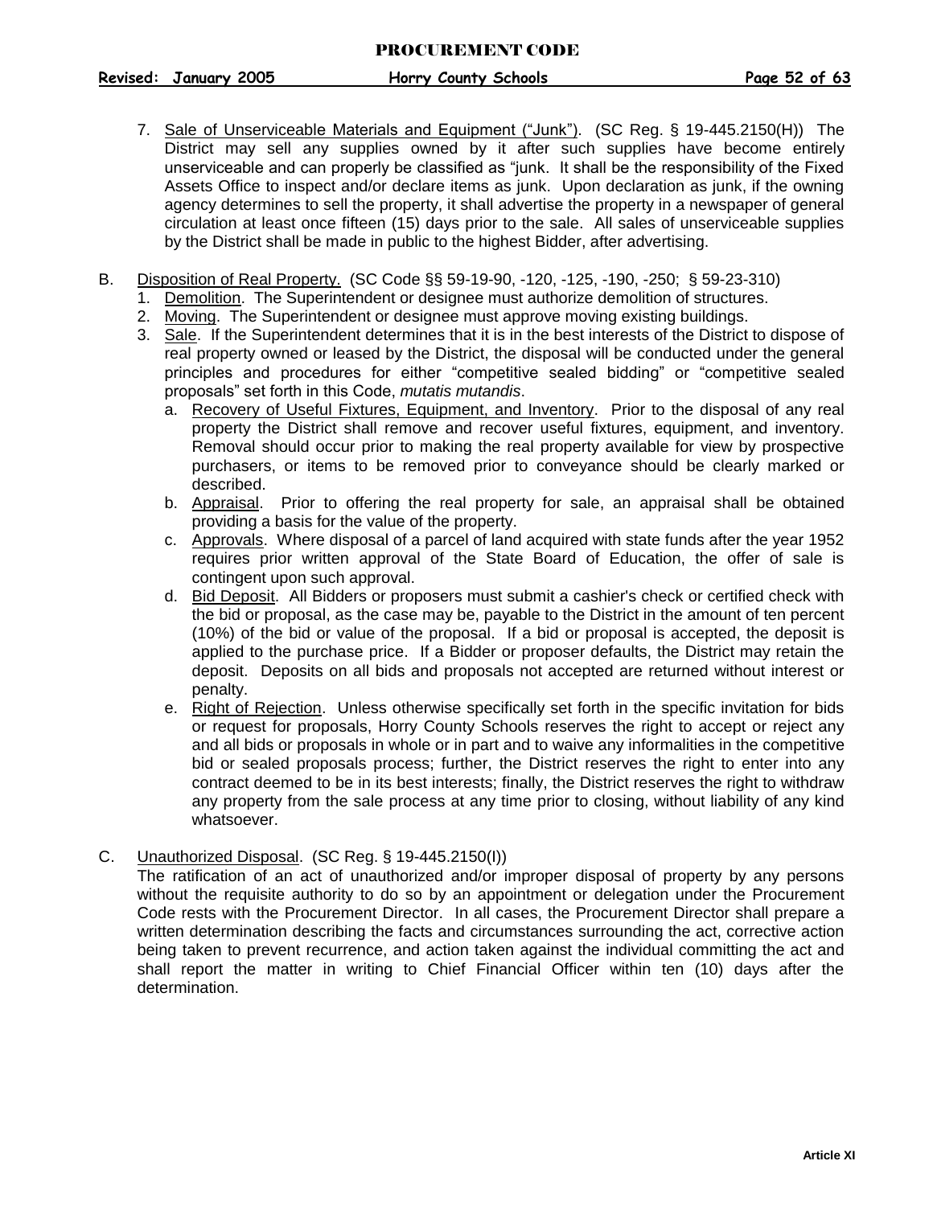7. <u>Sale of Unserviceable Materials and Equipment ("Junk")</u>. (SC Reg. § 19-445.2150(H)) The District may sell any supplies owned by it after such supplies have become entirely unserviceable and can properly be classified as "junk. It shall be the responsibility of the Fixed Assets Office to inspect and/or declare items as junk. Upon declaration as junk, if the owning agency determines to sell the property, it shall advertise the property in a newspaper of general circulation at least once fifteen (15) days prior to the sale. All sales of unserviceable supplies by the District shall be made in public to the highest Bidder, after advertising.

B. <u>Disposition of Real Property.</u> (SC Code §§ 59-19-90, -120, -125, -190, -250; § 59-23-310)
   1. <u>Demolition</u>. The Superintendent or designee must authorize demolition of structures.
   2. <u>Moving</u>. The Superintendent or designee must approve moving existing buildings.
   3. <u>Sale</u>. If the Superintendent determines that it is in the best interests of the District to dispose of real property owned or leased by the District, the disposal will be conducted under the general principles and procedures for either "competitive sealed bidding" or "competitive sealed proposals" set forth in this Code, *mutatis mutandis*.
      a. <u>Recovery of Useful Fixtures, Equipment, and Inventory</u>. Prior to the disposal of any real property the District shall remove and recover useful fixtures, equipment, and inventory. Removal should occur prior to making the real property available for view by prospective purchasers, or items to be removed prior to conveyance should be clearly marked or described.
      b. <u>Appraisal</u>. Prior to offering the real property for sale, an appraisal shall be obtained providing a basis for the value of the property.
      c. <u>Approvals</u>. Where disposal of a parcel of land acquired with state funds after the year 1952 requires prior written approval of the State Board of Education, the offer of sale is contingent upon such approval.
      d. <u>Bid Deposit</u>. All Bidders or proposers must submit a cashier's check or certified check with the bid or proposal, as the case may be, payable to the District in the amount of ten percent (10%) of the bid or value of the proposal. If a bid or proposal is accepted, the deposit is applied to the purchase price. If a Bidder or proposer defaults, the District may retain the deposit. Deposits on all bids and proposals not accepted are returned without interest or penalty.
      e. <u>Right of Rejection</u>. Unless otherwise specifically set forth in the specific invitation for bids or request for proposals, Horry County Schools reserves the right to accept or reject any and all bids or proposals in whole or in part and to waive any informalities in the competitive bid or sealed proposals process; further, the District reserves the right to enter into any contract deemed to be in its best interests; finally, the District reserves the right to withdraw any property from the sale process at any time prior to closing, without liability of any kind whatsoever.

C. <u>Unauthorized Disposal</u>. (SC Reg. § 19-445.2150(I))
The ratification of an act of unauthorized and/or improper disposal of property by any persons without the requisite authority to do so by an appointment or delegation under the Procurement Code rests with the Procurement Director. In all cases, the Procurement Director shall prepare a written determination describing the facts and circumstances surrounding the act, corrective action being taken to prevent recurrence, and action taken against the individual committing the act and shall report the matter in writing to Chief Financial Officer within ten (10) days after the determination.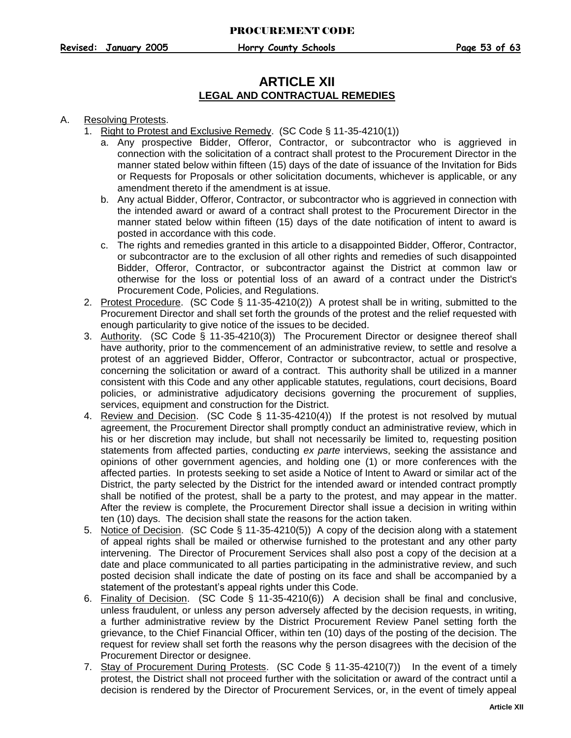# ARTICLE XII

## LEGAL AND CONTRACTUAL REMEDIES

A. Resolving Protests.

1. Right to Protest and Exclusive Remedy. (SC Code § 11-35-4210(1))
   a. Any prospective Bidder, Offeror, Contractor, or subcontractor who is aggrieved in connection with the solicitation of a contract shall protest to the Procurement Director in the manner stated below within fifteen (15) days of the date of issuance of the Invitation for Bids or Requests for Proposals or other solicitation documents, whichever is applicable, or any amendment thereto if the amendment is at issue.
   b. Any actual Bidder, Offeror, Contractor, or subcontractor who is aggrieved in connection with the intended award or award of a contract shall protest to the Procurement Director in the manner stated below within fifteen (15) days of the date notification of intent to award is posted in accordance with this code.
   c. The rights and remedies granted in this article to a disappointed Bidder, Offeror, Contractor, or subcontractor are to the exclusion of all other rights and remedies of such disappointed Bidder, Offeror, Contractor, or subcontractor against the District at common law or otherwise for the loss or potential loss of an award of a contract under the District's Procurement Code, Policies, and Regulations.
2. Protest Procedure. (SC Code § 11-35-4210(2)) A protest shall be in writing, submitted to the Procurement Director and shall set forth the grounds of the protest and the relief requested with enough particularity to give notice of the issues to be decided.
3. Authority. (SC Code § 11-35-4210(3)) The Procurement Director or designee thereof shall have authority, prior to the commencement of an administrative review, to settle and resolve a protest of an aggrieved Bidder, Offeror, Contractor or subcontractor, actual or prospective, concerning the solicitation or award of a contract. This authority shall be utilized in a manner consistent with this Code and any other applicable statutes, regulations, court decisions, Board policies, or administrative adjudicatory decisions governing the procurement of supplies, services, equipment and construction for the District.
4. Review and Decision. (SC Code § 11-35-4210(4)) If the protest is not resolved by mutual agreement, the Procurement Director shall promptly conduct an administrative review, which in his or her discretion may include, but shall not necessarily be limited to, requesting position statements from affected parties, conducting *ex parte* interviews, seeking the assistance and opinions of other government agencies, and holding one (1) or more conferences with the affected parties. In protests seeking to set aside a Notice of Intent to Award or similar act of the District, the party selected by the District for the intended award or intended contract promptly shall be notified of the protest, shall be a party to the protest, and may appear in the matter. After the review is complete, the Procurement Director shall issue a decision in writing within ten (10) days. The decision shall state the reasons for the action taken.
5. Notice of Decision. (SC Code § 11-35-4210(5)) A copy of the decision along with a statement of appeal rights shall be mailed or otherwise furnished to the protestant and any other party intervening. The Director of Procurement Services shall also post a copy of the decision at a date and place communicated to all parties participating in the administrative review, and such posted decision shall indicate the date of posting on its face and shall be accompanied by a statement of the protestant's appeal rights under this Code.
6. Finality of Decision. (SC Code § 11-35-4210(6)) A decision shall be final and conclusive, unless fraudulent, or unless any person adversely affected by the decision requests, in writing, a further administrative review by the District Procurement Review Panel setting forth the grievance, to the Chief Financial Officer, within ten (10) days of the posting of the decision. The request for review shall set forth the reasons why the person disagrees with the decision of the Procurement Director or designee.
7. Stay of Procurement During Protests. (SC Code § 11-35-4210(7)) In the event of a timely protest, the District shall not proceed further with the solicitation or award of the contract until a decision is rendered by the Director of Procurement Services, or, in the event of timely appeal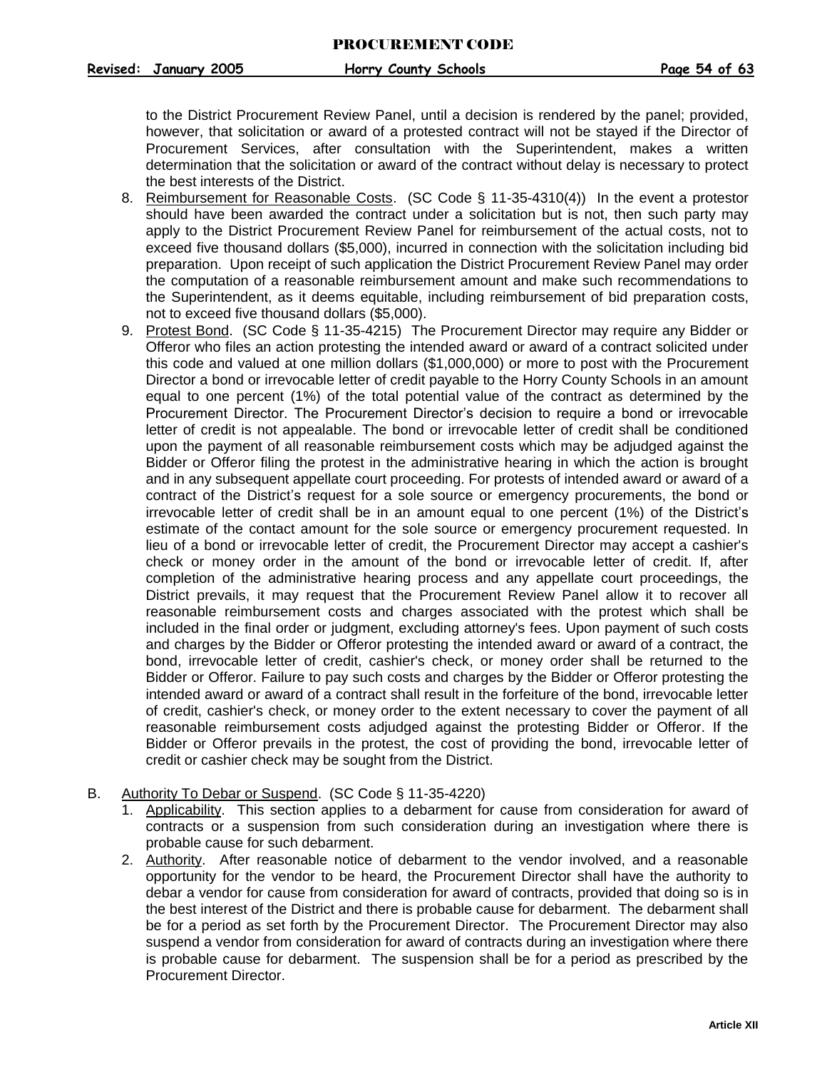to the District Procurement Review Panel, until a decision is rendered by the panel; provided, however, that solicitation or award of a protested contract will not be stayed if the Director of Procurement Services, after consultation with the Superintendent, makes a written determination that the solicitation or award of the contract without delay is necessary to protect the best interests of the District.

8. Reimbursement for Reasonable Costs. (SC Code § 11-35-4310(4)) In the event a protestor should have been awarded the contract under a solicitation but is not, then such party may apply to the District Procurement Review Panel for reimbursement of the actual costs, not to exceed five thousand dollars ($5,000), incurred in connection with the solicitation including bid preparation. Upon receipt of such application the District Procurement Review Panel may order the computation of a reasonable reimbursement amount and make such recommendations to the Superintendent, as it deems equitable, including reimbursement of bid preparation costs, not to exceed five thousand dollars ($5,000).
9. Protest Bond. (SC Code § 11-35-4215) The Procurement Director may require any Bidder or Offeror who files an action protesting the intended award or award of a contract solicited under this code and valued at one million dollars ($1,000,000) or more to post with the Procurement Director a bond or irrevocable letter of credit payable to the Horry County Schools in an amount equal to one percent (1%) of the total potential value of the contract as determined by the Procurement Director. The Procurement Director's decision to require a bond or irrevocable letter of credit is not appealable. The bond or irrevocable letter of credit shall be conditioned upon the payment of all reasonable reimbursement costs which may be adjudged against the Bidder or Offeror filing the protest in the administrative hearing in which the action is brought and in any subsequent appellate court proceeding. For protests of intended award or award of a contract of the District's request for a sole source or emergency procurements, the bond or irrevocable letter of credit shall be in an amount equal to one percent (1%) of the District's estimate of the contact amount for the sole source or emergency procurement requested. In lieu of a bond or irrevocable letter of credit, the Procurement Director may accept a cashier's check or money order in the amount of the bond or irrevocable letter of credit. If, after completion of the administrative hearing process and any appellate court proceedings, the District prevails, it may request that the Procurement Review Panel allow it to recover all reasonable reimbursement costs and charges associated with the protest which shall be included in the final order or judgment, excluding attorney's fees. Upon payment of such costs and charges by the Bidder or Offeror protesting the intended award or award of a contract, the bond, irrevocable letter of credit, cashier's check, or money order shall be returned to the Bidder or Offeror. Failure to pay such costs and charges by the Bidder or Offeror protesting the intended award or award of a contract shall result in the forfeiture of the bond, irrevocable letter of credit, cashier's check, or money order to the extent necessary to cover the payment of all reasonable reimbursement costs adjudged against the protesting Bidder or Offeror. If the Bidder or Offeror prevails in the protest, the cost of providing the bond, irrevocable letter of credit or cashier check may be sought from the District.

B. Authority To Debar or Suspend. (SC Code § 11-35-4220)
   1. Applicability. This section applies to a debarment for cause from consideration for award of contracts or a suspension from such consideration during an investigation where there is probable cause for such debarment.
   2. Authority. After reasonable notice of debarment to the vendor involved, and a reasonable opportunity for the vendor to be heard, the Procurement Director shall have the authority to debar a vendor for cause from consideration for award of contracts, provided that doing so is in the best interest of the District and there is probable cause for debarment. The debarment shall be for a period as set forth by the Procurement Director. The Procurement Director may also suspend a vendor from consideration for award of contracts during an investigation where there is probable cause for debarment. The suspension shall be for a period as prescribed by the Procurement Director.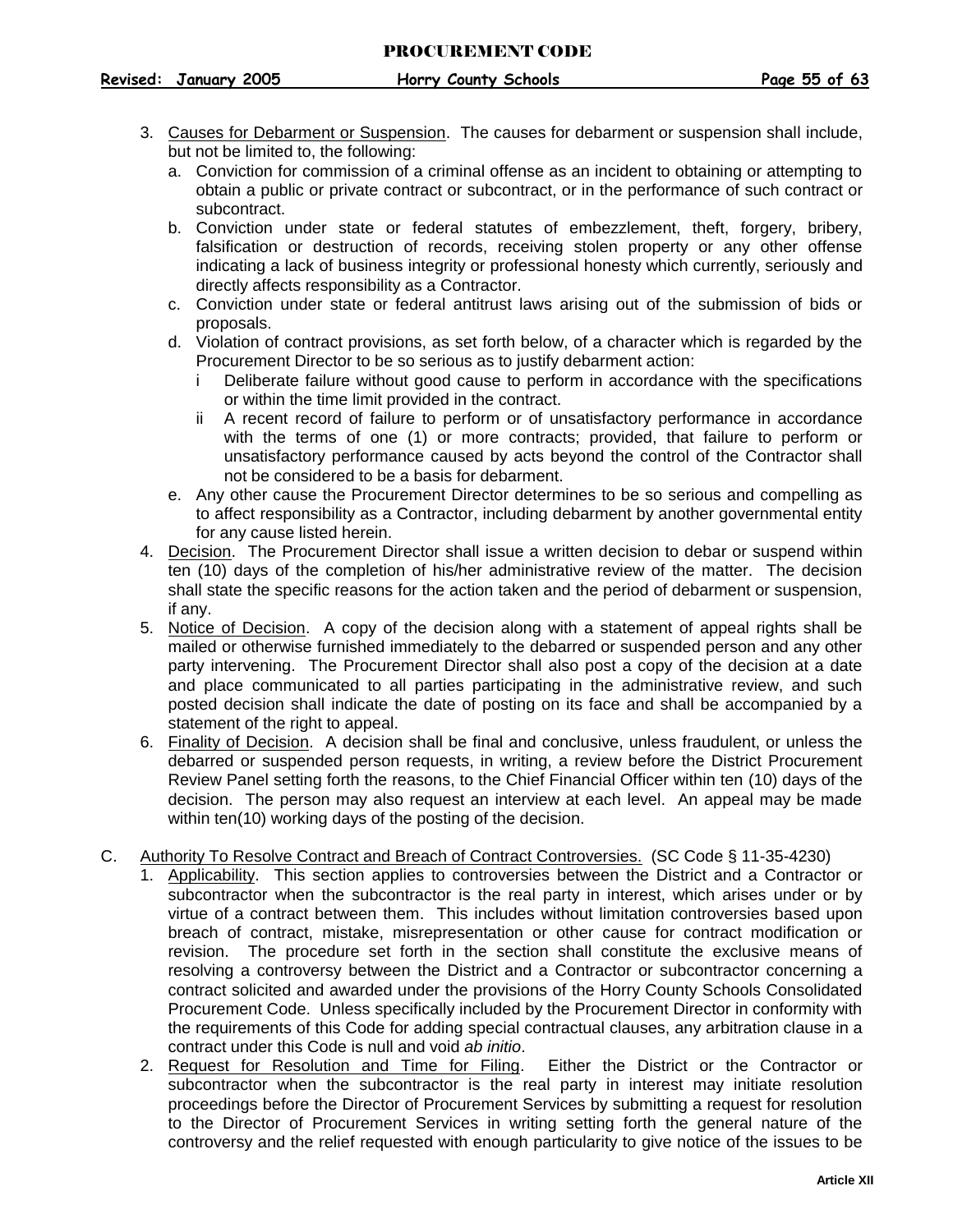3. Causes for Debarment or Suspension. The causes for debarment or suspension shall include, but not be limited to, the following:
   a. Conviction for commission of a criminal offense as an incident to obtaining or attempting to obtain a public or private contract or subcontract, or in the performance of such contract or subcontract.
   b. Conviction under state or federal statutes of embezzlement, theft, forgery, bribery, falsification or destruction of records, receiving stolen property or any other offense indicating a lack of business integrity or professional honesty which currently, seriously and directly affects responsibility as a Contractor.
   c. Conviction under state or federal antitrust laws arising out of the submission of bids or proposals.
   d. Violation of contract provisions, as set forth below, of a character which is regarded by the Procurement Director to be so serious as to justify debarment action:
      i Deliberate failure without good cause to perform in accordance with the specifications or within the time limit provided in the contract.
      ii A recent record of failure to perform or of unsatisfactory performance in accordance with the terms of one (1) or more contracts; provided, that failure to perform or unsatisfactory performance caused by acts beyond the control of the Contractor shall not be considered to be a basis for debarment.
   e. Any other cause the Procurement Director determines to be so serious and compelling as to affect responsibility as a Contractor, including debarment by another governmental entity for any cause listed herein.
4. Decision. The Procurement Director shall issue a written decision to debar or suspend within ten (10) days of the completion of his/her administrative review of the matter. The decision shall state the specific reasons for the action taken and the period of debarment or suspension, if any.
5. Notice of Decision. A copy of the decision along with a statement of appeal rights shall be mailed or otherwise furnished immediately to the debarred or suspended person and any other party intervening. The Procurement Director shall also post a copy of the decision at a date and place communicated to all parties participating in the administrative review, and such posted decision shall indicate the date of posting on its face and shall be accompanied by a statement of the right to appeal.
6. Finality of Decision. A decision shall be final and conclusive, unless fraudulent, or unless the debarred or suspended person requests, in writing, a review before the District Procurement Review Panel setting forth the reasons, to the Chief Financial Officer within ten (10) days of the decision. The person may also request an interview at each level. An appeal may be made within ten(10) working days of the posting of the decision.

C. Authority To Resolve Contract and Breach of Contract Controversies. (SC Code § 11-35-4230)
   1. Applicability. This section applies to controversies between the District and a Contractor or subcontractor when the subcontractor is the real party in interest, which arises under or by virtue of a contract between them. This includes without limitation controversies based upon breach of contract, mistake, misrepresentation or other cause for contract modification or revision. The procedure set forth in the section shall constitute the exclusive means of resolving a controversy between the District and a Contractor or subcontractor concerning a contract solicited and awarded under the provisions of the Horry County Schools Consolidated Procurement Code. Unless specifically included by the Procurement Director in conformity with the requirements of this Code for adding special contractual clauses, any arbitration clause in a contract under this Code is null and void *ab initio*.
   2. Request for Resolution and Time for Filing. Either the District or the Contractor or subcontractor when the subcontractor is the real party in interest may initiate resolution proceedings before the Director of Procurement Services by submitting a request for resolution to the Director of Procurement Services in writing setting forth the general nature of the controversy and the relief requested with enough particularity to give notice of the issues to be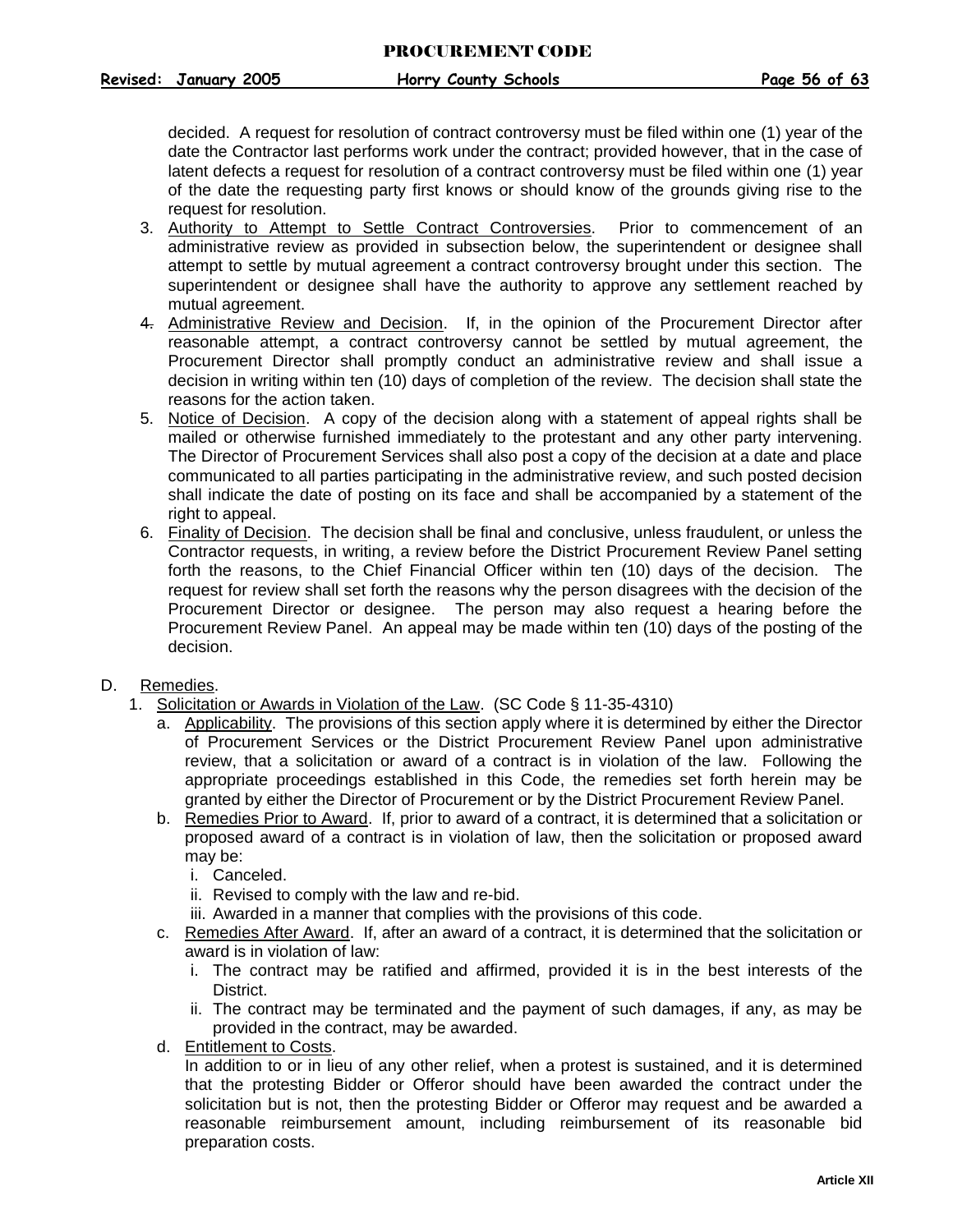decided. A request for resolution of contract controversy must be filed within one (1) year of the date the Contractor last performs work under the contract; provided however, that in the case of latent defects a request for resolution of a contract controversy must be filed within one (1) year of the date the requesting party first knows or should know of the grounds giving rise to the request for resolution.

3. Authority to Attempt to Settle Contract Controversies. Prior to commencement of an administrative review as provided in subsection below, the superintendent or designee shall attempt to settle by mutual agreement a contract controversy brought under this section. The superintendent or designee shall have the authority to approve any settlement reached by mutual agreement.
4. Administrative Review and Decision. If, in the opinion of the Procurement Director after reasonable attempt, a contract controversy cannot be settled by mutual agreement, the Procurement Director shall promptly conduct an administrative review and shall issue a decision in writing within ten (10) days of completion of the review. The decision shall state the reasons for the action taken.
5. Notice of Decision. A copy of the decision along with a statement of appeal rights shall be mailed or otherwise furnished immediately to the protestant and any other party intervening. The Director of Procurement Services shall also post a copy of the decision at a date and place communicated to all parties participating in the administrative review, and such posted decision shall indicate the date of posting on its face and shall be accompanied by a statement of the right to appeal.
6. Finality of Decision. The decision shall be final and conclusive, unless fraudulent, or unless the Contractor requests, in writing, a review before the District Procurement Review Panel setting forth the reasons, to the Chief Financial Officer within ten (10) days of the decision. The request for review shall set forth the reasons why the person disagrees with the decision of the Procurement Director or designee. The person may also request a hearing before the Procurement Review Panel. An appeal may be made within ten (10) days of the posting of the decision.

D. Remedies.

1. Solicitation or Awards in Violation of the Law. (SC Code § 11-35-4310)
   a. Applicability. The provisions of this section apply where it is determined by either the Director of Procurement Services or the District Procurement Review Panel upon administrative review, that a solicitation or award of a contract is in violation of the law. Following the appropriate proceedings established in this Code, the remedies set forth herein may be granted by either the Director of Procurement or by the District Procurement Review Panel.
   b. Remedies Prior to Award. If, prior to award of a contract, it is determined that a solicitation or proposed award of a contract is in violation of law, then the solicitation or proposed award may be:
      i. Canceled.
      ii. Revised to comply with the law and re-bid.
      iii. Awarded in a manner that complies with the provisions of this code.
   c. Remedies After Award. If, after an award of a contract, it is determined that the solicitation or award is in violation of law:
      i. The contract may be ratified and affirmed, provided it is in the best interests of the District.
      ii. The contract may be terminated and the payment of such damages, if any, as may be provided in the contract, may be awarded.
   d. Entitlement to Costs.
      In addition to or in lieu of any other relief, when a protest is sustained, and it is determined that the protesting Bidder or Offeror should have been awarded the contract under the solicitation but is not, then the protesting Bidder or Offeror may request and be awarded a reasonable reimbursement amount, including reimbursement of its reasonable bid preparation costs.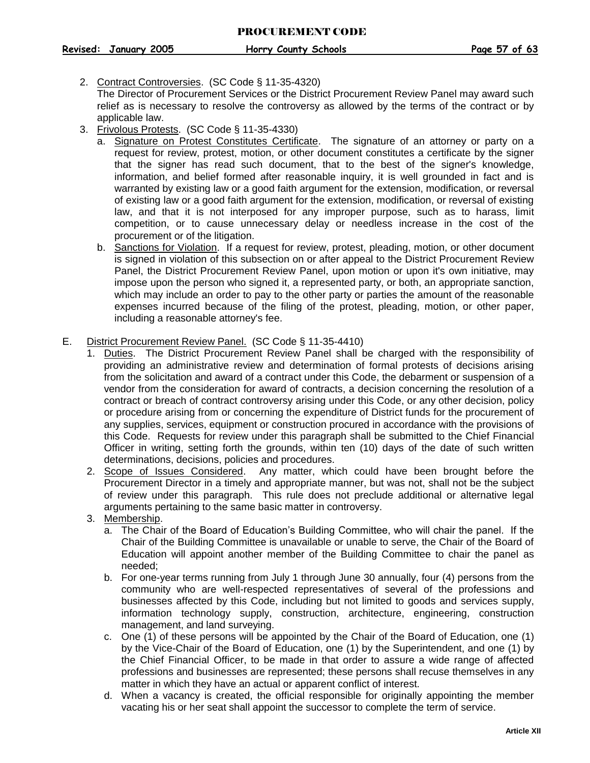2. Contract Controversies. (SC Code § 11-35-4320)
   The Director of Procurement Services or the District Procurement Review Panel may award such relief as is necessary to resolve the controversy as allowed by the terms of the contract or by applicable law.
3. Frivolous Protests. (SC Code § 11-35-4330)
   a. Signature on Protest Constitutes Certificate. The signature of an attorney or party on a request for review, protest, motion, or other document constitutes a certificate by the signer that the signer has read such document, that to the best of the signer's knowledge, information, and belief formed after reasonable inquiry, it is well grounded in fact and is warranted by existing law or a good faith argument for the extension, modification, or reversal of existing law or a good faith argument for the extension, modification, or reversal of existing law, and that it is not interposed for any improper purpose, such as to harass, limit competition, or to cause unnecessary delay or needless increase in the cost of the procurement or of the litigation.
   b. Sanctions for Violation. If a request for review, protest, pleading, motion, or other document is signed in violation of this subsection on or after appeal to the District Procurement Review Panel, the District Procurement Review Panel, upon motion or upon it's own initiative, may impose upon the person who signed it, a represented party, or both, an appropriate sanction, which may include an order to pay to the other party or parties the amount of the reasonable expenses incurred because of the filing of the protest, pleading, motion, or other paper, including a reasonable attorney's fee.

E. District Procurement Review Panel. (SC Code § 11-35-4410)
   1. Duties. The District Procurement Review Panel shall be charged with the responsibility of providing an administrative review and determination of formal protests of decisions arising from the solicitation and award of a contract under this Code, the debarment or suspension of a vendor from the consideration for award of contracts, a decision concerning the resolution of a contract or breach of contract controversy arising under this Code, or any other decision, policy or procedure arising from or concerning the expenditure of District funds for the procurement of any supplies, services, equipment or construction procured in accordance with the provisions of this Code. Requests for review under this paragraph shall be submitted to the Chief Financial Officer in writing, setting forth the grounds, within ten (10) days of the date of such written determinations, decisions, policies and procedures.
   2. Scope of Issues Considered. Any matter, which could have been brought before the Procurement Director in a timely and appropriate manner, but was not, shall not be the subject of review under this paragraph. This rule does not preclude additional or alternative legal arguments pertaining to the same basic matter in controversy.
   3. Membership.
      a. The Chair of the Board of Education's Building Committee, who will chair the panel. If the Chair of the Building Committee is unavailable or unable to serve, the Chair of the Board of Education will appoint another member of the Building Committee to chair the panel as needed;
      b. For one-year terms running from July 1 through June 30 annually, four (4) persons from the community who are well-respected representatives of several of the professions and businesses affected by this Code, including but not limited to goods and services supply, information technology supply, construction, architecture, engineering, construction management, and land surveying.
      c. One (1) of these persons will be appointed by the Chair of the Board of Education, one (1) by the Vice-Chair of the Board of Education, one (1) by the Superintendent, and one (1) by the Chief Financial Officer, to be made in that order to assure a wide range of affected professions and businesses are represented; these persons shall recuse themselves in any matter in which they have an actual or apparent conflict of interest.
      d. When a vacancy is created, the official responsible for originally appointing the member vacating his or her seat shall appoint the successor to complete the term of service.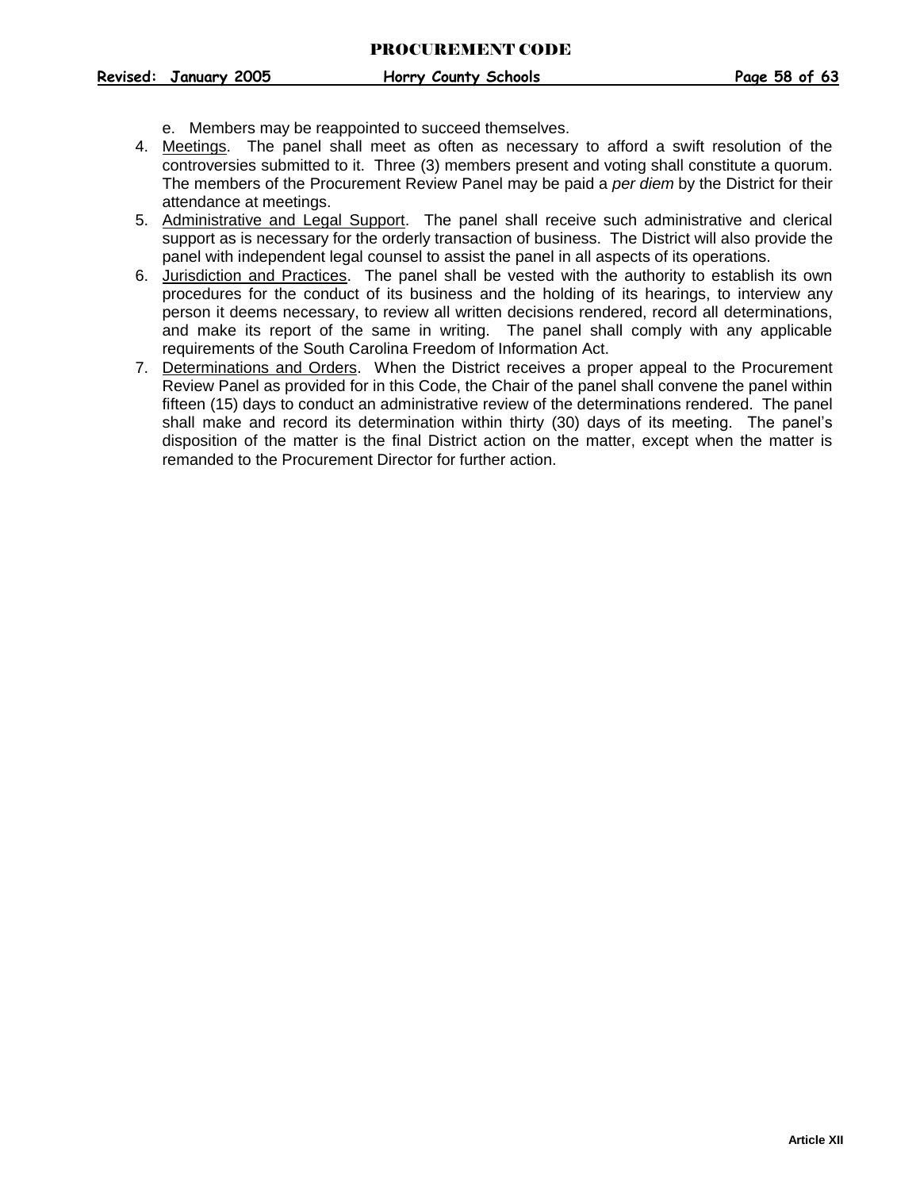e. Members may be reappointed to succeed themselves.

4. Meetings. The panel shall meet as often as necessary to afford a swift resolution of the controversies submitted to it. Three (3) members present and voting shall constitute a quorum. The members of the Procurement Review Panel may be paid a *per diem* by the District for their attendance at meetings.
5. Administrative and Legal Support. The panel shall receive such administrative and clerical support as is necessary for the orderly transaction of business. The District will also provide the panel with independent legal counsel to assist the panel in all aspects of its operations.
6. Jurisdiction and Practices. The panel shall be vested with the authority to establish its own procedures for the conduct of its business and the holding of its hearings, to interview any person it deems necessary, to review all written decisions rendered, record all determinations, and make its report of the same in writing. The panel shall comply with any applicable requirements of the South Carolina Freedom of Information Act.
7. Determinations and Orders. When the District receives a proper appeal to the Procurement Review Panel as provided for in this Code, the Chair of the panel shall convene the panel within fifteen (15) days to conduct an administrative review of the determinations rendered. The panel shall make and record its determination within thirty (30) days of its meeting. The panel's disposition of the matter is the final District action on the matter, except when the matter is remanded to the Procurement Director for further action.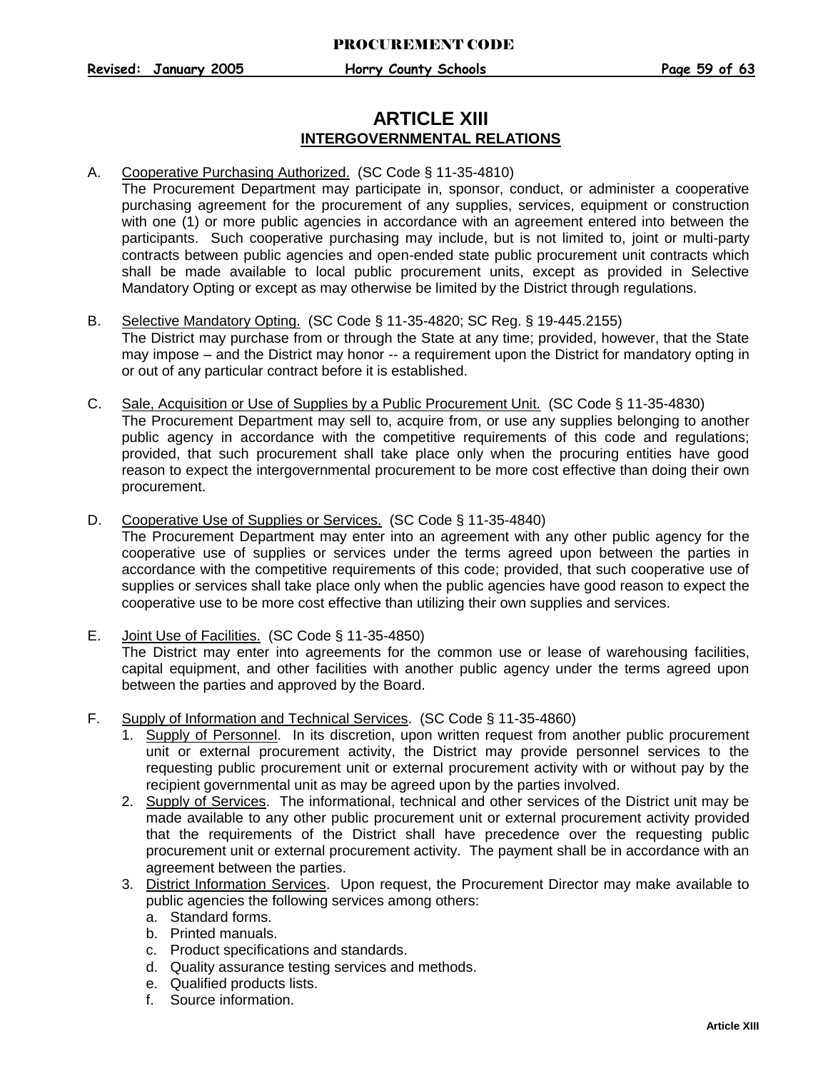# ARTICLE XIII
## INTERGOVERNMENTAL RELATIONS

A. Cooperative Purchasing Authorized. (SC Code § 11-35-4810)
The Procurement Department may participate in, sponsor, conduct, or administer a cooperative purchasing agreement for the procurement of any supplies, services, equipment or construction with one (1) or more public agencies in accordance with an agreement entered into between the participants. Such cooperative purchasing may include, but is not limited to, joint or multi-party contracts between public agencies and open-ended state public procurement unit contracts which shall be made available to local public procurement units, except as provided in Selective Mandatory Opting or except as may otherwise be limited by the District through regulations.

B. Selective Mandatory Opting. (SC Code § 11-35-4820; SC Reg. § 19-445.2155)
The District may purchase from or through the State at any time; provided, however, that the State may impose – and the District may honor -- a requirement upon the District for mandatory opting in or out of any particular contract before it is established.

C. Sale, Acquisition or Use of Supplies by a Public Procurement Unit. (SC Code § 11-35-4830)
The Procurement Department may sell to, acquire from, or use any supplies belonging to another public agency in accordance with the competitive requirements of this code and regulations; provided, that such procurement shall take place only when the procuring entities have good reason to expect the intergovernmental procurement to be more cost effective than doing their own procurement.

D. Cooperative Use of Supplies or Services. (SC Code § 11-35-4840)
The Procurement Department may enter into an agreement with any other public agency for the cooperative use of supplies or services under the terms agreed upon between the parties in accordance with the competitive requirements of this code; provided, that such cooperative use of supplies or services shall take place only when the public agencies have good reason to expect the cooperative use to be more cost effective than utilizing their own supplies and services.

E. Joint Use of Facilities. (SC Code § 11-35-4850)
The District may enter into agreements for the common use or lease of warehousing facilities, capital equipment, and other facilities with another public agency under the terms agreed upon between the parties and approved by the Board.

F. Supply of Information and Technical Services. (SC Code § 11-35-4860)
   1. Supply of Personnel. In its discretion, upon written request from another public procurement unit or external procurement activity, the District may provide personnel services to the requesting public procurement unit or external procurement activity with or without pay by the recipient governmental unit as may be agreed upon by the parties involved.
   2. Supply of Services. The informational, technical and other services of the District unit may be made available to any other public procurement unit or external procurement activity provided that the requirements of the District shall have precedence over the requesting public procurement unit or external procurement activity. The payment shall be in accordance with an agreement between the parties.
   3. District Information Services. Upon request, the Procurement Director may make available to public agencies the following services among others:
      a. Standard forms.
      b. Printed manuals.
      c. Product specifications and standards.
      d. Quality assurance testing services and methods.
      e. Qualified products lists.
      f. Source information.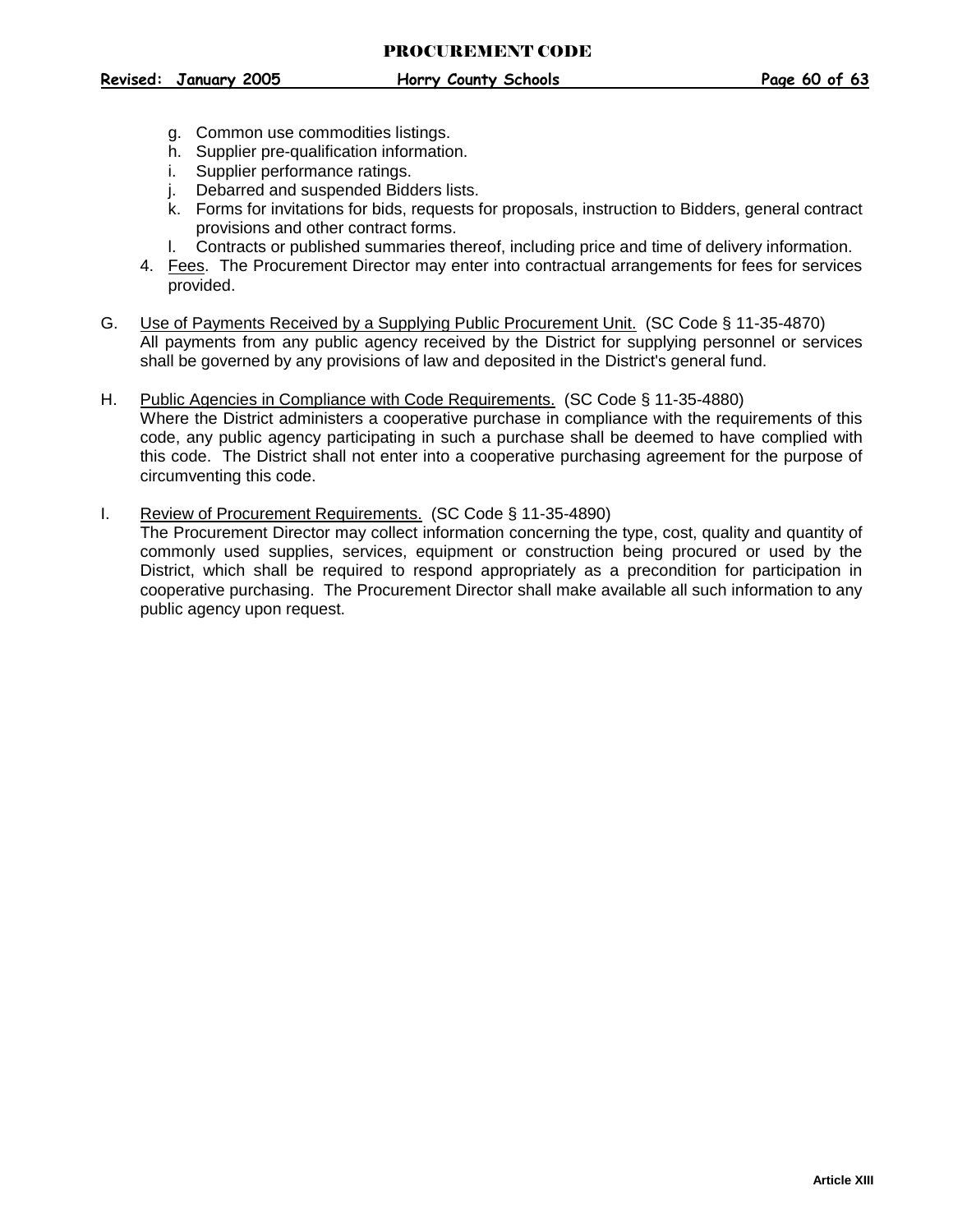g. Common use commodities listings.
h. Supplier pre-qualification information.
i. Supplier performance ratings.
j. Debarred and suspended Bidders lists.
k. Forms for invitations for bids, requests for proposals, instruction to Bidders, general contract provisions and other contract forms.
l. Contracts or published summaries thereof, including price and time of delivery information.

4. Fees. The Procurement Director may enter into contractual arrangements for fees for services provided.

G. Use of Payments Received by a Supplying Public Procurement Unit. (SC Code § 11-35-4870)
All payments from any public agency received by the District for supplying personnel or services shall be governed by any provisions of law and deposited in the District's general fund.

H. Public Agencies in Compliance with Code Requirements. (SC Code § 11-35-4880)
Where the District administers a cooperative purchase in compliance with the requirements of this code, any public agency participating in such a purchase shall be deemed to have complied with this code. The District shall not enter into a cooperative purchasing agreement for the purpose of circumventing this code.

I. Review of Procurement Requirements. (SC Code § 11-35-4890)
The Procurement Director may collect information concerning the type, cost, quality and quantity of commonly used supplies, services, equipment or construction being procured or used by the District, which shall be required to respond appropriately as a precondition for participation in cooperative purchasing. The Procurement Director shall make available all such information to any public agency upon request.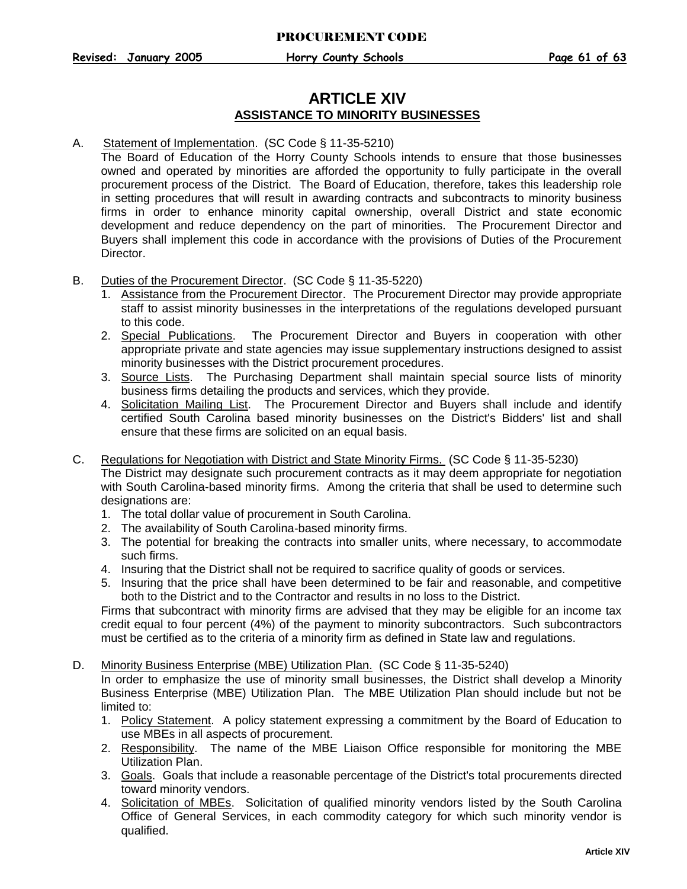# ARTICLE XIV

## ASSISTANCE TO MINORITY BUSINESSES

A. Statement of Implementation. (SC Code § 11-35-5210)

The Board of Education of the Horry County Schools intends to ensure that those businesses owned and operated by minorities are afforded the opportunity to fully participate in the overall procurement process of the District. The Board of Education, therefore, takes this leadership role in setting procedures that will result in awarding contracts and subcontracts to minority business firms in order to enhance minority capital ownership, overall District and state economic development and reduce dependency on the part of minorities. The Procurement Director and Buyers shall implement this code in accordance with the provisions of Duties of the Procurement Director.

B. Duties of the Procurement Director. (SC Code § 11-35-5220)

1. Assistance from the Procurement Director. The Procurement Director may provide appropriate staff to assist minority businesses in the interpretations of the regulations developed pursuant to this code.
2. Special Publications. The Procurement Director and Buyers in cooperation with other appropriate private and state agencies may issue supplementary instructions designed to assist minority businesses with the District procurement procedures.
3. Source Lists. The Purchasing Department shall maintain special source lists of minority business firms detailing the products and services, which they provide.
4. Solicitation Mailing List. The Procurement Director and Buyers shall include and identify certified South Carolina based minority businesses on the District's Bidders' list and shall ensure that these firms are solicited on an equal basis.

C. Regulations for Negotiation with District and State Minority Firms. (SC Code § 11-35-5230)

The District may designate such procurement contracts as it may deem appropriate for negotiation with South Carolina-based minority firms. Among the criteria that shall be used to determine such designations are:

1. The total dollar value of procurement in South Carolina.
2. The availability of South Carolina-based minority firms.
3. The potential for breaking the contracts into smaller units, where necessary, to accommodate such firms.
4. Insuring that the District shall not be required to sacrifice quality of goods or services.
5. Insuring that the price shall have been determined to be fair and reasonable, and competitive both to the District and to the Contractor and results in no loss to the District.

Firms that subcontract with minority firms are advised that they may be eligible for an income tax credit equal to four percent (4%) of the payment to minority subcontractors. Such subcontractors must be certified as to the criteria of a minority firm as defined in State law and regulations.

D. Minority Business Enterprise (MBE) Utilization Plan. (SC Code § 11-35-5240)

In order to emphasize the use of minority small businesses, the District shall develop a Minority Business Enterprise (MBE) Utilization Plan. The MBE Utilization Plan should include but not be limited to:

1. Policy Statement. A policy statement expressing a commitment by the Board of Education to use MBEs in all aspects of procurement.
2. Responsibility. The name of the MBE Liaison Office responsible for monitoring the MBE Utilization Plan.
3. Goals. Goals that include a reasonable percentage of the District's total procurements directed toward minority vendors.
4. Solicitation of MBEs. Solicitation of qualified minority vendors listed by the South Carolina Office of General Services, in each commodity category for which such minority vendor is qualified.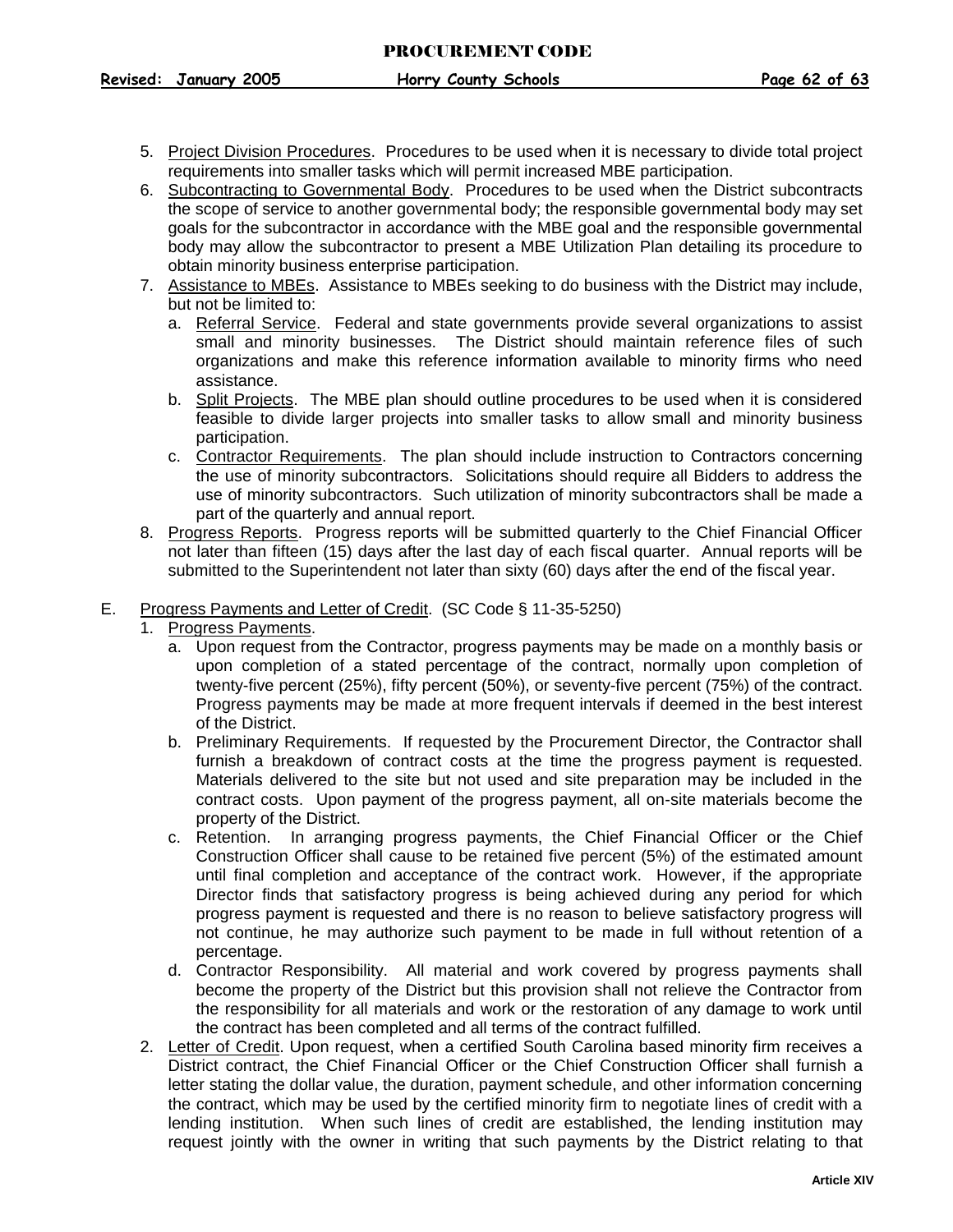5. Project Division Procedures. Procedures to be used when it is necessary to divide total project requirements into smaller tasks which will permit increased MBE participation.
6. Subcontracting to Governmental Body. Procedures to be used when the District subcontracts the scope of service to another governmental body; the responsible governmental body may set goals for the subcontractor in accordance with the MBE goal and the responsible governmental body may allow the subcontractor to present a MBE Utilization Plan detailing its procedure to obtain minority business enterprise participation.
7. Assistance to MBEs. Assistance to MBEs seeking to do business with the District may include, but not be limited to:
   a. Referral Service. Federal and state governments provide several organizations to assist small and minority businesses. The District should maintain reference files of such organizations and make this reference information available to minority firms who need assistance.
   b. Split Projects. The MBE plan should outline procedures to be used when it is considered feasible to divide larger projects into smaller tasks to allow small and minority business participation.
   c. Contractor Requirements. The plan should include instruction to Contractors concerning the use of minority subcontractors. Solicitations should require all Bidders to address the use of minority subcontractors. Such utilization of minority subcontractors shall be made a part of the quarterly and annual report.
8. Progress Reports. Progress reports will be submitted quarterly to the Chief Financial Officer not later than fifteen (15) days after the last day of each fiscal quarter. Annual reports will be submitted to the Superintendent not later than sixty (60) days after the end of the fiscal year.

E. Progress Payments and Letter of Credit. (SC Code § 11-35-5250)
   1. Progress Payments.
      a. Upon request from the Contractor, progress payments may be made on a monthly basis or upon completion of a stated percentage of the contract, normally upon completion of twenty-five percent (25%), fifty percent (50%), or seventy-five percent (75%) of the contract. Progress payments may be made at more frequent intervals if deemed in the best interest of the District.
      b. Preliminary Requirements. If requested by the Procurement Director, the Contractor shall furnish a breakdown of contract costs at the time the progress payment is requested. Materials delivered to the site but not used and site preparation may be included in the contract costs. Upon payment of the progress payment, all on-site materials become the property of the District.
      c. Retention. In arranging progress payments, the Chief Financial Officer or the Chief Construction Officer shall cause to be retained five percent (5%) of the estimated amount until final completion and acceptance of the contract work. However, if the appropriate Director finds that satisfactory progress is being achieved during any period for which progress payment is requested and there is no reason to believe satisfactory progress will not continue, he may authorize such payment to be made in full without retention of a percentage.
      d. Contractor Responsibility. All material and work covered by progress payments shall become the property of the District but this provision shall not relieve the Contractor from the responsibility for all materials and work or the restoration of any damage to work until the contract has been completed and all terms of the contract fulfilled.
   2. Letter of Credit. Upon request, when a certified South Carolina based minority firm receives a District contract, the Chief Financial Officer or the Chief Construction Officer shall furnish a letter stating the dollar value, the duration, payment schedule, and other information concerning the contract, which may be used by the certified minority firm to negotiate lines of credit with a lending institution. When such lines of credit are established, the lending institution may request jointly with the owner in writing that such payments by the District relating to that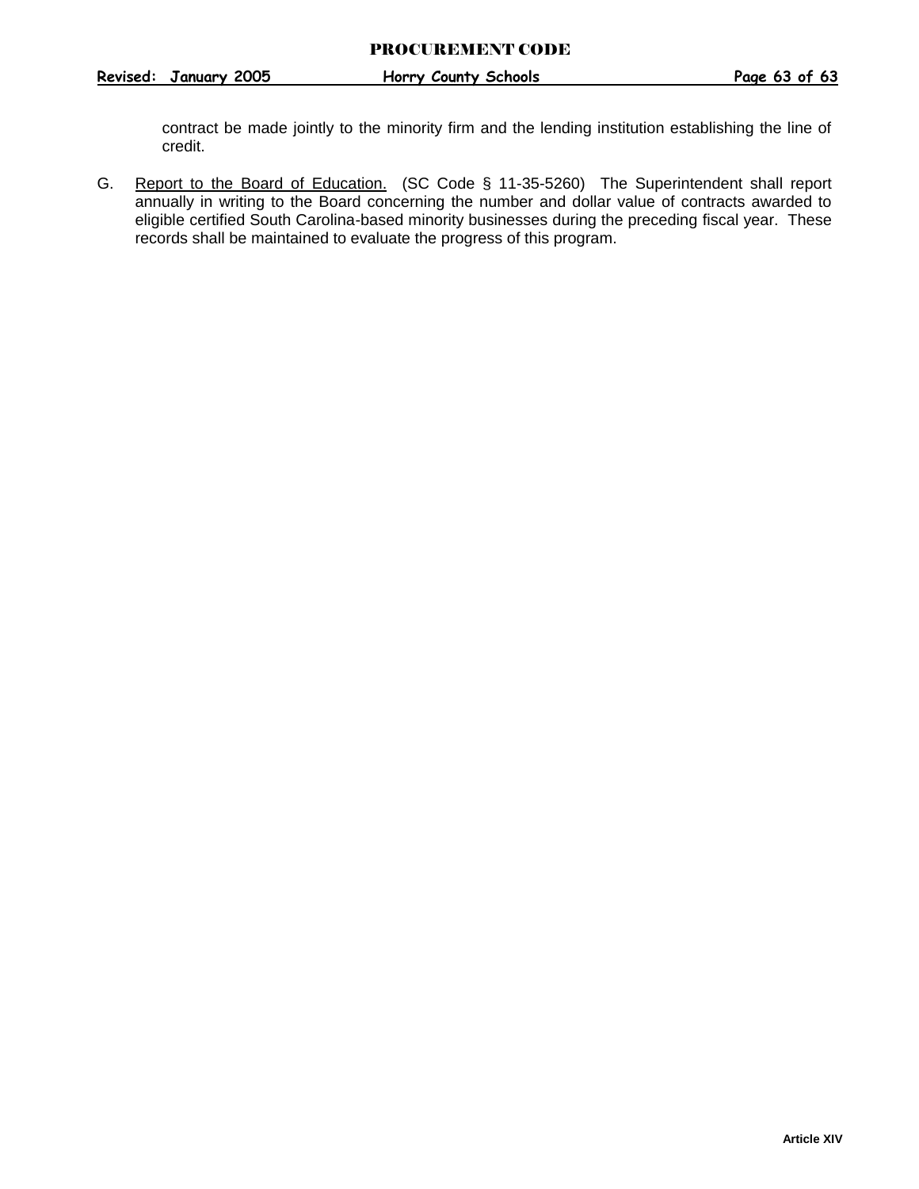contract be made jointly to the minority firm and the lending institution establishing the line of credit.

G. Report to the Board of Education. (SC Code § 11-35-5260) The Superintendent shall report annually in writing to the Board concerning the number and dollar value of contracts awarded to eligible certified South Carolina-based minority businesses during the preceding fiscal year. These records shall be maintained to evaluate the progress of this program.